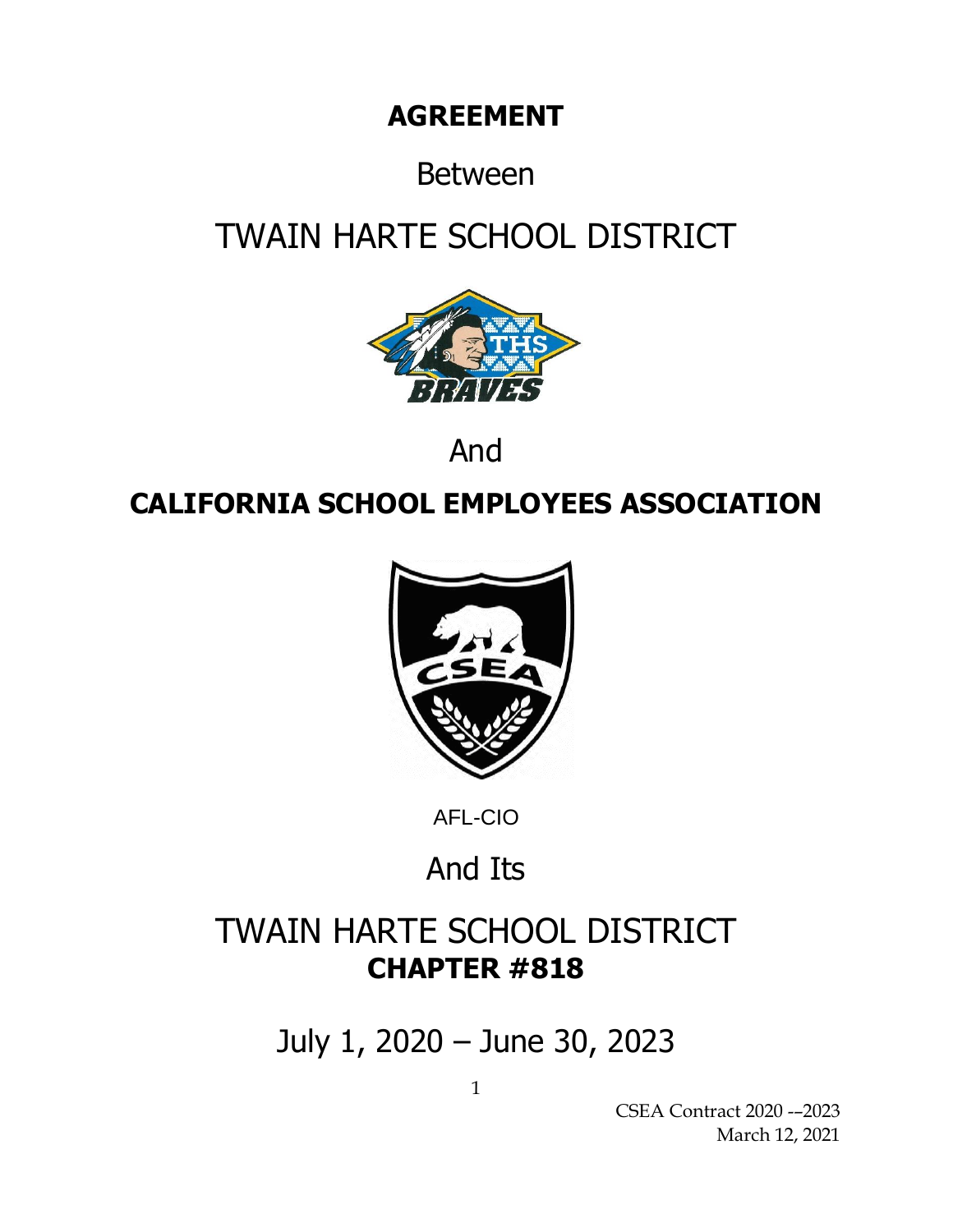# AGREEMENT

Between

# TWAIN HARTE SCHOOL DISTRICT

And

# CALIFORNIA SCHOOL EMPLOYEES ASSOCIATION

AFL-CIO

And Its

# TWAIN HARTE SCHOOL DISTRICT

## CHAPTER #818

July 1, 2020 – June 30, 2023

CSEA Contract 2020 --2023
March 12, 2021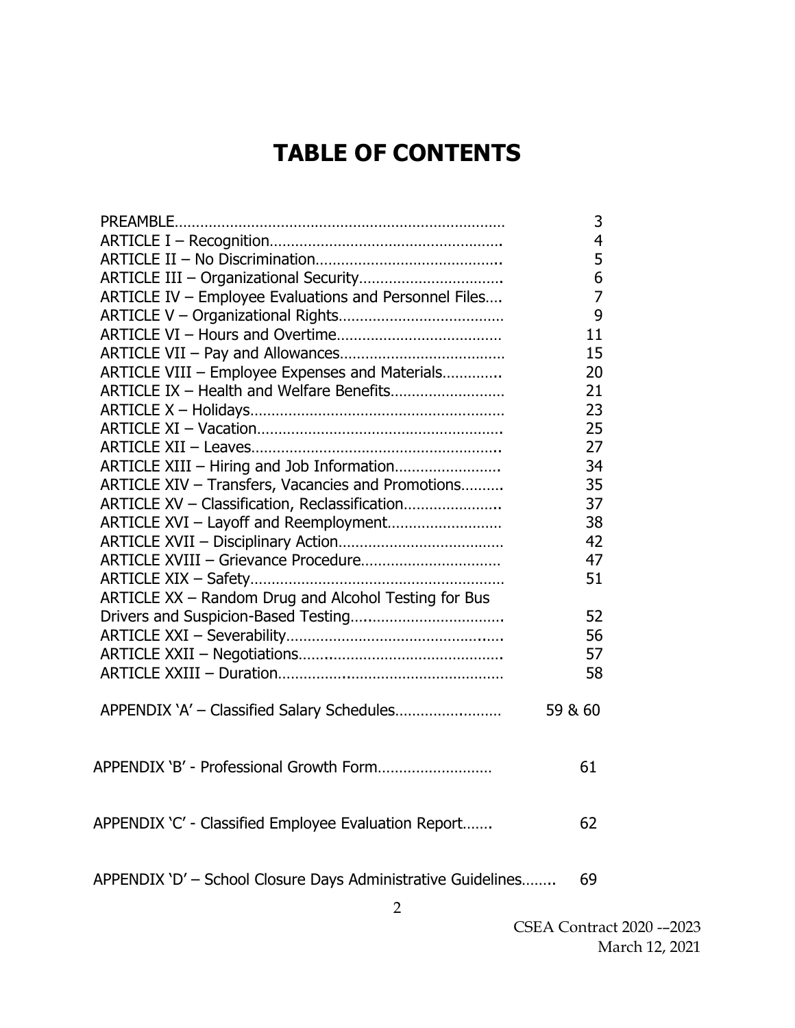# TABLE OF CONTENTS

| | |
|---|---|
| PREAMBLE | 3 |
| ARTICLE I – Recognition | 4 |
| ARTICLE II – No Discrimination | 5 |
| ARTICLE III – Organizational Security | 6 |
| ARTICLE IV – Employee Evaluations and Personnel Files | 7 |
| ARTICLE V – Organizational Rights | 9 |
| ARTICLE VI – Hours and Overtime | 11 |
| ARTICLE VII – Pay and Allowances | 15 |
| ARTICLE VIII – Employee Expenses and Materials | 20 |
| ARTICLE IX – Health and Welfare Benefits | 21 |
| ARTICLE X – Holidays | 23 |
| ARTICLE XI – Vacation | 25 |
| ARTICLE XII – Leaves | 27 |
| ARTICLE XIII – Hiring and Job Information | 34 |
| ARTICLE XIV – Transfers, Vacancies and Promotions | 35 |
| ARTICLE XV – Classification, Reclassification | 37 |
| ARTICLE XVI – Layoff and Reemployment | 38 |
| ARTICLE XVII – Disciplinary Action | 42 |
| ARTICLE XVIII – Grievance Procedure | 47 |
| ARTICLE XIX – Safety | 51 |
| ARTICLE XX – Random Drug and Alcohol Testing for Bus Drivers and Suspicion-Based Testing | 52 |
| ARTICLE XXI – Severability | 56 |
| ARTICLE XXII – Negotiations | 57 |
| ARTICLE XXIII – Duration | 58 |
| APPENDIX 'A' – Classified Salary Schedules | 59 & 60 |
| APPENDIX 'B' - Professional Growth Form | 61 |
| APPENDIX 'C' - Classified Employee Evaluation Report | 62 |
| APPENDIX 'D' – School Closure Days Administrative Guidelines | 69 |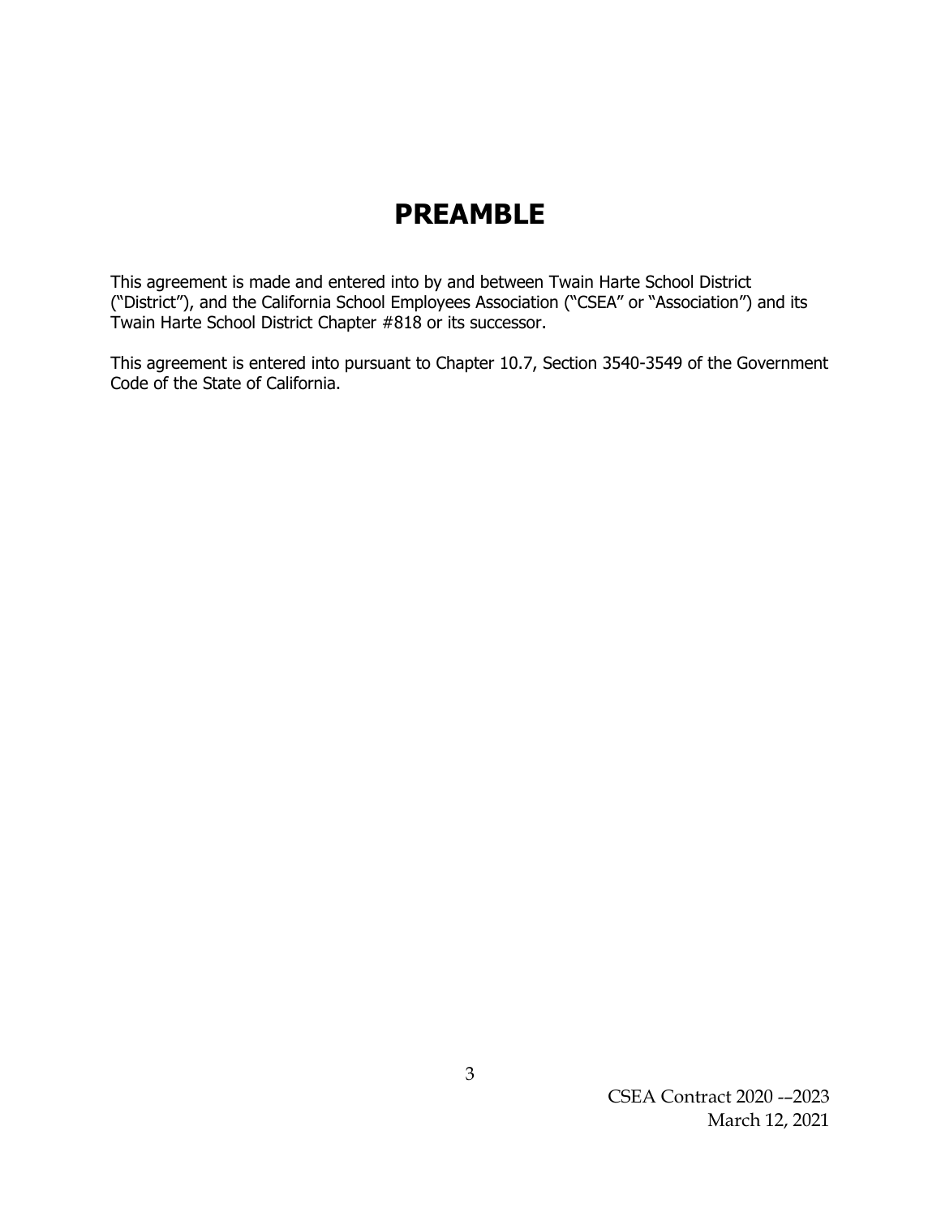# PREAMBLE

This agreement is made and entered into by and between Twain Harte School District ("District"), and the California School Employees Association ("CSEA" or "Association") and its Twain Harte School District Chapter #818 or its successor.

This agreement is entered into pursuant to Chapter 10.7, Section 3540-3549 of the Government Code of the State of California.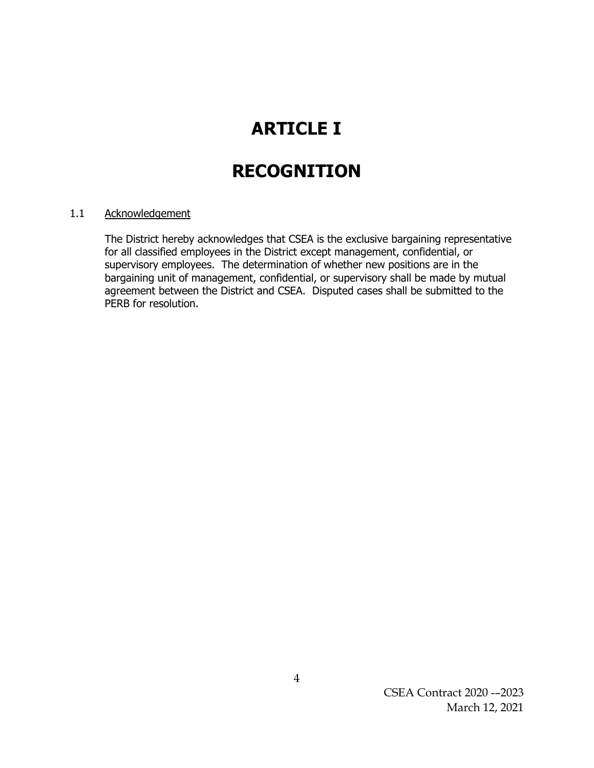# ARTICLE I

# RECOGNITION

1.1 Acknowledgement

The District hereby acknowledges that CSEA is the exclusive bargaining representative for all classified employees in the District except management, confidential, or supervisory employees. The determination of whether new positions are in the bargaining unit of management, confidential, or supervisory shall be made by mutual agreement between the District and CSEA. Disputed cases shall be submitted to the PERB for resolution.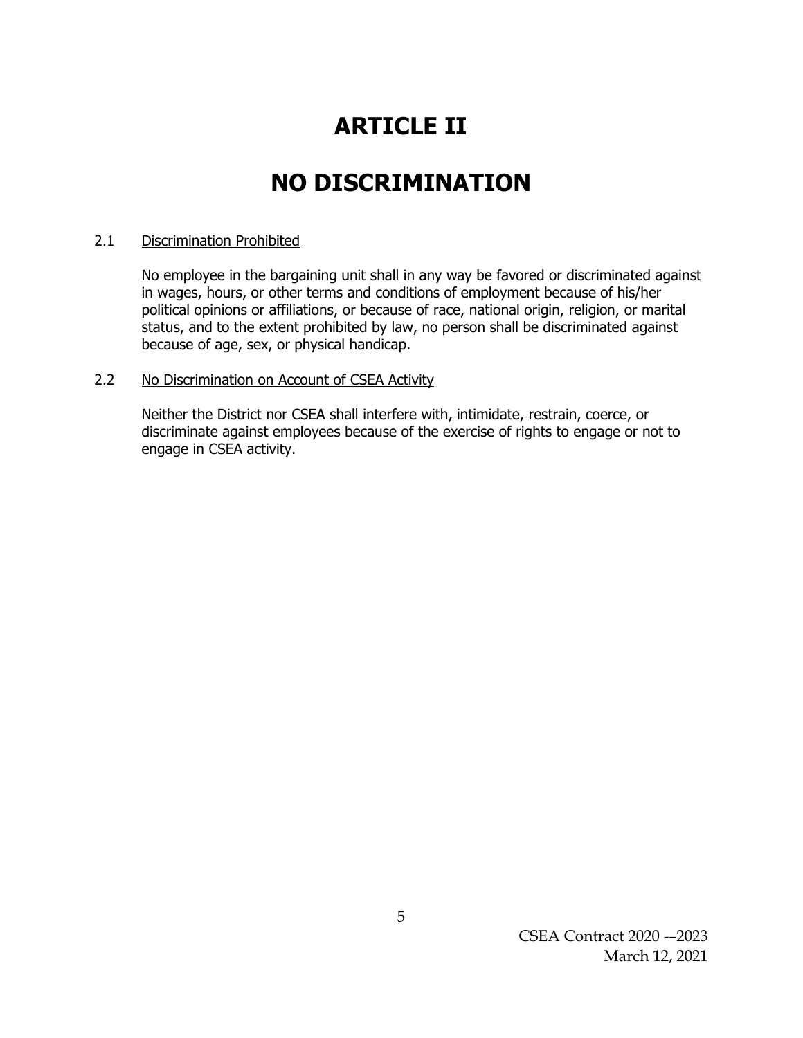# ARTICLE II

# NO DISCRIMINATION

2.1 Discrimination Prohibited

No employee in the bargaining unit shall in any way be favored or discriminated against in wages, hours, or other terms and conditions of employment because of his/her political opinions or affiliations, or because of race, national origin, religion, or marital status, and to the extent prohibited by law, no person shall be discriminated against because of age, sex, or physical handicap.

2.2 No Discrimination on Account of CSEA Activity

Neither the District nor CSEA shall interfere with, intimidate, restrain, coerce, or discriminate against employees because of the exercise of rights to engage or not to engage in CSEA activity.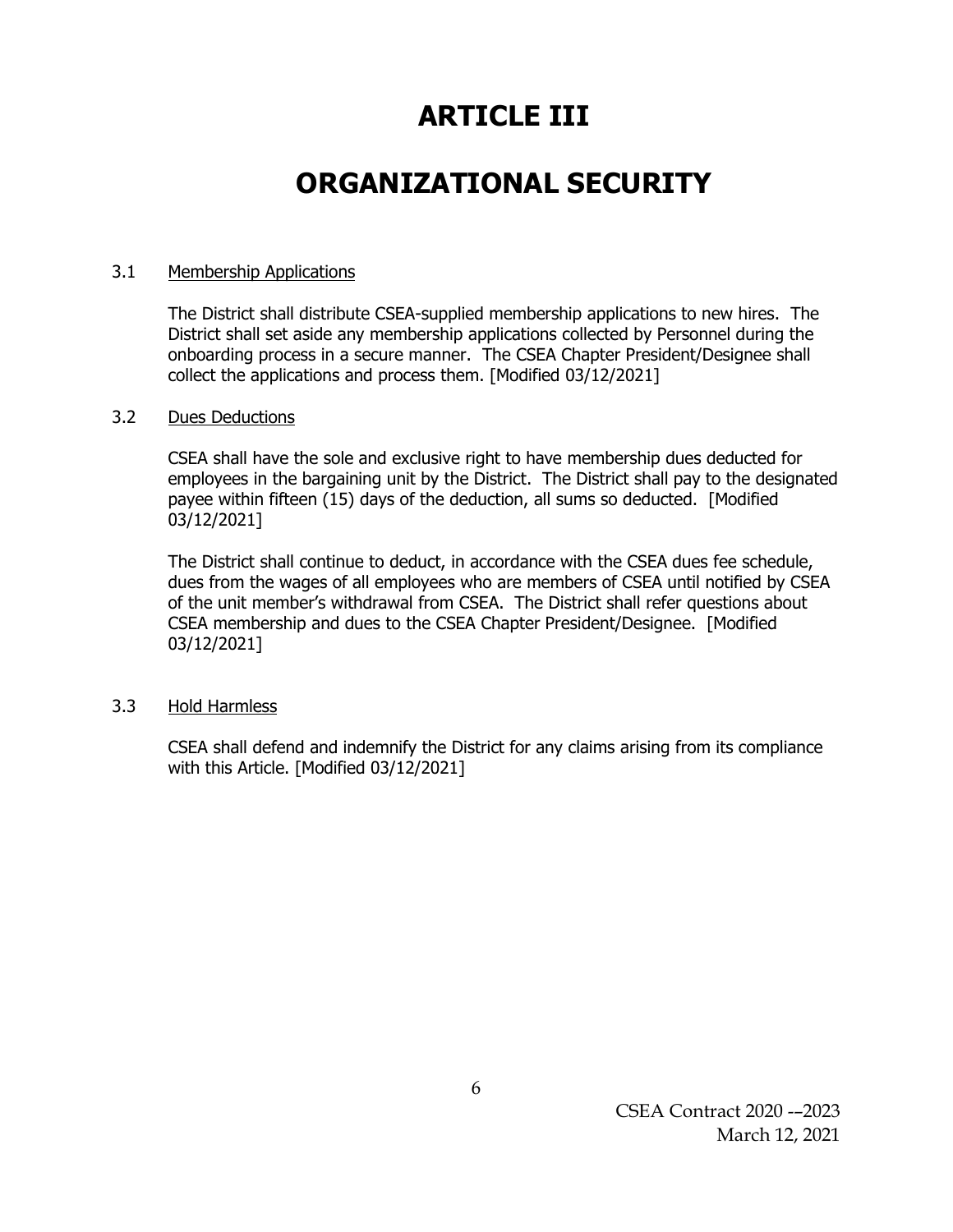# ARTICLE III

# ORGANIZATIONAL SECURITY

## 3.1 Membership Applications

The District shall distribute CSEA-supplied membership applications to new hires. The District shall set aside any membership applications collected by Personnel during the onboarding process in a secure manner. The CSEA Chapter President/Designee shall collect the applications and process them. [Modified 03/12/2021]

## 3.2 Dues Deductions

CSEA shall have the sole and exclusive right to have membership dues deducted for employees in the bargaining unit by the District. The District shall pay to the designated payee within fifteen (15) days of the deduction, all sums so deducted. [Modified 03/12/2021]

The District shall continue to deduct, in accordance with the CSEA dues fee schedule, dues from the wages of all employees who are members of CSEA until notified by CSEA of the unit member's withdrawal from CSEA. The District shall refer questions about CSEA membership and dues to the CSEA Chapter President/Designee. [Modified 03/12/2021]

## 3.3 Hold Harmless

CSEA shall defend and indemnify the District for any claims arising from its compliance with this Article. [Modified 03/12/2021]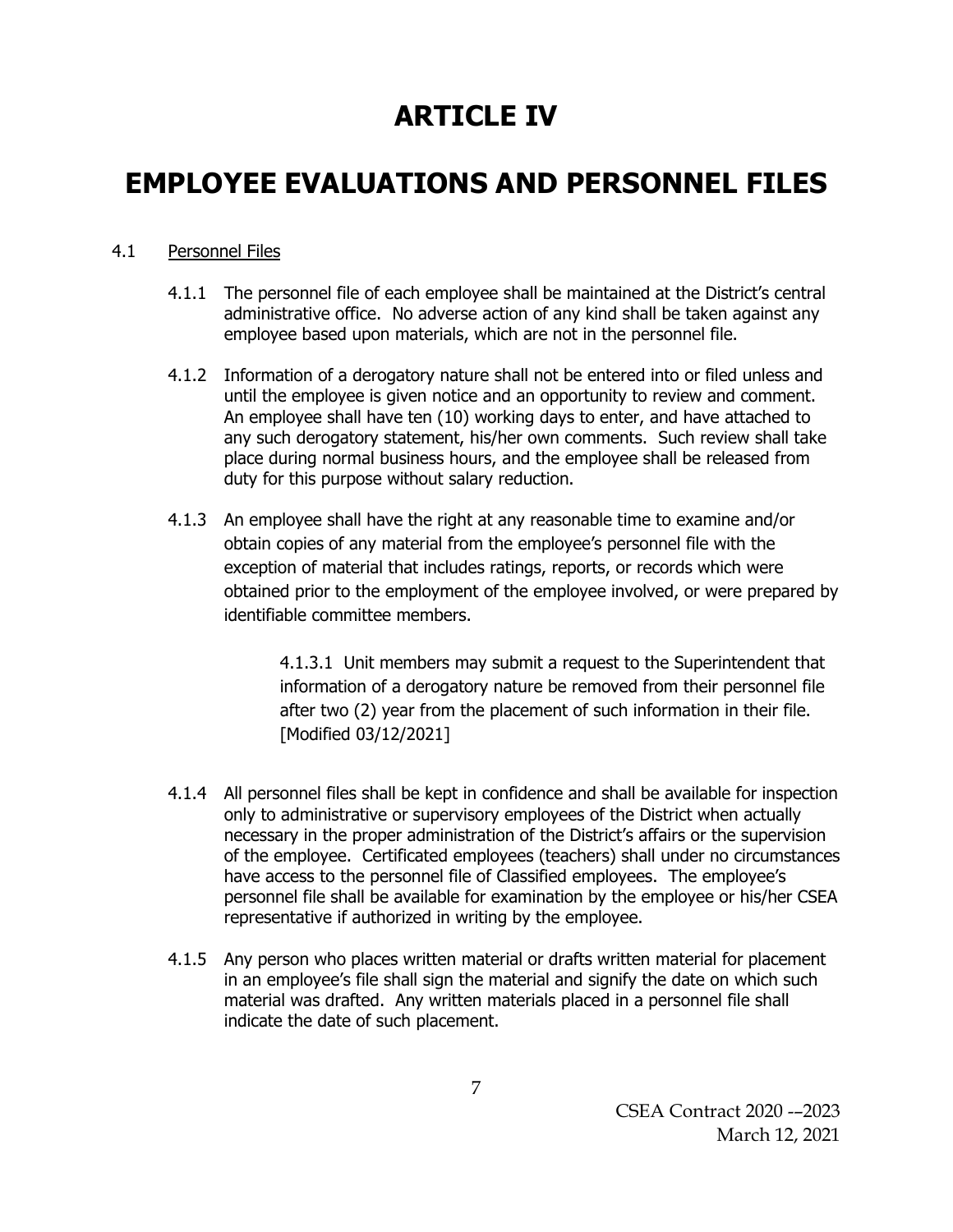# ARTICLE IV

# EMPLOYEE EVALUATIONS AND PERSONNEL FILES

4.1 Personnel Files

4.1.1 The personnel file of each employee shall be maintained at the District's central administrative office. No adverse action of any kind shall be taken against any employee based upon materials, which are not in the personnel file.

4.1.2 Information of a derogatory nature shall not be entered into or filed unless and until the employee is given notice and an opportunity to review and comment. An employee shall have ten (10) working days to enter, and have attached to any such derogatory statement, his/her own comments. Such review shall take place during normal business hours, and the employee shall be released from duty for this purpose without salary reduction.

4.1.3 An employee shall have the right at any reasonable time to examine and/or obtain copies of any material from the employee's personnel file with the exception of material that includes ratings, reports, or records which were obtained prior to the employment of the employee involved, or were prepared by identifiable committee members.

> 4.1.3.1 Unit members may submit a request to the Superintendent that information of a derogatory nature be removed from their personnel file after two (2) year from the placement of such information in their file. [Modified 03/12/2021]

4.1.4 All personnel files shall be kept in confidence and shall be available for inspection only to administrative or supervisory employees of the District when actually necessary in the proper administration of the District's affairs or the supervision of the employee. Certificated employees (teachers) shall under no circumstances have access to the personnel file of Classified employees. The employee's personnel file shall be available for examination by the employee or his/her CSEA representative if authorized in writing by the employee.

4.1.5 Any person who places written material or drafts written material for placement in an employee's file shall sign the material and signify the date on which such material was drafted. Any written materials placed in a personnel file shall indicate the date of such placement.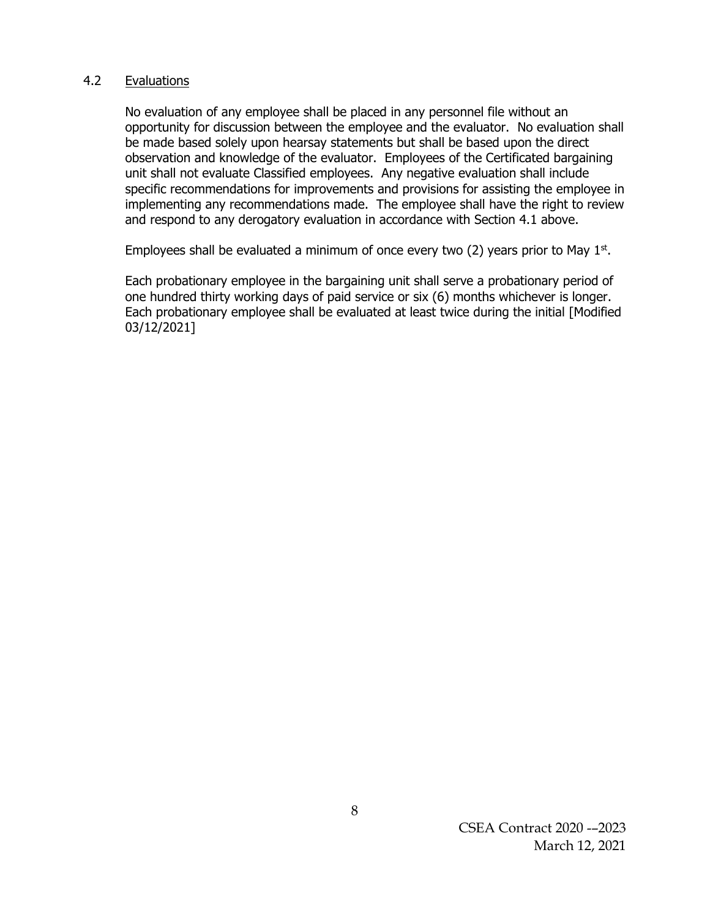### 4.2 Evaluations

No evaluation of any employee shall be placed in any personnel file without an opportunity for discussion between the employee and the evaluator. No evaluation shall be made based solely upon hearsay statements but shall be based upon the direct observation and knowledge of the evaluator. Employees of the Certificated bargaining unit shall not evaluate Classified employees. Any negative evaluation shall include specific recommendations for improvements and provisions for assisting the employee in implementing any recommendations made. The employee shall have the right to review and respond to any derogatory evaluation in accordance with Section 4.1 above.

Employees shall be evaluated a minimum of once every two (2) years prior to May 1st.

Each probationary employee in the bargaining unit shall serve a probationary period of one hundred thirty working days of paid service or six (6) months whichever is longer. Each probationary employee shall be evaluated at least twice during the initial [Modified 03/12/2021]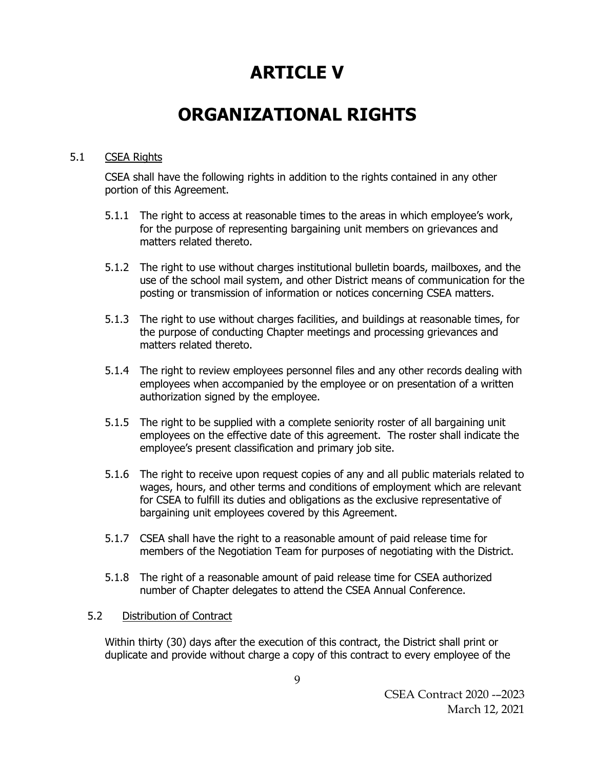# ARTICLE V

# ORGANIZATIONAL RIGHTS

5.1 CSEA Rights

CSEA shall have the following rights in addition to the rights contained in any other portion of this Agreement.

5.1.1 The right to access at reasonable times to the areas in which employee's work, for the purpose of representing bargaining unit members on grievances and matters related thereto.

5.1.2 The right to use without charges institutional bulletin boards, mailboxes, and the use of the school mail system, and other District means of communication for the posting or transmission of information or notices concerning CSEA matters.

5.1.3 The right to use without charges facilities, and buildings at reasonable times, for the purpose of conducting Chapter meetings and processing grievances and matters related thereto.

5.1.4 The right to review employees personnel files and any other records dealing with employees when accompanied by the employee or on presentation of a written authorization signed by the employee.

5.1.5 The right to be supplied with a complete seniority roster of all bargaining unit employees on the effective date of this agreement. The roster shall indicate the employee's present classification and primary job site.

5.1.6 The right to receive upon request copies of any and all public materials related to wages, hours, and other terms and conditions of employment which are relevant for CSEA to fulfill its duties and obligations as the exclusive representative of bargaining unit employees covered by this Agreement.

5.1.7 CSEA shall have the right to a reasonable amount of paid release time for members of the Negotiation Team for purposes of negotiating with the District.

5.1.8 The right of a reasonable amount of paid release time for CSEA authorized number of Chapter delegates to attend the CSEA Annual Conference.

5.2 Distribution of Contract

Within thirty (30) days after the execution of this contract, the District shall print or duplicate and provide without charge a copy of this contract to every employee of the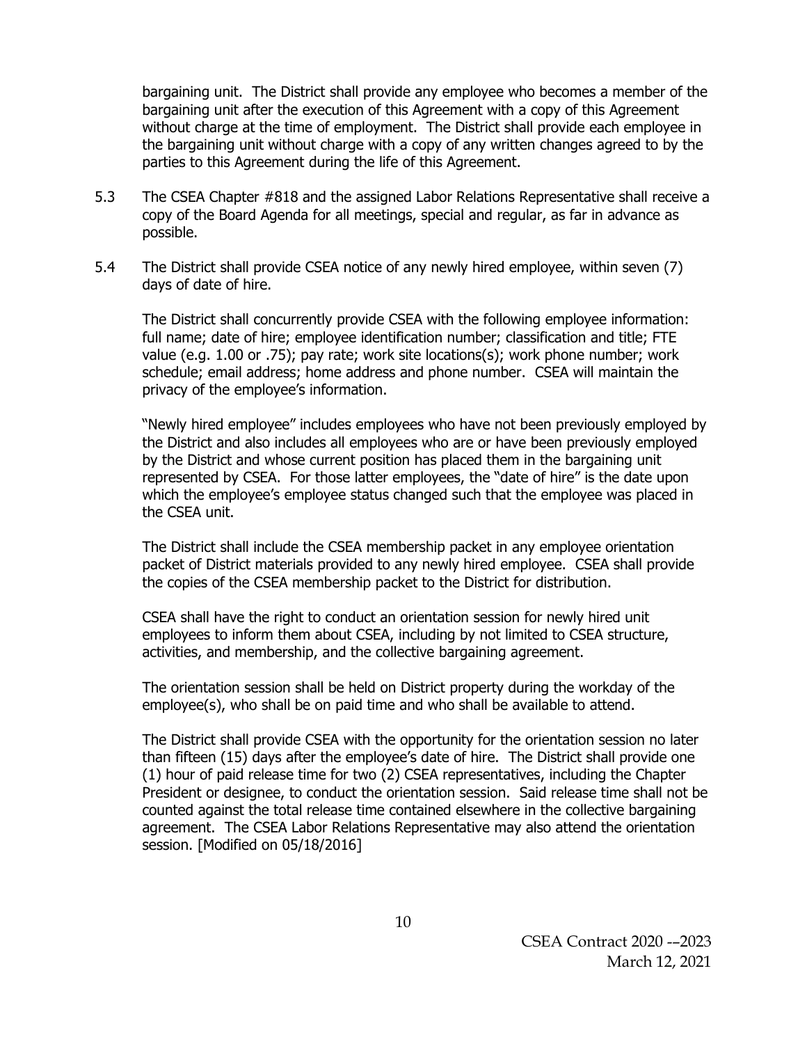bargaining unit. The District shall provide any employee who becomes a member of the bargaining unit after the execution of this Agreement with a copy of this Agreement without charge at the time of employment. The District shall provide each employee in the bargaining unit without charge with a copy of any written changes agreed to by the parties to this Agreement during the life of this Agreement.

5.3 The CSEA Chapter #818 and the assigned Labor Relations Representative shall receive a copy of the Board Agenda for all meetings, special and regular, as far in advance as possible.

5.4 The District shall provide CSEA notice of any newly hired employee, within seven (7) days of date of hire.

The District shall concurrently provide CSEA with the following employee information: full name; date of hire; employee identification number; classification and title; FTE value (e.g. 1.00 or .75); pay rate; work site locations(s); work phone number; work schedule; email address; home address and phone number. CSEA will maintain the privacy of the employee's information.

"Newly hired employee" includes employees who have not been previously employed by the District and also includes all employees who are or have been previously employed by the District and whose current position has placed them in the bargaining unit represented by CSEA. For those latter employees, the "date of hire" is the date upon which the employee's employee status changed such that the employee was placed in the CSEA unit.

The District shall include the CSEA membership packet in any employee orientation packet of District materials provided to any newly hired employee. CSEA shall provide the copies of the CSEA membership packet to the District for distribution.

CSEA shall have the right to conduct an orientation session for newly hired unit employees to inform them about CSEA, including by not limited to CSEA structure, activities, and membership, and the collective bargaining agreement.

The orientation session shall be held on District property during the workday of the employee(s), who shall be on paid time and who shall be available to attend.

The District shall provide CSEA with the opportunity for the orientation session no later than fifteen (15) days after the employee's date of hire. The District shall provide one (1) hour of paid release time for two (2) CSEA representatives, including the Chapter President or designee, to conduct the orientation session. Said release time shall not be counted against the total release time contained elsewhere in the collective bargaining agreement. The CSEA Labor Relations Representative may also attend the orientation session. [Modified on 05/18/2016]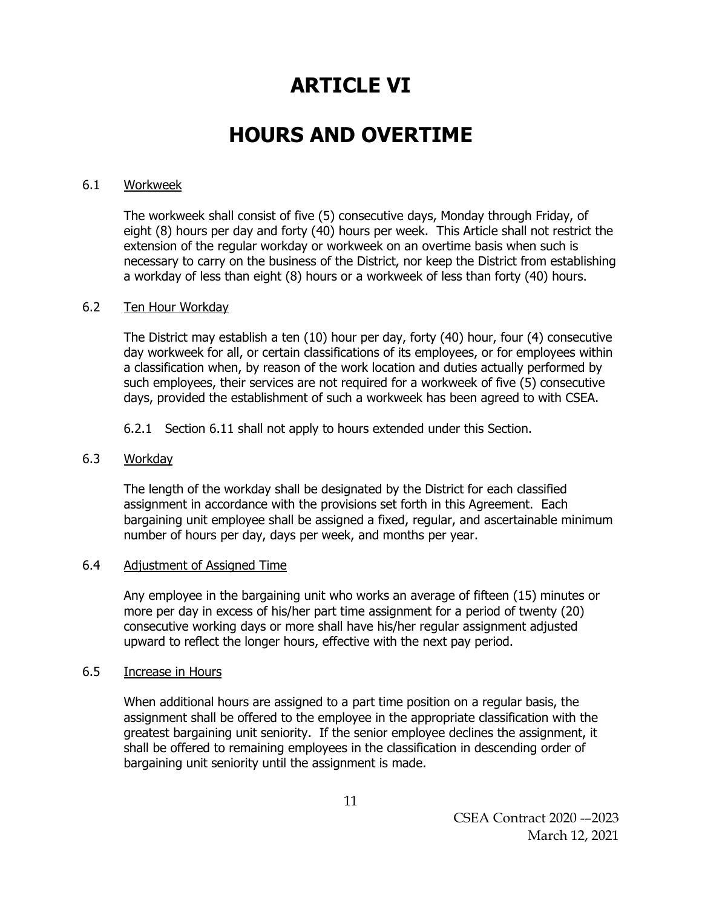# ARTICLE VI

# HOURS AND OVERTIME

6.1 Workweek

The workweek shall consist of five (5) consecutive days, Monday through Friday, of eight (8) hours per day and forty (40) hours per week. This Article shall not restrict the extension of the regular workday or workweek on an overtime basis when such is necessary to carry on the business of the District, nor keep the District from establishing a workday of less than eight (8) hours or a workweek of less than forty (40) hours.

6.2 Ten Hour Workday

The District may establish a ten (10) hour per day, forty (40) hour, four (4) consecutive day workweek for all, or certain classifications of its employees, or for employees within a classification when, by reason of the work location and duties actually performed by such employees, their services are not required for a workweek of five (5) consecutive days, provided the establishment of such a workweek has been agreed to with CSEA.

6.2.1 Section 6.11 shall not apply to hours extended under this Section.

6.3 Workday

The length of the workday shall be designated by the District for each classified assignment in accordance with the provisions set forth in this Agreement. Each bargaining unit employee shall be assigned a fixed, regular, and ascertainable minimum number of hours per day, days per week, and months per year.

6.4 Adjustment of Assigned Time

Any employee in the bargaining unit who works an average of fifteen (15) minutes or more per day in excess of his/her part time assignment for a period of twenty (20) consecutive working days or more shall have his/her regular assignment adjusted upward to reflect the longer hours, effective with the next pay period.

6.5 Increase in Hours

When additional hours are assigned to a part time position on a regular basis, the assignment shall be offered to the employee in the appropriate classification with the greatest bargaining unit seniority. If the senior employee declines the assignment, it shall be offered to remaining employees in the classification in descending order of bargaining unit seniority until the assignment is made.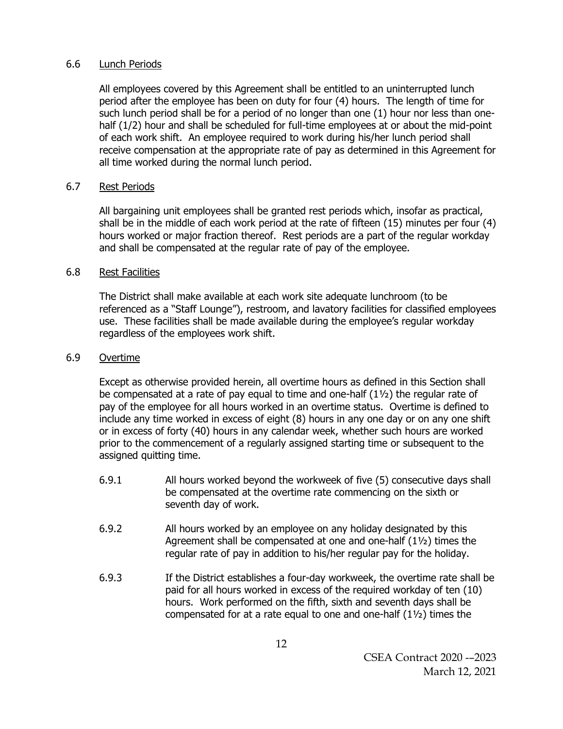### 6.6 Lunch Periods

All employees covered by this Agreement shall be entitled to an uninterrupted lunch period after the employee has been on duty for four (4) hours. The length of time for such lunch period shall be for a period of no longer than one (1) hour nor less than one-half (1/2) hour and shall be scheduled for full-time employees at or about the mid-point of each work shift. An employee required to work during his/her lunch period shall receive compensation at the appropriate rate of pay as determined in this Agreement for all time worked during the normal lunch period.

### 6.7 Rest Periods

All bargaining unit employees shall be granted rest periods which, insofar as practical, shall be in the middle of each work period at the rate of fifteen (15) minutes per four (4) hours worked or major fraction thereof. Rest periods are a part of the regular workday and shall be compensated at the regular rate of pay of the employee.

### 6.8 Rest Facilities

The District shall make available at each work site adequate lunchroom (to be referenced as a "Staff Lounge"), restroom, and lavatory facilities for classified employees use. These facilities shall be made available during the employee's regular workday regardless of the employees work shift.

### 6.9 Overtime

Except as otherwise provided herein, all overtime hours as defined in this Section shall be compensated at a rate of pay equal to time and one-half (1½) the regular rate of pay of the employee for all hours worked in an overtime status. Overtime is defined to include any time worked in excess of eight (8) hours in any one day or on any one shift or in excess of forty (40) hours in any calendar week, whether such hours are worked prior to the commencement of a regularly assigned starting time or subsequent to the assigned quitting time.

6.9.1 All hours worked beyond the workweek of five (5) consecutive days shall be compensated at the overtime rate commencing on the sixth or seventh day of work.

6.9.2 All hours worked by an employee on any holiday designated by this Agreement shall be compensated at one and one-half (1½) times the regular rate of pay in addition to his/her regular pay for the holiday.

6.9.3 If the District establishes a four-day workweek, the overtime rate shall be paid for all hours worked in excess of the required workday of ten (10) hours. Work performed on the fifth, sixth and seventh days shall be compensated for at a rate equal to one and one-half (1½) times the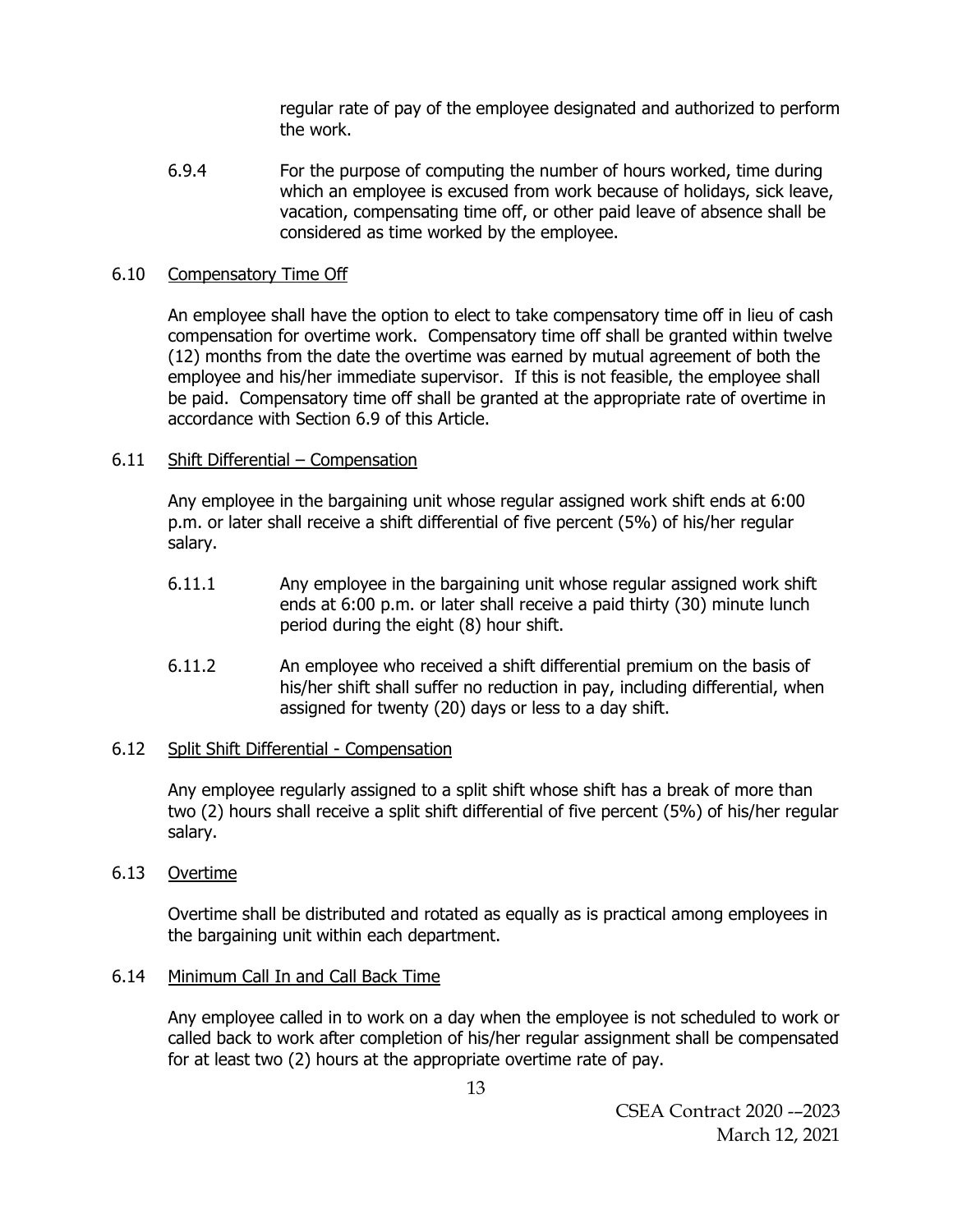regular rate of pay of the employee designated and authorized to perform the work.

6.9.4 For the purpose of computing the number of hours worked, time during which an employee is excused from work because of holidays, sick leave, vacation, compensating time off, or other paid leave of absence shall be considered as time worked by the employee.

## 6.10 Compensatory Time Off

An employee shall have the option to elect to take compensatory time off in lieu of cash compensation for overtime work. Compensatory time off shall be granted within twelve (12) months from the date the overtime was earned by mutual agreement of both the employee and his/her immediate supervisor. If this is not feasible, the employee shall be paid. Compensatory time off shall be granted at the appropriate rate of overtime in accordance with Section 6.9 of this Article.

## 6.11 Shift Differential – Compensation

Any employee in the bargaining unit whose regular assigned work shift ends at 6:00 p.m. or later shall receive a shift differential of five percent (5%) of his/her regular salary.

6.11.1 Any employee in the bargaining unit whose regular assigned work shift ends at 6:00 p.m. or later shall receive a paid thirty (30) minute lunch period during the eight (8) hour shift.

6.11.2 An employee who received a shift differential premium on the basis of his/her shift shall suffer no reduction in pay, including differential, when assigned for twenty (20) days or less to a day shift.

## 6.12 Split Shift Differential - Compensation

Any employee regularly assigned to a split shift whose shift has a break of more than two (2) hours shall receive a split shift differential of five percent (5%) of his/her regular salary.

## 6.13 Overtime

Overtime shall be distributed and rotated as equally as is practical among employees in the bargaining unit within each department.

## 6.14 Minimum Call In and Call Back Time

Any employee called in to work on a day when the employee is not scheduled to work or called back to work after completion of his/her regular assignment shall be compensated for at least two (2) hours at the appropriate overtime rate of pay.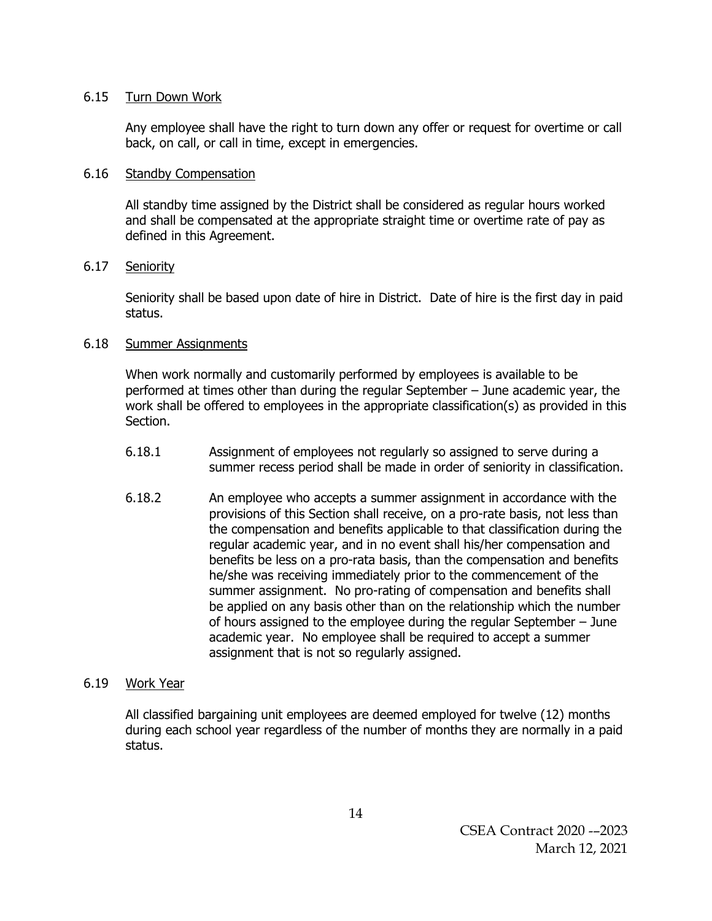6.15 <u>Turn Down Work</u>

Any employee shall have the right to turn down any offer or request for overtime or call back, on call, or call in time, except in emergencies.

6.16 <u>Standby Compensation</u>

All standby time assigned by the District shall be considered as regular hours worked and shall be compensated at the appropriate straight time or overtime rate of pay as defined in this Agreement.

6.17 <u>Seniority</u>

Seniority shall be based upon date of hire in District. Date of hire is the first day in paid status.

6.18 <u>Summer Assignments</u>

When work normally and customarily performed by employees is available to be performed at times other than during the regular September – June academic year, the work shall be offered to employees in the appropriate classification(s) as provided in this Section.

6.18.1 Assignment of employees not regularly so assigned to serve during a summer recess period shall be made in order of seniority in classification.

6.18.2 An employee who accepts a summer assignment in accordance with the provisions of this Section shall receive, on a pro-rate basis, not less than the compensation and benefits applicable to that classification during the regular academic year, and in no event shall his/her compensation and benefits be less on a pro-rata basis, than the compensation and benefits he/she was receiving immediately prior to the commencement of the summer assignment. No pro-rating of compensation and benefits shall be applied on any basis other than on the relationship which the number of hours assigned to the employee during the regular September – June academic year. No employee shall be required to accept a summer assignment that is not so regularly assigned.

6.19 <u>Work Year</u>

All classified bargaining unit employees are deemed employed for twelve (12) months during each school year regardless of the number of months they are normally in a paid status.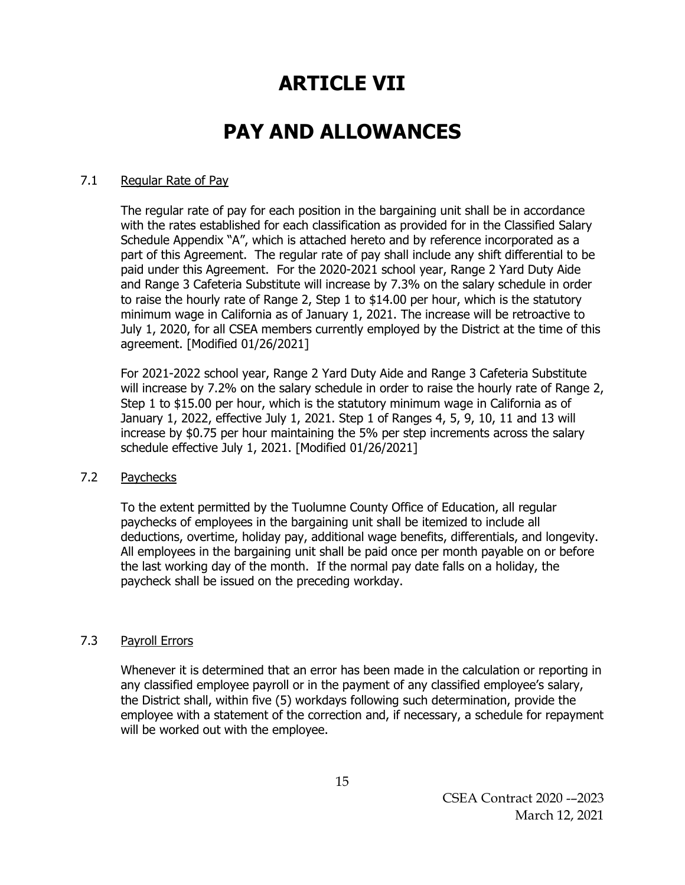# ARTICLE VII

# PAY AND ALLOWANCES

## 7.1 Regular Rate of Pay

The regular rate of pay for each position in the bargaining unit shall be in accordance with the rates established for each classification as provided for in the Classified Salary Schedule Appendix "A", which is attached hereto and by reference incorporated as a part of this Agreement. The regular rate of pay shall include any shift differential to be paid under this Agreement. For the 2020-2021 school year, Range 2 Yard Duty Aide and Range 3 Cafeteria Substitute will increase by 7.3% on the salary schedule in order to raise the hourly rate of Range 2, Step 1 to $14.00 per hour, which is the statutory minimum wage in California as of January 1, 2021. The increase will be retroactive to July 1, 2020, for all CSEA members currently employed by the District at the time of this agreement. [Modified 01/26/2021]

For 2021-2022 school year, Range 2 Yard Duty Aide and Range 3 Cafeteria Substitute will increase by 7.2% on the salary schedule in order to raise the hourly rate of Range 2, Step 1 to $15.00 per hour, which is the statutory minimum wage in California as of January 1, 2022, effective July 1, 2021. Step 1 of Ranges 4, 5, 9, 10, 11 and 13 will increase by $0.75 per hour maintaining the 5% per step increments across the salary schedule effective July 1, 2021. [Modified 01/26/2021]

## 7.2 Paychecks

To the extent permitted by the Tuolumne County Office of Education, all regular paychecks of employees in the bargaining unit shall be itemized to include all deductions, overtime, holiday pay, additional wage benefits, differentials, and longevity. All employees in the bargaining unit shall be paid once per month payable on or before the last working day of the month. If the normal pay date falls on a holiday, the paycheck shall be issued on the preceding workday.

## 7.3 Payroll Errors

Whenever it is determined that an error has been made in the calculation or reporting in any classified employee payroll or in the payment of any classified employee's salary, the District shall, within five (5) workdays following such determination, provide the employee with a statement of the correction and, if necessary, a schedule for repayment will be worked out with the employee.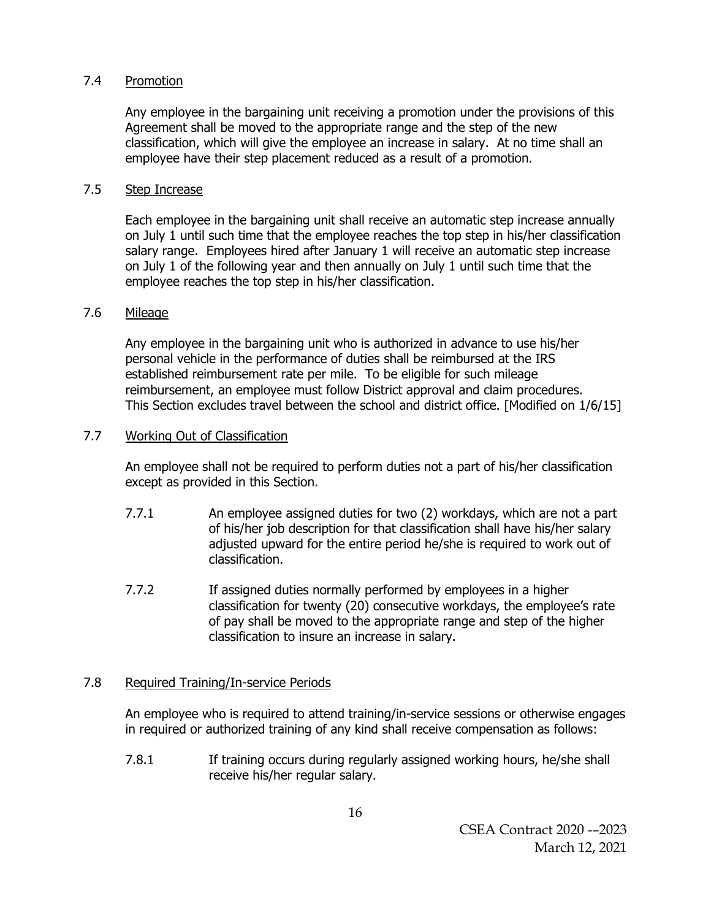### 7.4 Promotion

Any employee in the bargaining unit receiving a promotion under the provisions of this Agreement shall be moved to the appropriate range and the step of the new classification, which will give the employee an increase in salary. At no time shall an employee have their step placement reduced as a result of a promotion.

### 7.5 Step Increase

Each employee in the bargaining unit shall receive an automatic step increase annually on July 1 until such time that the employee reaches the top step in his/her classification salary range. Employees hired after January 1 will receive an automatic step increase on July 1 of the following year and then annually on July 1 until such time that the employee reaches the top step in his/her classification.

### 7.6 Mileage

Any employee in the bargaining unit who is authorized in advance to use his/her personal vehicle in the performance of duties shall be reimbursed at the IRS established reimbursement rate per mile. To be eligible for such mileage reimbursement, an employee must follow District approval and claim procedures. This Section excludes travel between the school and district office. [Modified on 1/6/15]

### 7.7 Working Out of Classification

An employee shall not be required to perform duties not a part of his/her classification except as provided in this Section.

7.7.1 An employee assigned duties for two (2) workdays, which are not a part of his/her job description for that classification shall have his/her salary adjusted upward for the entire period he/she is required to work out of classification.

7.7.2 If assigned duties normally performed by employees in a higher classification for twenty (20) consecutive workdays, the employee's rate of pay shall be moved to the appropriate range and step of the higher classification to insure an increase in salary.

### 7.8 Required Training/In-service Periods

An employee who is required to attend training/in-service sessions or otherwise engages in required or authorized training of any kind shall receive compensation as follows:

7.8.1 If training occurs during regularly assigned working hours, he/she shall receive his/her regular salary.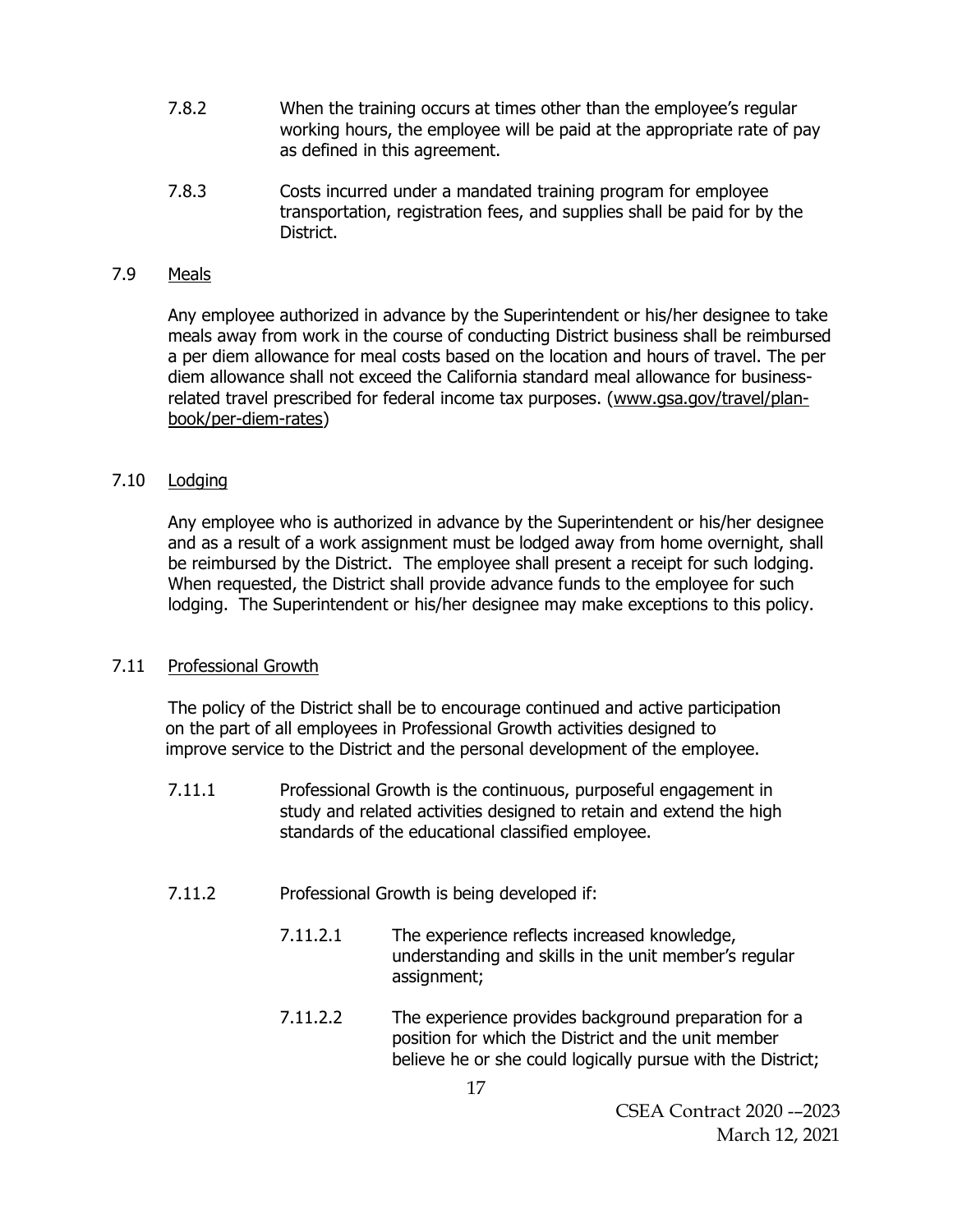7.8.2 When the training occurs at times other than the employee's regular working hours, the employee will be paid at the appropriate rate of pay as defined in this agreement.

7.8.3 Costs incurred under a mandated training program for employee transportation, registration fees, and supplies shall be paid for by the District.

## 7.9 Meals

Any employee authorized in advance by the Superintendent or his/her designee to take meals away from work in the course of conducting District business shall be reimbursed a per diem allowance for meal costs based on the location and hours of travel. The per diem allowance shall not exceed the California standard meal allowance for business-related travel prescribed for federal income tax purposes. (www.gsa.gov/travel/plan-book/per-diem-rates)

## 7.10 Lodging

Any employee who is authorized in advance by the Superintendent or his/her designee and as a result of a work assignment must be lodged away from home overnight, shall be reimbursed by the District. The employee shall present a receipt for such lodging. When requested, the District shall provide advance funds to the employee for such lodging. The Superintendent or his/her designee may make exceptions to this policy.

## 7.11 Professional Growth

The policy of the District shall be to encourage continued and active participation on the part of all employees in Professional Growth activities designed to improve service to the District and the personal development of the employee.

7.11.1 Professional Growth is the continuous, purposeful engagement in study and related activities designed to retain and extend the high standards of the educational classified employee.

7.11.2 Professional Growth is being developed if:

7.11.2.1 The experience reflects increased knowledge, understanding and skills in the unit member's regular assignment;

7.11.2.2 The experience provides background preparation for a position for which the District and the unit member believe he or she could logically pursue with the District;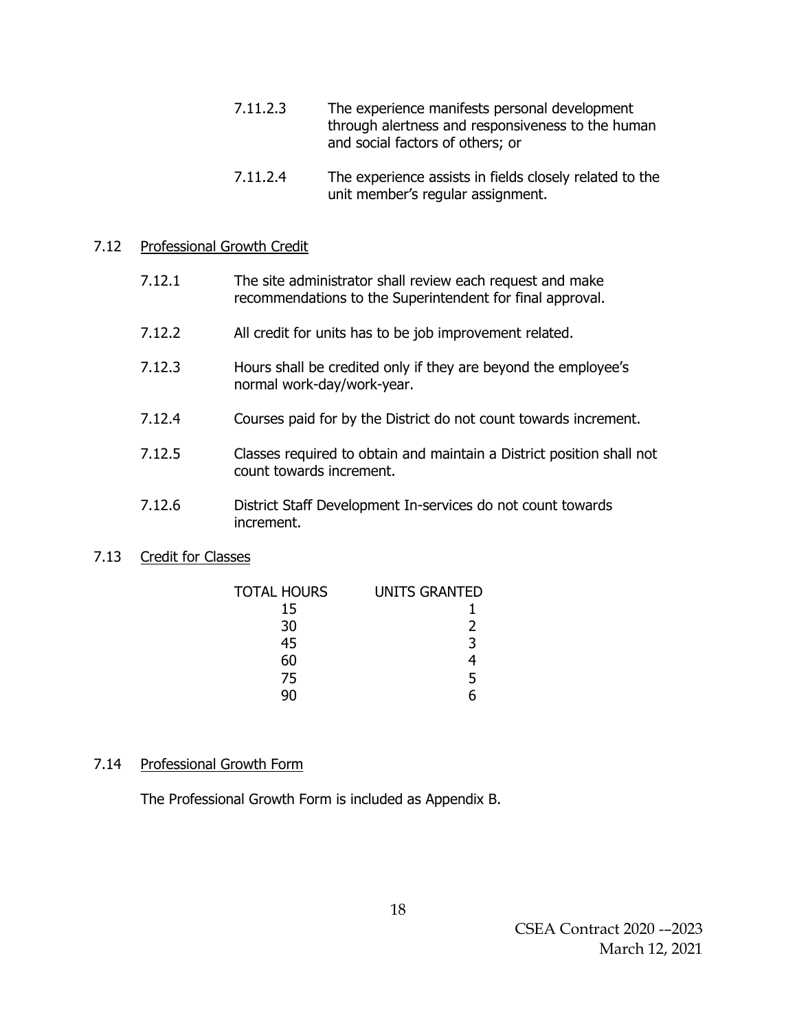7.11.2.3 The experience manifests personal development through alertness and responsiveness to the human and social factors of others; or

7.11.2.4 The experience assists in fields closely related to the unit member's regular assignment.

7.12 <u>Professional Growth Credit</u>

7.12.1 The site administrator shall review each request and make recommendations to the Superintendent for final approval.

7.12.2 All credit for units has to be job improvement related.

7.12.3 Hours shall be credited only if they are beyond the employee's normal work-day/work-year.

7.12.4 Courses paid for by the District do not count towards increment.

7.12.5 Classes required to obtain and maintain a District position shall not count towards increment.

7.12.6 District Staff Development In-services do not count towards increment.

7.13 <u>Credit for Classes</u>

| TOTAL HOURS | UNITS GRANTED |
|---|---|
| 15 | 1 |
| 30 | 2 |
| 45 | 3 |
| 60 | 4 |
| 75 | 5 |
| 90 | 6 |

7.14 <u>Professional Growth Form</u>

The Professional Growth Form is included as Appendix B.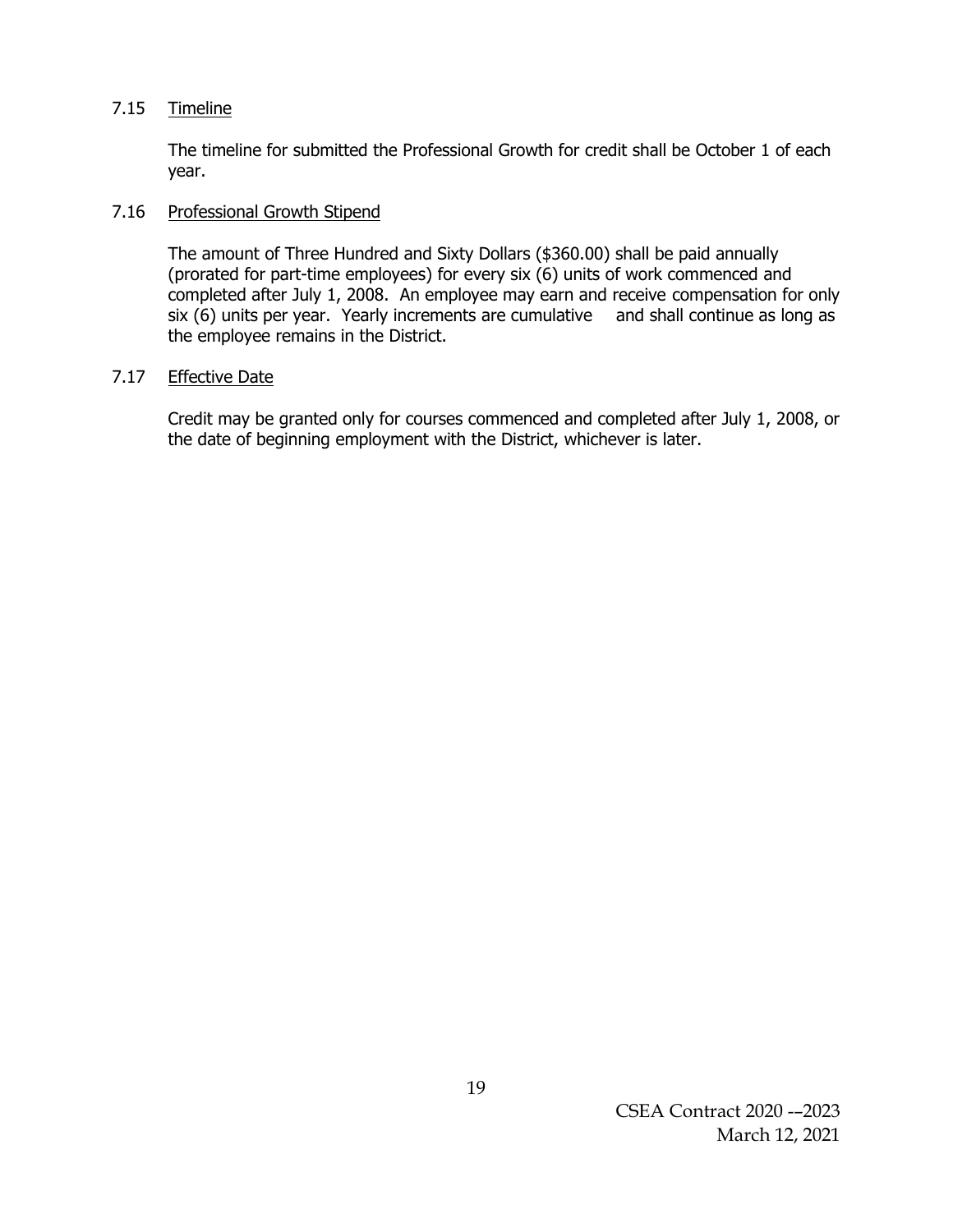### 7.15 Timeline

The timeline for submitted the Professional Growth for credit shall be October 1 of each year.

### 7.16 Professional Growth Stipend

The amount of Three Hundred and Sixty Dollars ($360.00) shall be paid annually (prorated for part-time employees) for every six (6) units of work commenced and completed after July 1, 2008. An employee may earn and receive compensation for only six (6) units per year. Yearly increments are cumulative and shall continue as long as the employee remains in the District.

### 7.17 Effective Date

Credit may be granted only for courses commenced and completed after July 1, 2008, or the date of beginning employment with the District, whichever is later.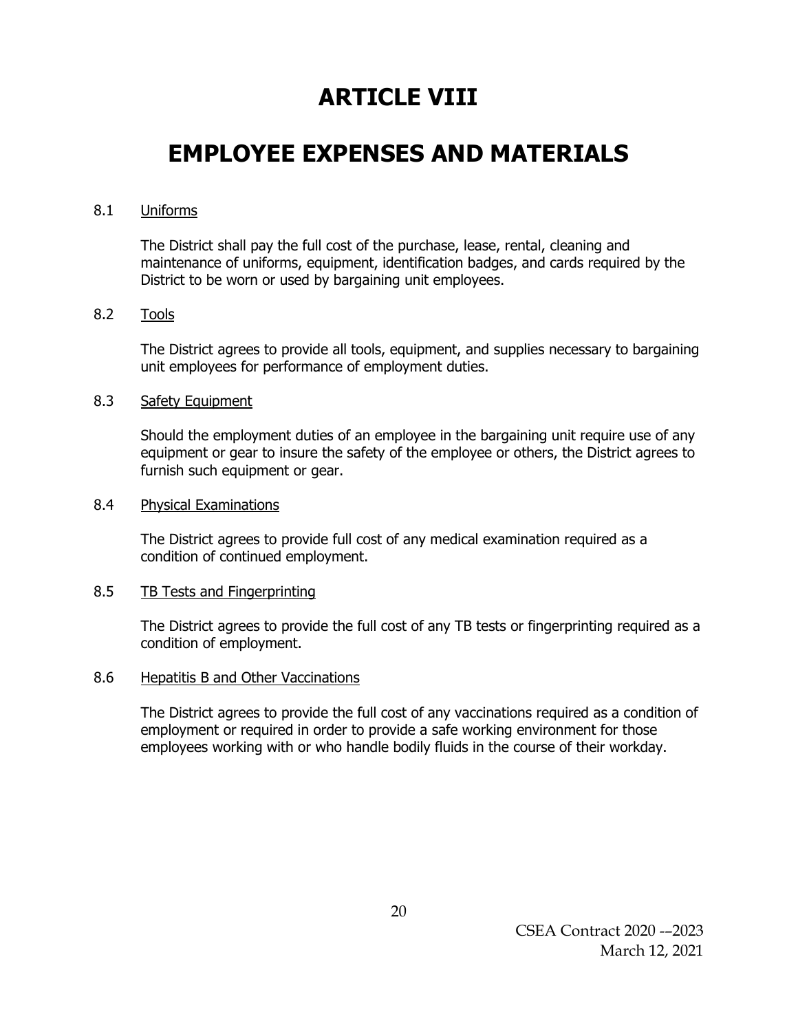# ARTICLE VIII

# EMPLOYEE EXPENSES AND MATERIALS

8.1 Uniforms

The District shall pay the full cost of the purchase, lease, rental, cleaning and maintenance of uniforms, equipment, identification badges, and cards required by the District to be worn or used by bargaining unit employees.

8.2 Tools

The District agrees to provide all tools, equipment, and supplies necessary to bargaining unit employees for performance of employment duties.

8.3 Safety Equipment

Should the employment duties of an employee in the bargaining unit require use of any equipment or gear to insure the safety of the employee or others, the District agrees to furnish such equipment or gear.

8.4 Physical Examinations

The District agrees to provide full cost of any medical examination required as a condition of continued employment.

8.5 TB Tests and Fingerprinting

The District agrees to provide the full cost of any TB tests or fingerprinting required as a condition of employment.

8.6 Hepatitis B and Other Vaccinations

The District agrees to provide the full cost of any vaccinations required as a condition of employment or required in order to provide a safe working environment for those employees working with or who handle bodily fluids in the course of their workday.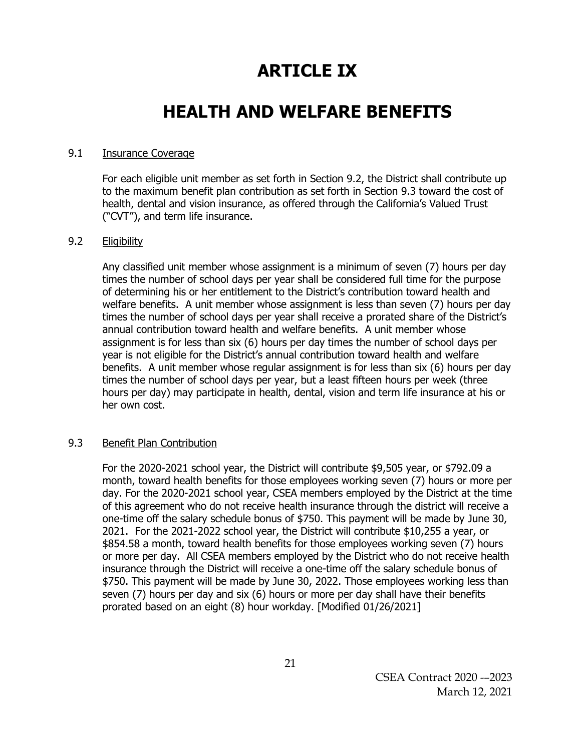# ARTICLE IX

# HEALTH AND WELFARE BENEFITS

## 9.1 Insurance Coverage

For each eligible unit member as set forth in Section 9.2, the District shall contribute up to the maximum benefit plan contribution as set forth in Section 9.3 toward the cost of health, dental and vision insurance, as offered through the California's Valued Trust ("CVT"), and term life insurance.

## 9.2 Eligibility

Any classified unit member whose assignment is a minimum of seven (7) hours per day times the number of school days per year shall be considered full time for the purpose of determining his or her entitlement to the District's contribution toward health and welfare benefits. A unit member whose assignment is less than seven (7) hours per day times the number of school days per year shall receive a prorated share of the District's annual contribution toward health and welfare benefits. A unit member whose assignment is for less than six (6) hours per day times the number of school days per year is not eligible for the District's annual contribution toward health and welfare benefits. A unit member whose regular assignment is for less than six (6) hours per day times the number of school days per year, but a least fifteen hours per week (three hours per day) may participate in health, dental, vision and term life insurance at his or her own cost.

## 9.3 Benefit Plan Contribution

For the 2020-2021 school year, the District will contribute $9,505 year, or $792.09 a month, toward health benefits for those employees working seven (7) hours or more per day. For the 2020-2021 school year, CSEA members employed by the District at the time of this agreement who do not receive health insurance through the district will receive a one-time off the salary schedule bonus of $750. This payment will be made by June 30, 2021. For the 2021-2022 school year, the District will contribute $10,255 a year, or $854.58 a month, toward health benefits for those employees working seven (7) hours or more per day. All CSEA members employed by the District who do not receive health insurance through the District will receive a one-time off the salary schedule bonus of $750. This payment will be made by June 30, 2022. Those employees working less than seven (7) hours per day and six (6) hours or more per day shall have their benefits prorated based on an eight (8) hour workday. [Modified 01/26/2021]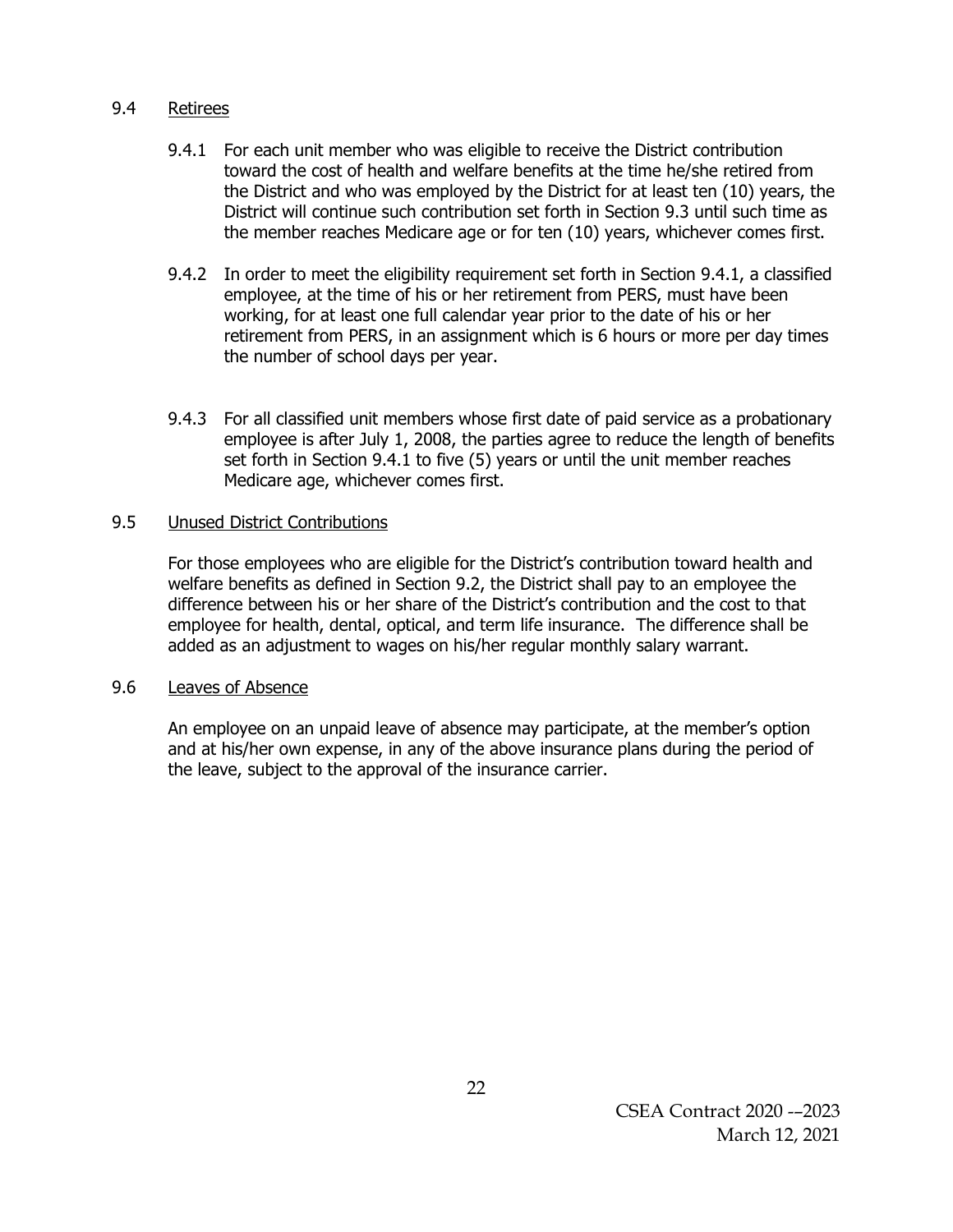### 9.4 Retirees

9.4.1 For each unit member who was eligible to receive the District contribution toward the cost of health and welfare benefits at the time he/she retired from the District and who was employed by the District for at least ten (10) years, the District will continue such contribution set forth in Section 9.3 until such time as the member reaches Medicare age or for ten (10) years, whichever comes first.

9.4.2 In order to meet the eligibility requirement set forth in Section 9.4.1, a classified employee, at the time of his or her retirement from PERS, must have been working, for at least one full calendar year prior to the date of his or her retirement from PERS, in an assignment which is 6 hours or more per day times the number of school days per year.

9.4.3 For all classified unit members whose first date of paid service as a probationary employee is after July 1, 2008, the parties agree to reduce the length of benefits set forth in Section 9.4.1 to five (5) years or until the unit member reaches Medicare age, whichever comes first.

### 9.5 Unused District Contributions

For those employees who are eligible for the District's contribution toward health and welfare benefits as defined in Section 9.2, the District shall pay to an employee the difference between his or her share of the District's contribution and the cost to that employee for health, dental, optical, and term life insurance. The difference shall be added as an adjustment to wages on his/her regular monthly salary warrant.

### 9.6 Leaves of Absence

An employee on an unpaid leave of absence may participate, at the member's option and at his/her own expense, in any of the above insurance plans during the period of the leave, subject to the approval of the insurance carrier.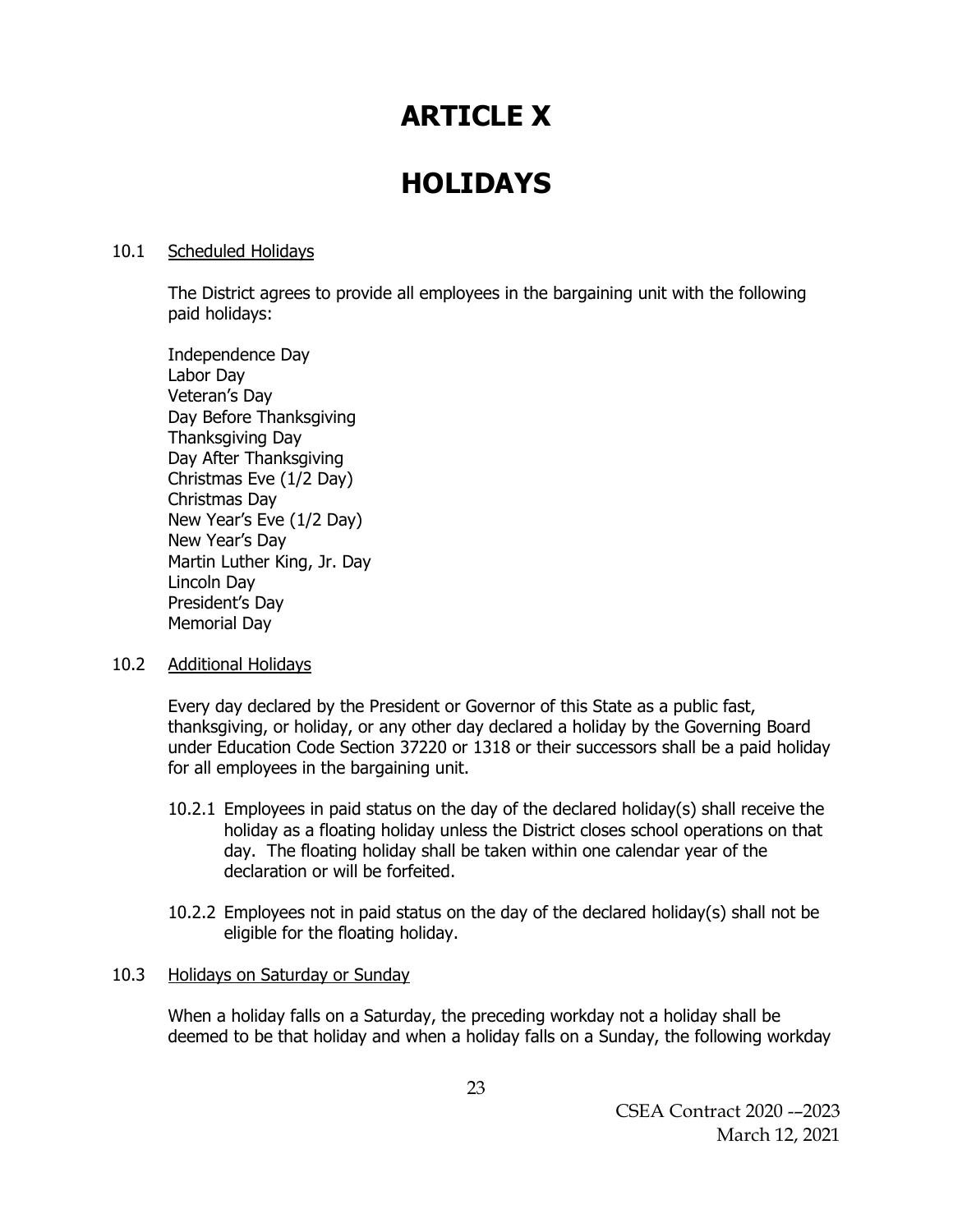# ARTICLE X

# HOLIDAYS

10.1 Scheduled Holidays

The District agrees to provide all employees in the bargaining unit with the following paid holidays:

Independence Day
Labor Day
Veteran's Day
Day Before Thanksgiving
Thanksgiving Day
Day After Thanksgiving
Christmas Eve (1/2 Day)
Christmas Day
New Year's Eve (1/2 Day)
New Year's Day
Martin Luther King, Jr. Day
Lincoln Day
President's Day
Memorial Day

10.2 Additional Holidays

Every day declared by the President or Governor of this State as a public fast, thanksgiving, or holiday, or any other day declared a holiday by the Governing Board under Education Code Section 37220 or 1318 or their successors shall be a paid holiday for all employees in the bargaining unit.

10.2.1 Employees in paid status on the day of the declared holiday(s) shall receive the holiday as a floating holiday unless the District closes school operations on that day. The floating holiday shall be taken within one calendar year of the declaration or will be forfeited.

10.2.2 Employees not in paid status on the day of the declared holiday(s) shall not be eligible for the floating holiday.

10.3 Holidays on Saturday or Sunday

When a holiday falls on a Saturday, the preceding workday not a holiday shall be deemed to be that holiday and when a holiday falls on a Sunday, the following workday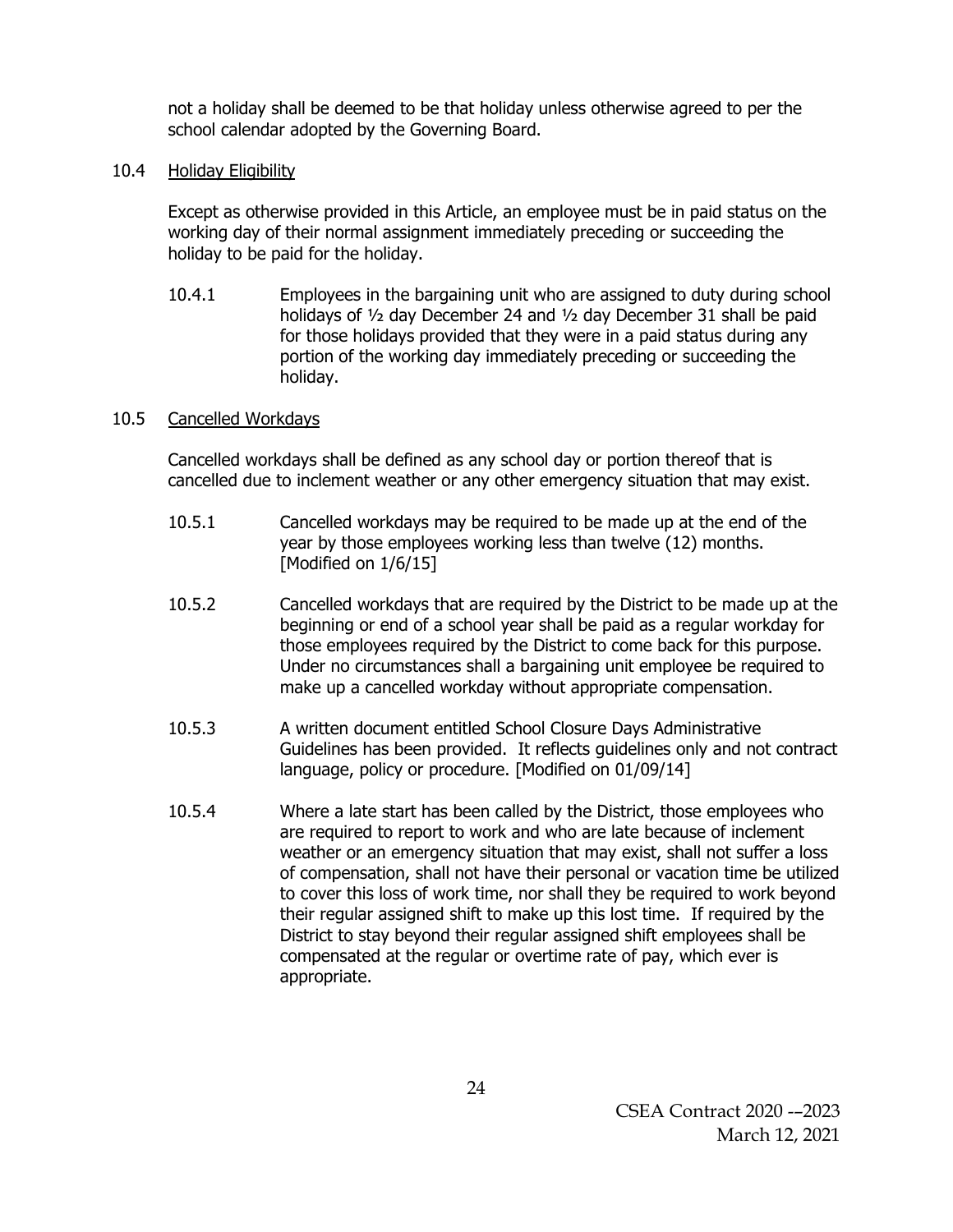not a holiday shall be deemed to be that holiday unless otherwise agreed to per the school calendar adopted by the Governing Board.

10.4 <u>Holiday Eligibility</u>

Except as otherwise provided in this Article, an employee must be in paid status on the working day of their normal assignment immediately preceding or succeeding the holiday to be paid for the holiday.

10.4.1 Employees in the bargaining unit who are assigned to duty during school holidays of ½ day December 24 and ½ day December 31 shall be paid for those holidays provided that they were in a paid status during any portion of the working day immediately preceding or succeeding the holiday.

10.5 <u>Cancelled Workdays</u>

Cancelled workdays shall be defined as any school day or portion thereof that is cancelled due to inclement weather or any other emergency situation that may exist.

10.5.1 Cancelled workdays may be required to be made up at the end of the year by those employees working less than twelve (12) months. [Modified on 1/6/15]

10.5.2 Cancelled workdays that are required by the District to be made up at the beginning or end of a school year shall be paid as a regular workday for those employees required by the District to come back for this purpose. Under no circumstances shall a bargaining unit employee be required to make up a cancelled workday without appropriate compensation.

10.5.3 A written document entitled School Closure Days Administrative Guidelines has been provided. It reflects guidelines only and not contract language, policy or procedure. [Modified on 01/09/14]

10.5.4 Where a late start has been called by the District, those employees who are required to report to work and who are late because of inclement weather or an emergency situation that may exist, shall not suffer a loss of compensation, shall not have their personal or vacation time be utilized to cover this loss of work time, nor shall they be required to work beyond their regular assigned shift to make up this lost time. If required by the District to stay beyond their regular assigned shift employees shall be compensated at the regular or overtime rate of pay, which ever is appropriate.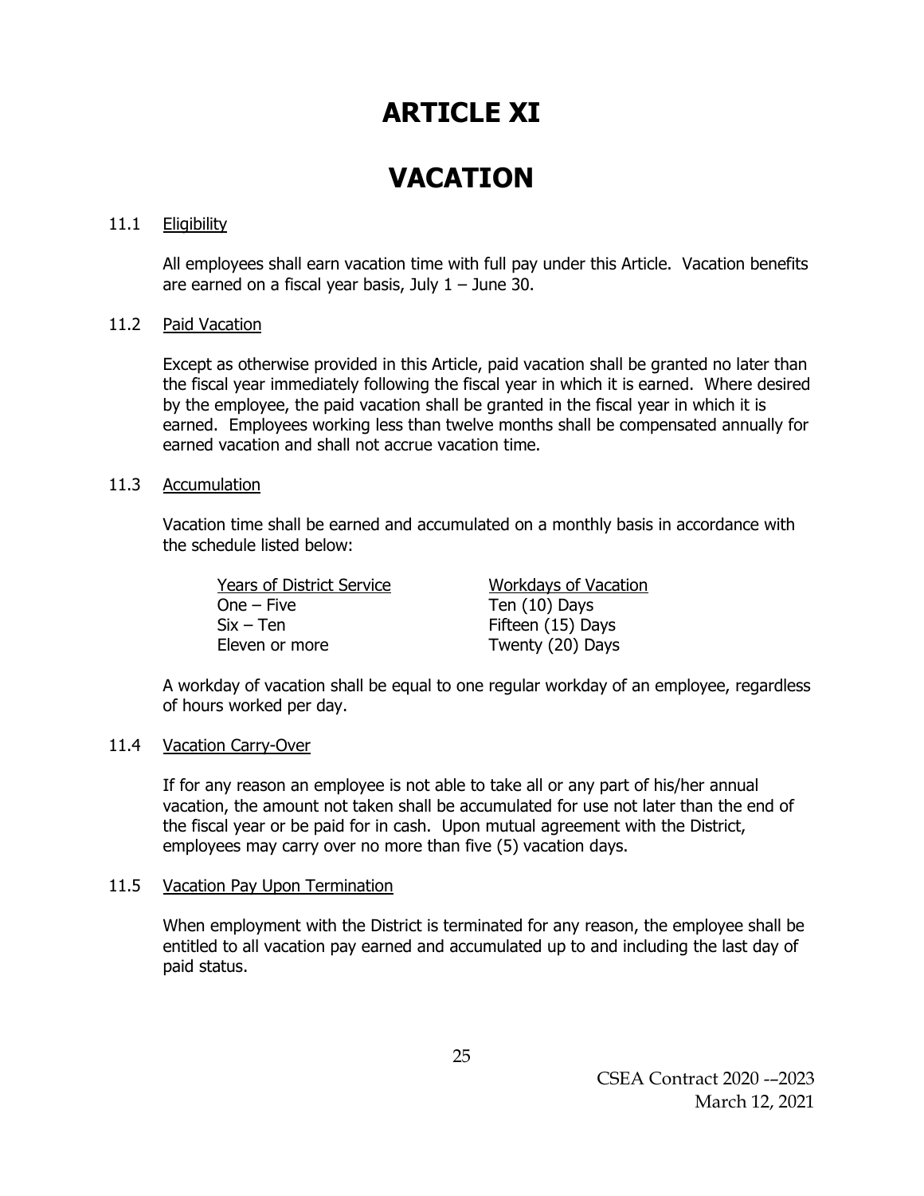# ARTICLE XI

# VACATION

11.1 Eligibility

All employees shall earn vacation time with full pay under this Article. Vacation benefits are earned on a fiscal year basis, July 1 – June 30.

11.2 Paid Vacation

Except as otherwise provided in this Article, paid vacation shall be granted no later than the fiscal year immediately following the fiscal year in which it is earned. Where desired by the employee, the paid vacation shall be granted in the fiscal year in which it is earned. Employees working less than twelve months shall be compensated annually for earned vacation and shall not accrue vacation time.

11.3 Accumulation

Vacation time shall be earned and accumulated on a monthly basis in accordance with the schedule listed below:

| Years of District Service | Workdays of Vacation |
|---|---|
| One – Five | Ten (10) Days |
| Six – Ten | Fifteen (15) Days |
| Eleven or more | Twenty (20) Days |

A workday of vacation shall be equal to one regular workday of an employee, regardless of hours worked per day.

11.4 Vacation Carry-Over

If for any reason an employee is not able to take all or any part of his/her annual vacation, the amount not taken shall be accumulated for use not later than the end of the fiscal year or be paid for in cash. Upon mutual agreement with the District, employees may carry over no more than five (5) vacation days.

11.5 Vacation Pay Upon Termination

When employment with the District is terminated for any reason, the employee shall be entitled to all vacation pay earned and accumulated up to and including the last day of paid status.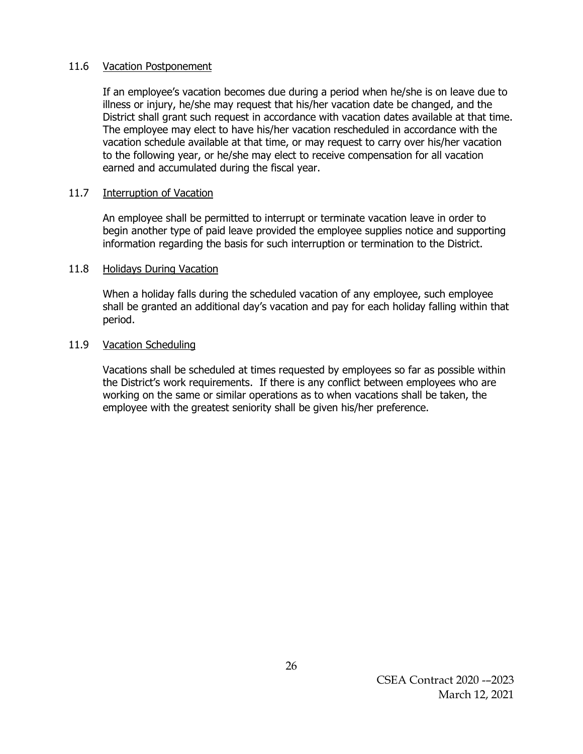### 11.6 Vacation Postponement

If an employee's vacation becomes due during a period when he/she is on leave due to illness or injury, he/she may request that his/her vacation date be changed, and the District shall grant such request in accordance with vacation dates available at that time. The employee may elect to have his/her vacation rescheduled in accordance with the vacation schedule available at that time, or may request to carry over his/her vacation to the following year, or he/she may elect to receive compensation for all vacation earned and accumulated during the fiscal year.

### 11.7 Interruption of Vacation

An employee shall be permitted to interrupt or terminate vacation leave in order to begin another type of paid leave provided the employee supplies notice and supporting information regarding the basis for such interruption or termination to the District.

### 11.8 Holidays During Vacation

When a holiday falls during the scheduled vacation of any employee, such employee shall be granted an additional day's vacation and pay for each holiday falling within that period.

### 11.9 Vacation Scheduling

Vacations shall be scheduled at times requested by employees so far as possible within the District's work requirements. If there is any conflict between employees who are working on the same or similar operations as to when vacations shall be taken, the employee with the greatest seniority shall be given his/her preference.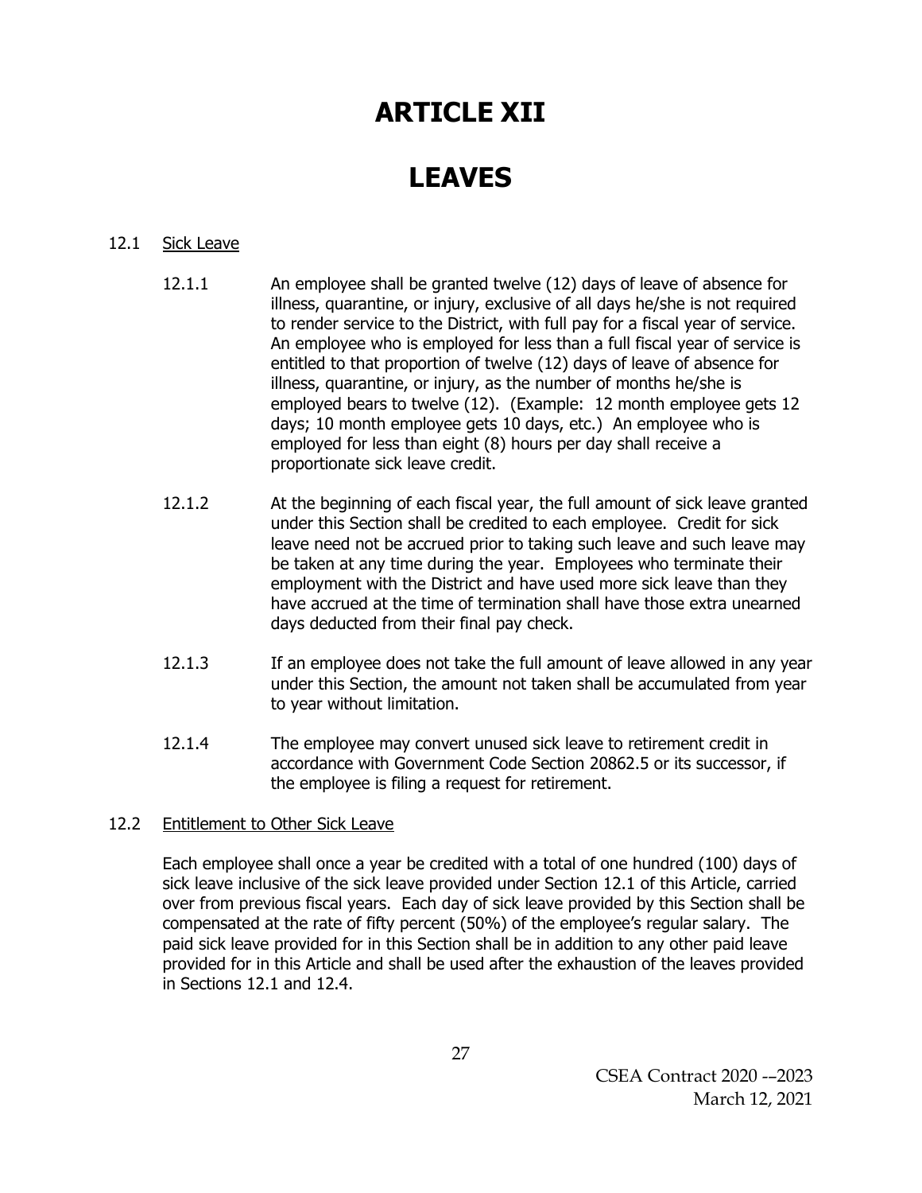# ARTICLE XII

# LEAVES

12.1 Sick Leave

12.1.1 An employee shall be granted twelve (12) days of leave of absence for illness, quarantine, or injury, exclusive of all days he/she is not required to render service to the District, with full pay for a fiscal year of service. An employee who is employed for less than a full fiscal year of service is entitled to that proportion of twelve (12) days of leave of absence for illness, quarantine, or injury, as the number of months he/she is employed bears to twelve (12). (Example: 12 month employee gets 12 days; 10 month employee gets 10 days, etc.) An employee who is employed for less than eight (8) hours per day shall receive a proportionate sick leave credit.

12.1.2 At the beginning of each fiscal year, the full amount of sick leave granted under this Section shall be credited to each employee. Credit for sick leave need not be accrued prior to taking such leave and such leave may be taken at any time during the year. Employees who terminate their employment with the District and have used more sick leave than they have accrued at the time of termination shall have those extra unearned days deducted from their final pay check.

12.1.3 If an employee does not take the full amount of leave allowed in any year under this Section, the amount not taken shall be accumulated from year to year without limitation.

12.1.4 The employee may convert unused sick leave to retirement credit in accordance with Government Code Section 20862.5 or its successor, if the employee is filing a request for retirement.

12.2 Entitlement to Other Sick Leave

Each employee shall once a year be credited with a total of one hundred (100) days of sick leave inclusive of the sick leave provided under Section 12.1 of this Article, carried over from previous fiscal years. Each day of sick leave provided by this Section shall be compensated at the rate of fifty percent (50%) of the employee's regular salary. The paid sick leave provided for in this Section shall be in addition to any other paid leave provided for in this Article and shall be used after the exhaustion of the leaves provided in Sections 12.1 and 12.4.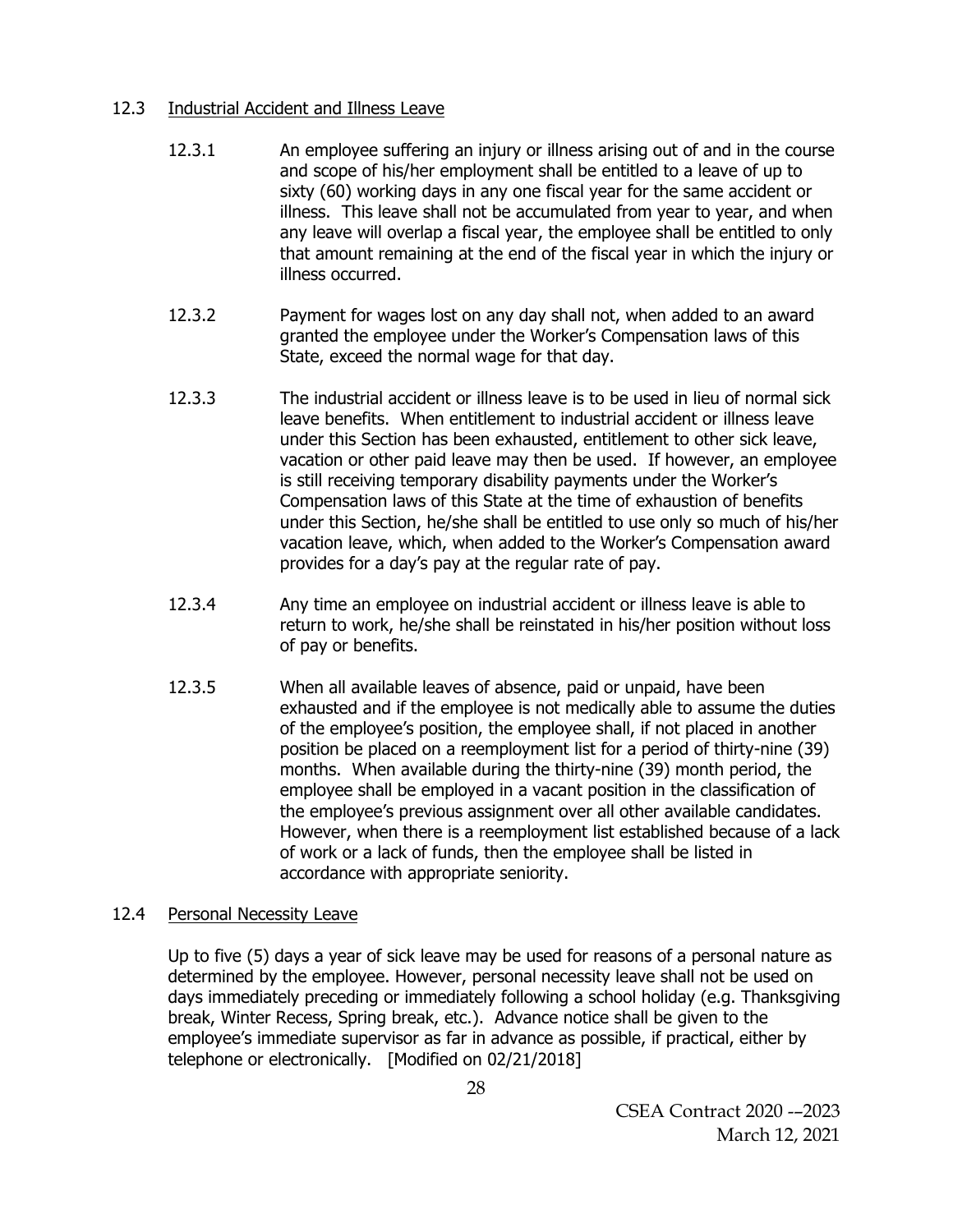### 12.3 Industrial Accident and Illness Leave

12.3.1 An employee suffering an injury or illness arising out of and in the course and scope of his/her employment shall be entitled to a leave of up to sixty (60) working days in any one fiscal year for the same accident or illness. This leave shall not be accumulated from year to year, and when any leave will overlap a fiscal year, the employee shall be entitled to only that amount remaining at the end of the fiscal year in which the injury or illness occurred.

12.3.2 Payment for wages lost on any day shall not, when added to an award granted the employee under the Worker's Compensation laws of this State, exceed the normal wage for that day.

12.3.3 The industrial accident or illness leave is to be used in lieu of normal sick leave benefits. When entitlement to industrial accident or illness leave under this Section has been exhausted, entitlement to other sick leave, vacation or other paid leave may then be used. If however, an employee is still receiving temporary disability payments under the Worker's Compensation laws of this State at the time of exhaustion of benefits under this Section, he/she shall be entitled to use only so much of his/her vacation leave, which, when added to the Worker's Compensation award provides for a day's pay at the regular rate of pay.

12.3.4 Any time an employee on industrial accident or illness leave is able to return to work, he/she shall be reinstated in his/her position without loss of pay or benefits.

12.3.5 When all available leaves of absence, paid or unpaid, have been exhausted and if the employee is not medically able to assume the duties of the employee's position, the employee shall, if not placed in another position be placed on a reemployment list for a period of thirty-nine (39) months. When available during the thirty-nine (39) month period, the employee shall be employed in a vacant position in the classification of the employee's previous assignment over all other available candidates. However, when there is a reemployment list established because of a lack of work or a lack of funds, then the employee shall be listed in accordance with appropriate seniority.

### 12.4 Personal Necessity Leave

Up to five (5) days a year of sick leave may be used for reasons of a personal nature as determined by the employee. However, personal necessity leave shall not be used on days immediately preceding or immediately following a school holiday (e.g. Thanksgiving break, Winter Recess, Spring break, etc.). Advance notice shall be given to the employee's immediate supervisor as far in advance as possible, if practical, either by telephone or electronically. [Modified on 02/21/2018]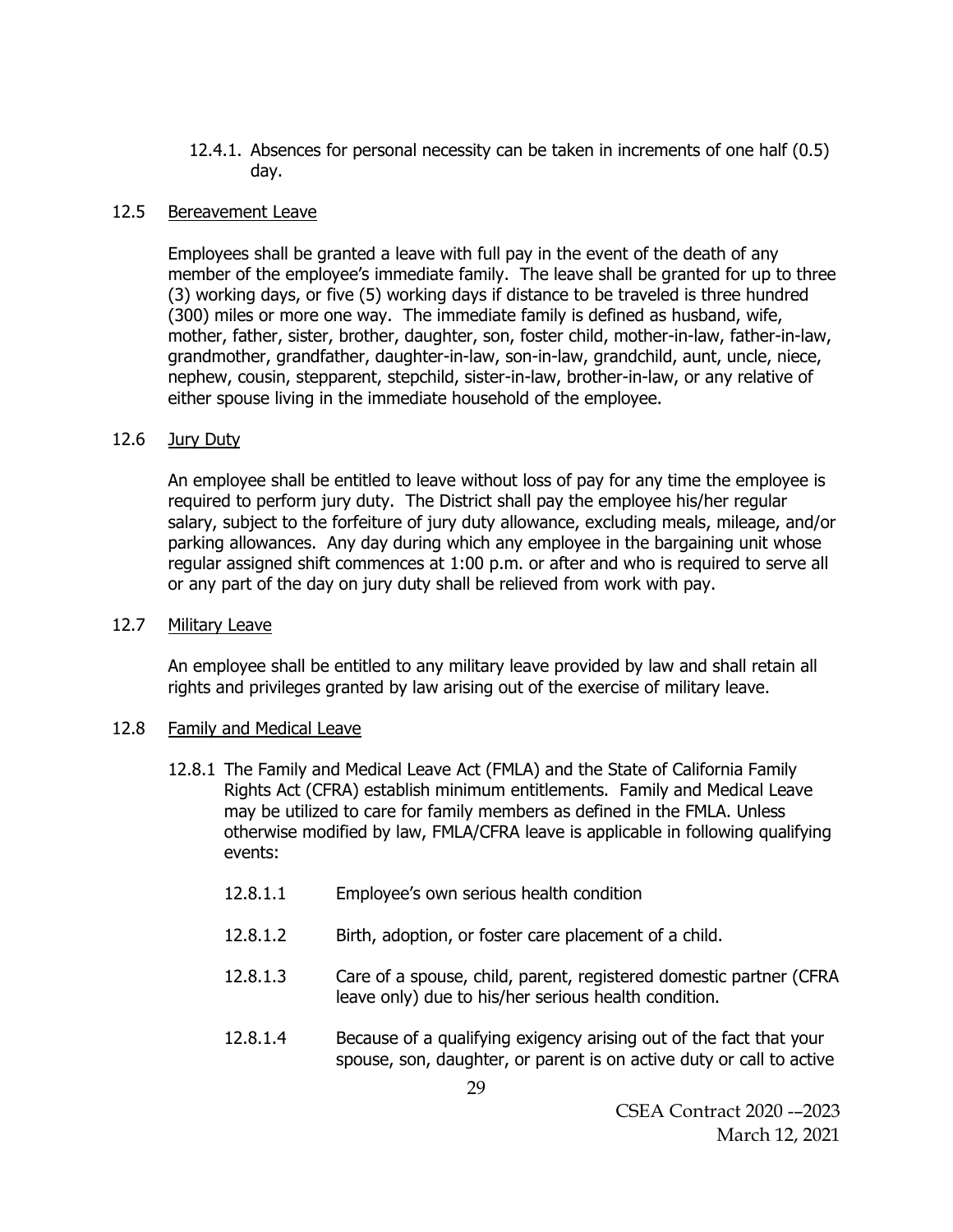12.4.1. Absences for personal necessity can be taken in increments of one half (0.5) day.

12.5 Bereavement Leave

Employees shall be granted a leave with full pay in the event of the death of any member of the employee's immediate family. The leave shall be granted for up to three (3) working days, or five (5) working days if distance to be traveled is three hundred (300) miles or more one way. The immediate family is defined as husband, wife, mother, father, sister, brother, daughter, son, foster child, mother-in-law, father-in-law, grandmother, grandfather, daughter-in-law, son-in-law, grandchild, aunt, uncle, niece, nephew, cousin, stepparent, stepchild, sister-in-law, brother-in-law, or any relative of either spouse living in the immediate household of the employee.

12.6 Jury Duty

An employee shall be entitled to leave without loss of pay for any time the employee is required to perform jury duty. The District shall pay the employee his/her regular salary, subject to the forfeiture of jury duty allowance, excluding meals, mileage, and/or parking allowances. Any day during which any employee in the bargaining unit whose regular assigned shift commences at 1:00 p.m. or after and who is required to serve all or any part of the day on jury duty shall be relieved from work with pay.

12.7 Military Leave

An employee shall be entitled to any military leave provided by law and shall retain all rights and privileges granted by law arising out of the exercise of military leave.

12.8 Family and Medical Leave

12.8.1 The Family and Medical Leave Act (FMLA) and the State of California Family Rights Act (CFRA) establish minimum entitlements. Family and Medical Leave may be utilized to care for family members as defined in the FMLA. Unless otherwise modified by law, FMLA/CFRA leave is applicable in following qualifying events:

12.8.1.1 Employee's own serious health condition

12.8.1.2 Birth, adoption, or foster care placement of a child.

12.8.1.3 Care of a spouse, child, parent, registered domestic partner (CFRA leave only) due to his/her serious health condition.

12.8.1.4 Because of a qualifying exigency arising out of the fact that your spouse, son, daughter, or parent is on active duty or call to active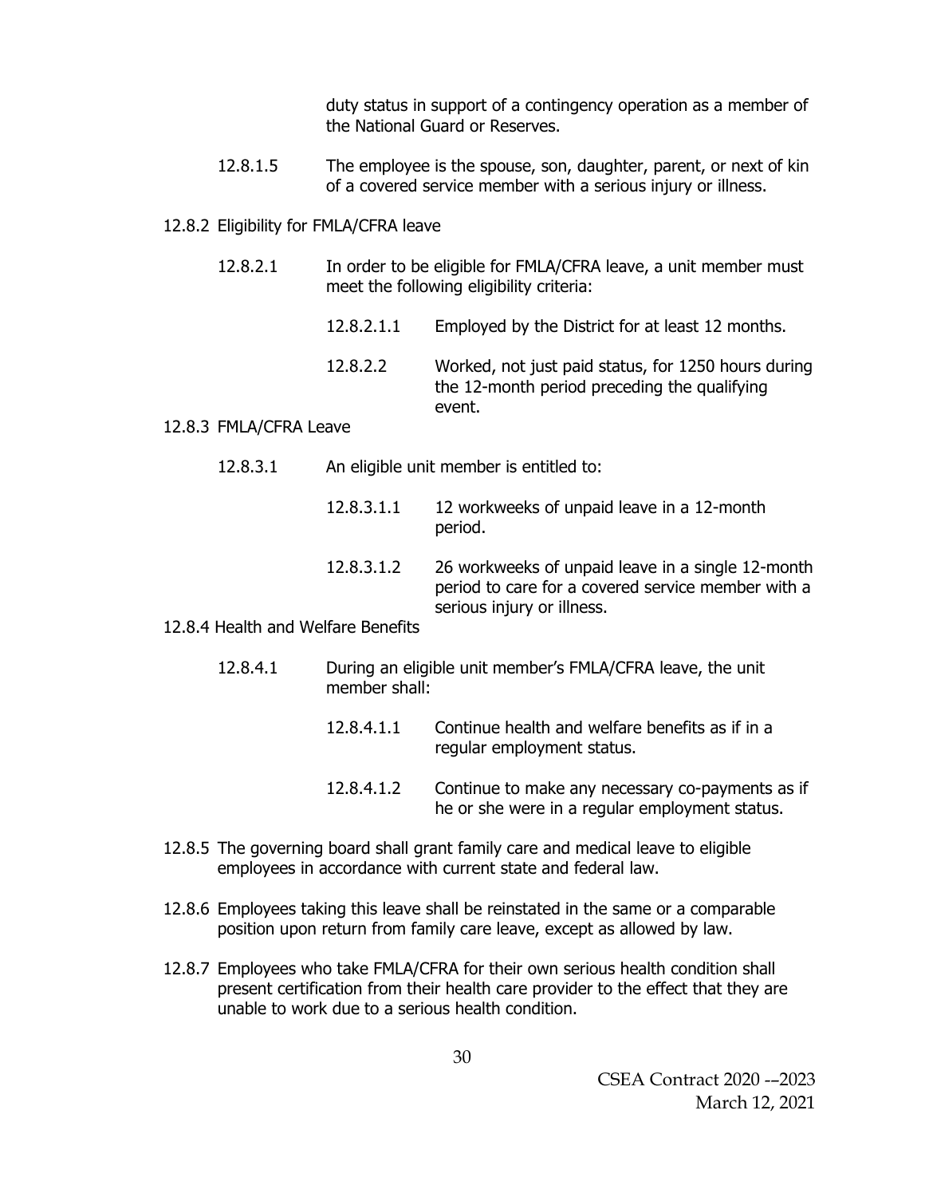duty status in support of a contingency operation as a member of the National Guard or Reserves.

12.8.1.5 The employee is the spouse, son, daughter, parent, or next of kin of a covered service member with a serious injury or illness.

12.8.2 Eligibility for FMLA/CFRA leave

12.8.2.1 In order to be eligible for FMLA/CFRA leave, a unit member must meet the following eligibility criteria:

12.8.2.1.1 Employed by the District for at least 12 months.

12.8.2.2 Worked, not just paid status, for 1250 hours during the 12-month period preceding the qualifying event.

12.8.3 FMLA/CFRA Leave

12.8.3.1 An eligible unit member is entitled to:

12.8.3.1.1 12 workweeks of unpaid leave in a 12-month period.

12.8.3.1.2 26 workweeks of unpaid leave in a single 12-month period to care for a covered service member with a serious injury or illness.

12.8.4 Health and Welfare Benefits

12.8.4.1 During an eligible unit member's FMLA/CFRA leave, the unit member shall:

12.8.4.1.1 Continue health and welfare benefits as if in a regular employment status.

12.8.4.1.2 Continue to make any necessary co-payments as if he or she were in a regular employment status.

12.8.5 The governing board shall grant family care and medical leave to eligible employees in accordance with current state and federal law.

12.8.6 Employees taking this leave shall be reinstated in the same or a comparable position upon return from family care leave, except as allowed by law.

12.8.7 Employees who take FMLA/CFRA for their own serious health condition shall present certification from their health care provider to the effect that they are unable to work due to a serious health condition.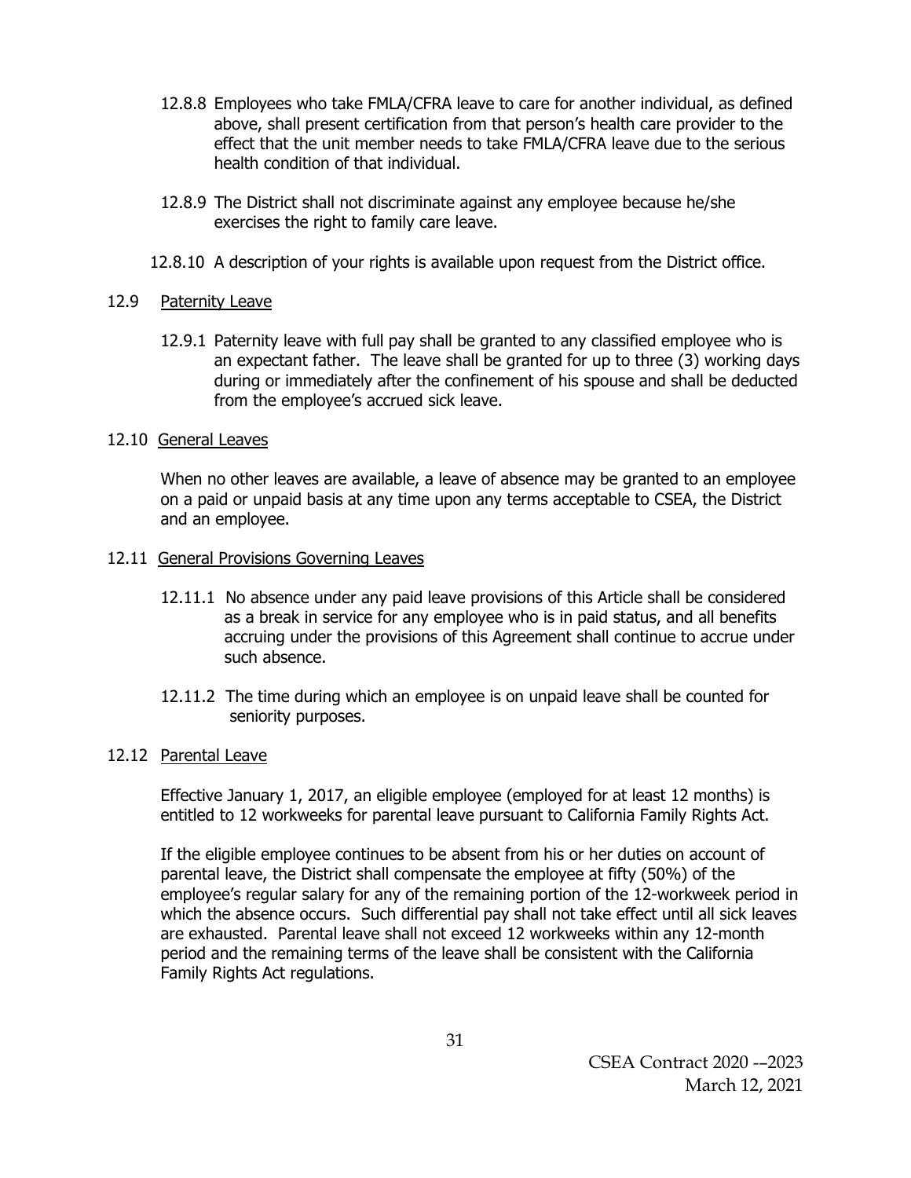12.8.8 Employees who take FMLA/CFRA leave to care for another individual, as defined above, shall present certification from that person's health care provider to the effect that the unit member needs to take FMLA/CFRA leave due to the serious health condition of that individual.

12.8.9 The District shall not discriminate against any employee because he/she exercises the right to family care leave.

12.8.10 A description of your rights is available upon request from the District office.

12.9 Paternity Leave

12.9.1 Paternity leave with full pay shall be granted to any classified employee who is an expectant father. The leave shall be granted for up to three (3) working days during or immediately after the confinement of his spouse and shall be deducted from the employee's accrued sick leave.

12.10 General Leaves

When no other leaves are available, a leave of absence may be granted to an employee on a paid or unpaid basis at any time upon any terms acceptable to CSEA, the District and an employee.

12.11 General Provisions Governing Leaves

12.11.1 No absence under any paid leave provisions of this Article shall be considered as a break in service for any employee who is in paid status, and all benefits accruing under the provisions of this Agreement shall continue to accrue under such absence.

12.11.2 The time during which an employee is on unpaid leave shall be counted for seniority purposes.

12.12 Parental Leave

Effective January 1, 2017, an eligible employee (employed for at least 12 months) is entitled to 12 workweeks for parental leave pursuant to California Family Rights Act.

If the eligible employee continues to be absent from his or her duties on account of parental leave, the District shall compensate the employee at fifty (50%) of the employee's regular salary for any of the remaining portion of the 12-workweek period in which the absence occurs. Such differential pay shall not take effect until all sick leaves are exhausted. Parental leave shall not exceed 12 workweeks within any 12-month period and the remaining terms of the leave shall be consistent with the California Family Rights Act regulations.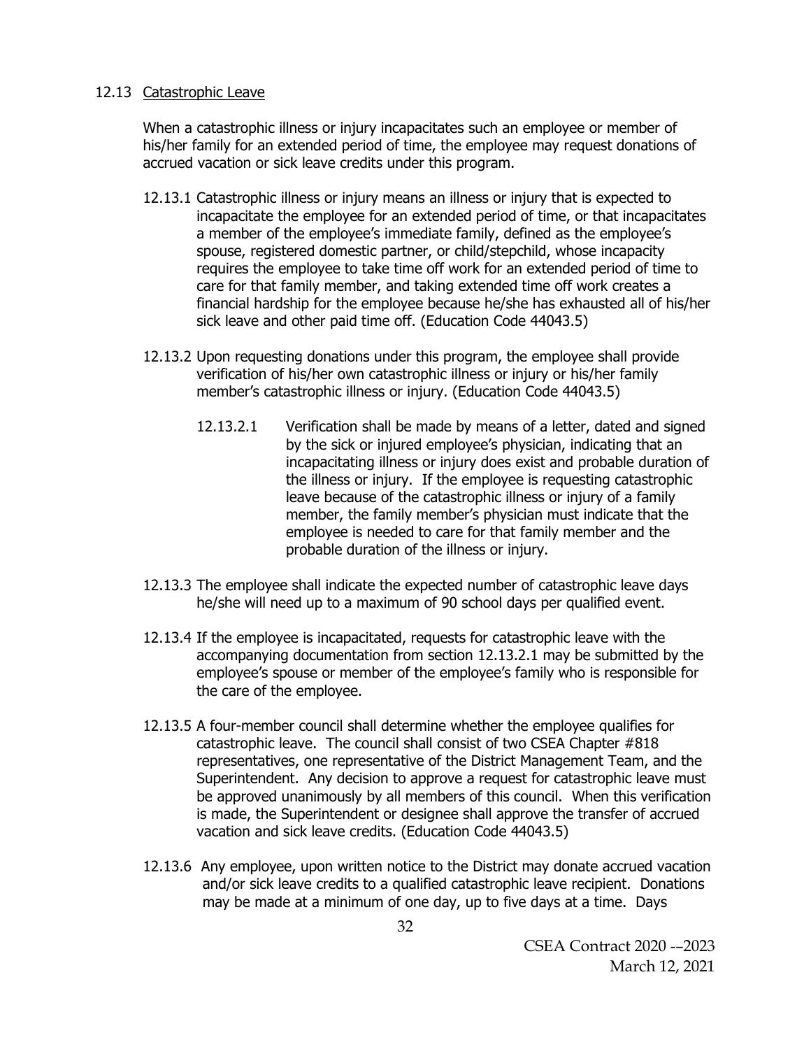12.13 Catastrophic Leave

When a catastrophic illness or injury incapacitates such an employee or member of his/her family for an extended period of time, the employee may request donations of accrued vacation or sick leave credits under this program.

12.13.1 Catastrophic illness or injury means an illness or injury that is expected to incapacitate the employee for an extended period of time, or that incapacitates a member of the employee's immediate family, defined as the employee's spouse, registered domestic partner, or child/stepchild, whose incapacity requires the employee to take time off work for an extended period of time to care for that family member, and taking extended time off work creates a financial hardship for the employee because he/she has exhausted all of his/her sick leave and other paid time off. (Education Code 44043.5)

12.13.2 Upon requesting donations under this program, the employee shall provide verification of his/her own catastrophic illness or injury or his/her family member's catastrophic illness or injury. (Education Code 44043.5)

12.13.2.1 Verification shall be made by means of a letter, dated and signed by the sick or injured employee's physician, indicating that an incapacitating illness or injury does exist and probable duration of the illness or injury. If the employee is requesting catastrophic leave because of the catastrophic illness or injury of a family member, the family member's physician must indicate that the employee is needed to care for that family member and the probable duration of the illness or injury.

12.13.3 The employee shall indicate the expected number of catastrophic leave days he/she will need up to a maximum of 90 school days per qualified event.

12.13.4 If the employee is incapacitated, requests for catastrophic leave with the accompanying documentation from section 12.13.2.1 may be submitted by the employee's spouse or member of the employee's family who is responsible for the care of the employee.

12.13.5 A four-member council shall determine whether the employee qualifies for catastrophic leave. The council shall consist of two CSEA Chapter #818 representatives, one representative of the District Management Team, and the Superintendent. Any decision to approve a request for catastrophic leave must be approved unanimously by all members of this council. When this verification is made, the Superintendent or designee shall approve the transfer of accrued vacation and sick leave credits. (Education Code 44043.5)

12.13.6 Any employee, upon written notice to the District may donate accrued vacation and/or sick leave credits to a qualified catastrophic leave recipient. Donations may be made at a minimum of one day, up to five days at a time. Days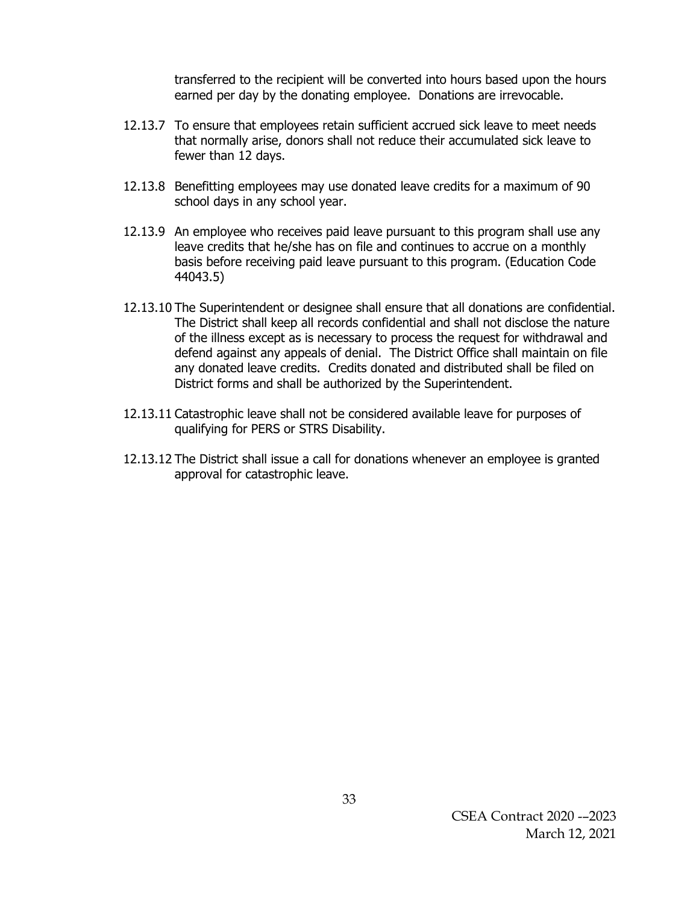transferred to the recipient will be converted into hours based upon the hours earned per day by the donating employee. Donations are irrevocable.

12.13.7 To ensure that employees retain sufficient accrued sick leave to meet needs that normally arise, donors shall not reduce their accumulated sick leave to fewer than 12 days.

12.13.8 Benefitting employees may use donated leave credits for a maximum of 90 school days in any school year.

12.13.9 An employee who receives paid leave pursuant to this program shall use any leave credits that he/she has on file and continues to accrue on a monthly basis before receiving paid leave pursuant to this program. (Education Code 44043.5)

12.13.10 The Superintendent or designee shall ensure that all donations are confidential. The District shall keep all records confidential and shall not disclose the nature of the illness except as is necessary to process the request for withdrawal and defend against any appeals of denial. The District Office shall maintain on file any donated leave credits. Credits donated and distributed shall be filed on District forms and shall be authorized by the Superintendent.

12.13.11 Catastrophic leave shall not be considered available leave for purposes of qualifying for PERS or STRS Disability.

12.13.12 The District shall issue a call for donations whenever an employee is granted approval for catastrophic leave.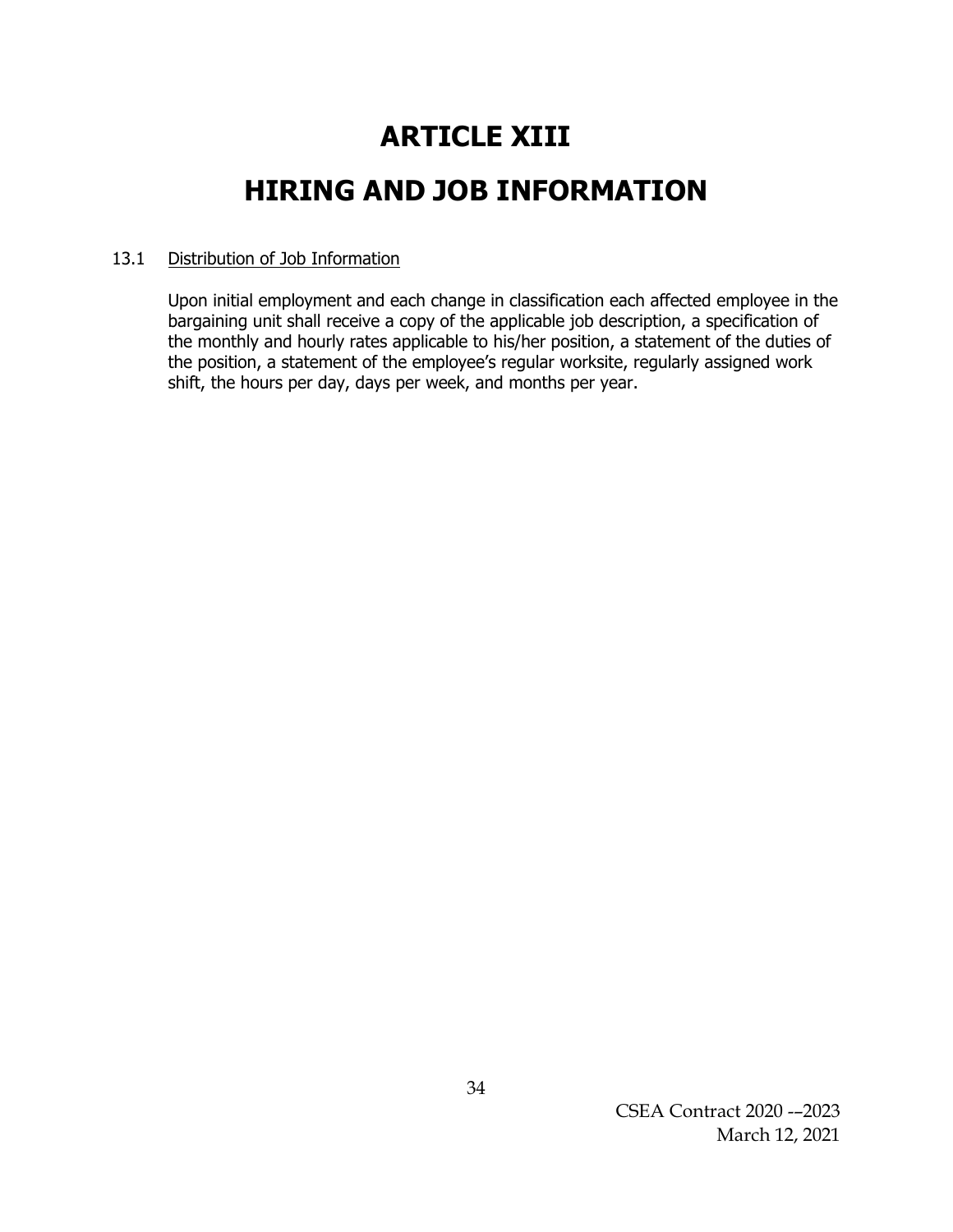# ARTICLE XIII

# HIRING AND JOB INFORMATION

13.1 Distribution of Job Information

Upon initial employment and each change in classification each affected employee in the bargaining unit shall receive a copy of the applicable job description, a specification of the monthly and hourly rates applicable to his/her position, a statement of the duties of the position, a statement of the employee's regular worksite, regularly assigned work shift, the hours per day, days per week, and months per year.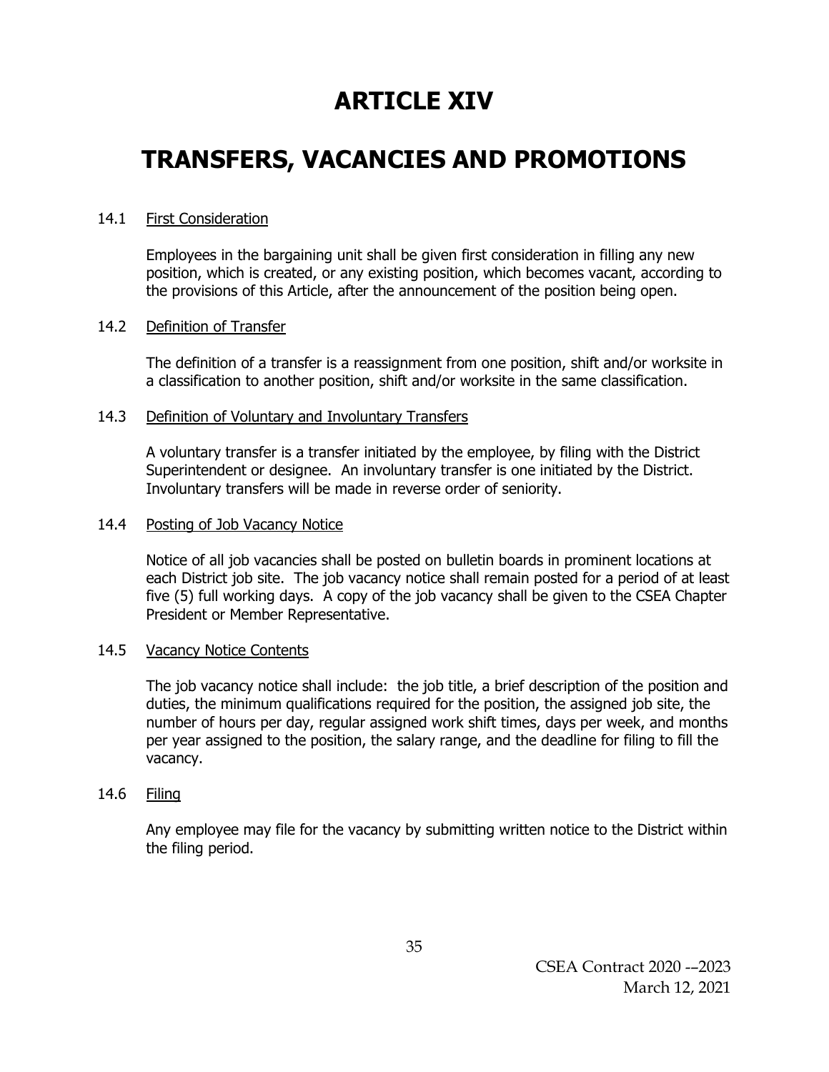# ARTICLE XIV

# TRANSFERS, VACANCIES AND PROMOTIONS

14.1 First Consideration

Employees in the bargaining unit shall be given first consideration in filling any new position, which is created, or any existing position, which becomes vacant, according to the provisions of this Article, after the announcement of the position being open.

14.2 Definition of Transfer

The definition of a transfer is a reassignment from one position, shift and/or worksite in a classification to another position, shift and/or worksite in the same classification.

14.3 Definition of Voluntary and Involuntary Transfers

A voluntary transfer is a transfer initiated by the employee, by filing with the District Superintendent or designee. An involuntary transfer is one initiated by the District. Involuntary transfers will be made in reverse order of seniority.

14.4 Posting of Job Vacancy Notice

Notice of all job vacancies shall be posted on bulletin boards in prominent locations at each District job site. The job vacancy notice shall remain posted for a period of at least five (5) full working days. A copy of the job vacancy shall be given to the CSEA Chapter President or Member Representative.

14.5 Vacancy Notice Contents

The job vacancy notice shall include: the job title, a brief description of the position and duties, the minimum qualifications required for the position, the assigned job site, the number of hours per day, regular assigned work shift times, days per week, and months per year assigned to the position, the salary range, and the deadline for filing to fill the vacancy.

14.6 Filing

Any employee may file for the vacancy by submitting written notice to the District within the filing period.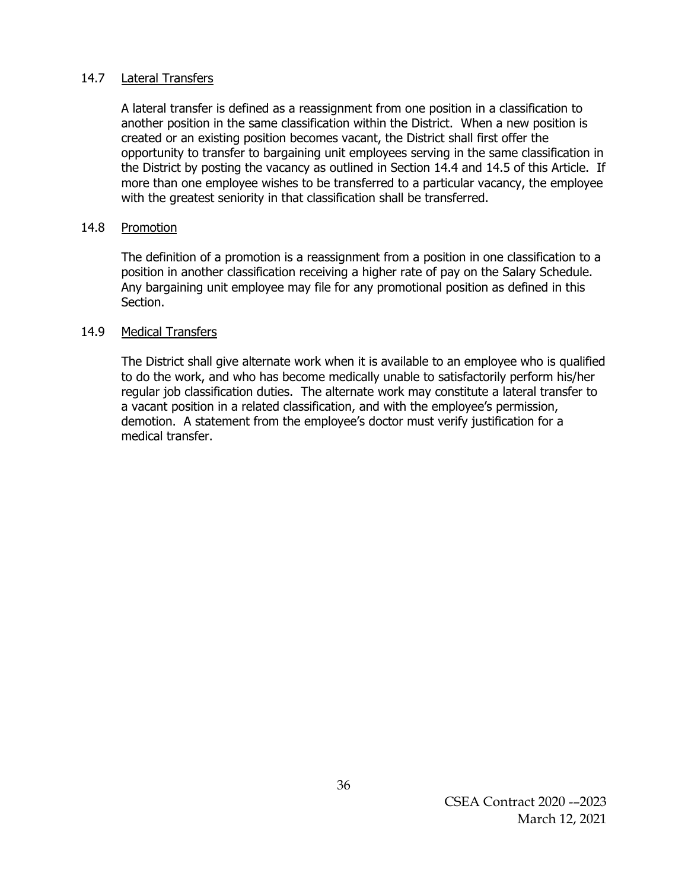### 14.7 Lateral Transfers

A lateral transfer is defined as a reassignment from one position in a classification to another position in the same classification within the District. When a new position is created or an existing position becomes vacant, the District shall first offer the opportunity to transfer to bargaining unit employees serving in the same classification in the District by posting the vacancy as outlined in Section 14.4 and 14.5 of this Article. If more than one employee wishes to be transferred to a particular vacancy, the employee with the greatest seniority in that classification shall be transferred.

### 14.8 Promotion

The definition of a promotion is a reassignment from a position in one classification to a position in another classification receiving a higher rate of pay on the Salary Schedule. Any bargaining unit employee may file for any promotional position as defined in this Section.

### 14.9 Medical Transfers

The District shall give alternate work when it is available to an employee who is qualified to do the work, and who has become medically unable to satisfactorily perform his/her regular job classification duties. The alternate work may constitute a lateral transfer to a vacant position in a related classification, and with the employee's permission, demotion. A statement from the employee's doctor must verify justification for a medical transfer.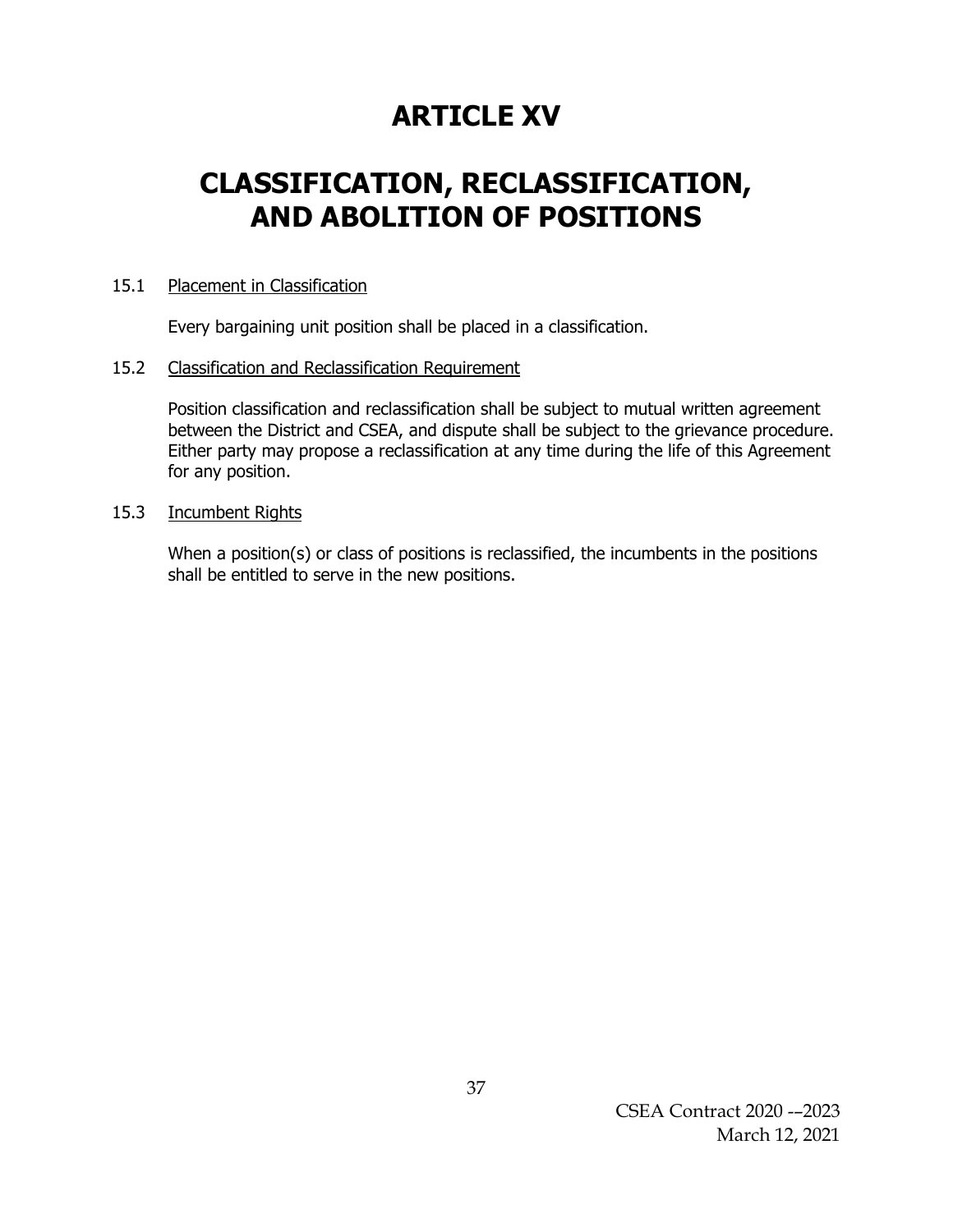# ARTICLE XV

# CLASSIFICATION, RECLASSIFICATION, AND ABOLITION OF POSITIONS

15.1 Placement in Classification

Every bargaining unit position shall be placed in a classification.

15.2 Classification and Reclassification Requirement

Position classification and reclassification shall be subject to mutual written agreement between the District and CSEA, and dispute shall be subject to the grievance procedure. Either party may propose a reclassification at any time during the life of this Agreement for any position.

15.3 Incumbent Rights

When a position(s) or class of positions is reclassified, the incumbents in the positions shall be entitled to serve in the new positions.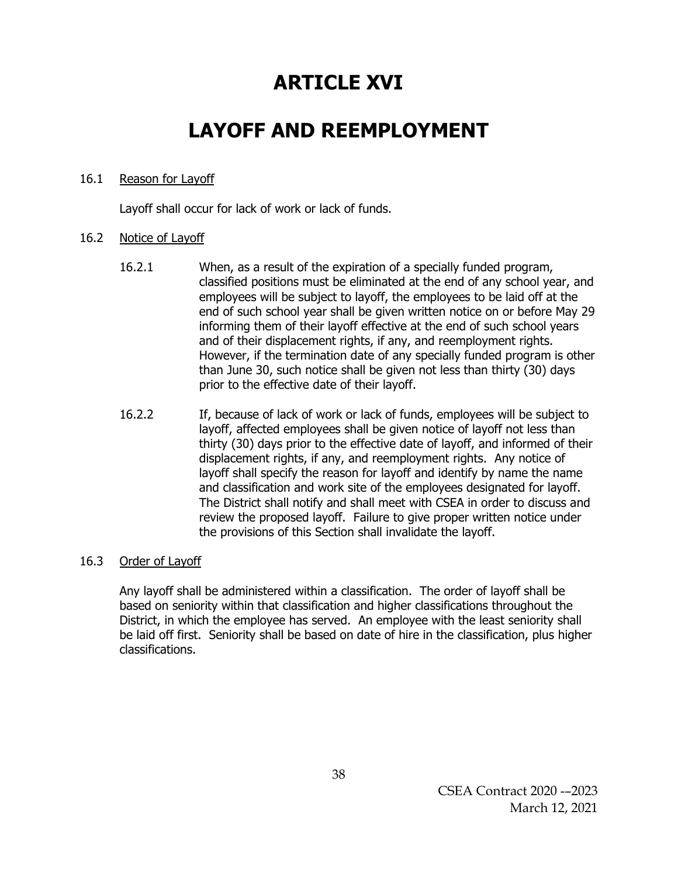# ARTICLE XVI

# LAYOFF AND REEMPLOYMENT

16.1 Reason for Layoff

Layoff shall occur for lack of work or lack of funds.

16.2 Notice of Layoff

16.2.1 When, as a result of the expiration of a specially funded program, classified positions must be eliminated at the end of any school year, and employees will be subject to layoff, the employees to be laid off at the end of such school year shall be given written notice on or before May 29 informing them of their layoff effective at the end of such school years and of their displacement rights, if any, and reemployment rights. However, if the termination date of any specially funded program is other than June 30, such notice shall be given not less than thirty (30) days prior to the effective date of their layoff.

16.2.2 If, because of lack of work or lack of funds, employees will be subject to layoff, affected employees shall be given notice of layoff not less than thirty (30) days prior to the effective date of layoff, and informed of their displacement rights, if any, and reemployment rights. Any notice of layoff shall specify the reason for layoff and identify by name the name and classification and work site of the employees designated for layoff. The District shall notify and shall meet with CSEA in order to discuss and review the proposed layoff. Failure to give proper written notice under the provisions of this Section shall invalidate the layoff.

16.3 Order of Layoff

Any layoff shall be administered within a classification. The order of layoff shall be based on seniority within that classification and higher classifications throughout the District, in which the employee has served. An employee with the least seniority shall be laid off first. Seniority shall be based on date of hire in the classification, plus higher classifications.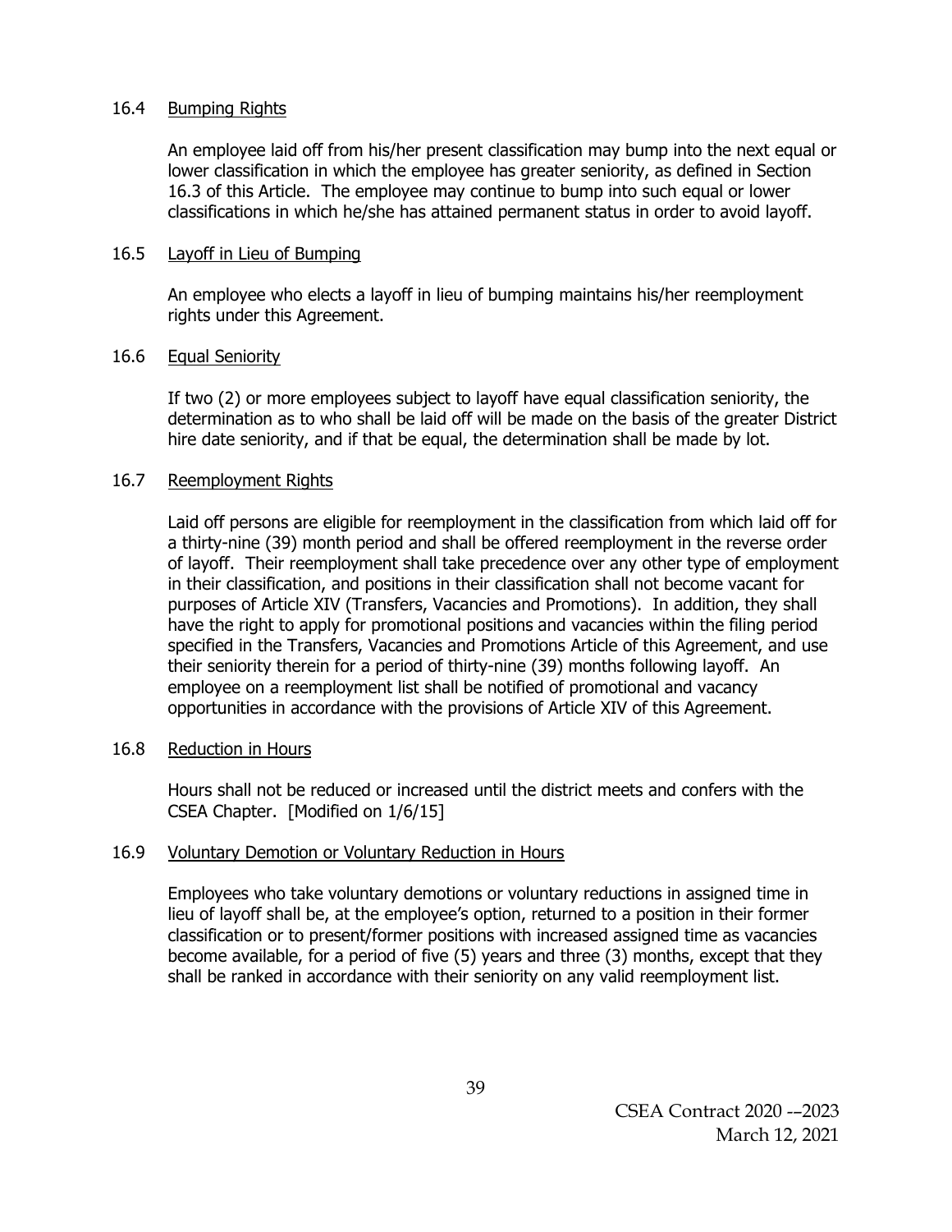### 16.4 Bumping Rights

An employee laid off from his/her present classification may bump into the next equal or lower classification in which the employee has greater seniority, as defined in Section 16.3 of this Article. The employee may continue to bump into such equal or lower classifications in which he/she has attained permanent status in order to avoid layoff.

### 16.5 Layoff in Lieu of Bumping

An employee who elects a layoff in lieu of bumping maintains his/her reemployment rights under this Agreement.

### 16.6 Equal Seniority

If two (2) or more employees subject to layoff have equal classification seniority, the determination as to who shall be laid off will be made on the basis of the greater District hire date seniority, and if that be equal, the determination shall be made by lot.

### 16.7 Reemployment Rights

Laid off persons are eligible for reemployment in the classification from which laid off for a thirty-nine (39) month period and shall be offered reemployment in the reverse order of layoff. Their reemployment shall take precedence over any other type of employment in their classification, and positions in their classification shall not become vacant for purposes of Article XIV (Transfers, Vacancies and Promotions). In addition, they shall have the right to apply for promotional positions and vacancies within the filing period specified in the Transfers, Vacancies and Promotions Article of this Agreement, and use their seniority therein for a period of thirty-nine (39) months following layoff. An employee on a reemployment list shall be notified of promotional and vacancy opportunities in accordance with the provisions of Article XIV of this Agreement.

### 16.8 Reduction in Hours

Hours shall not be reduced or increased until the district meets and confers with the CSEA Chapter. [Modified on 1/6/15]

### 16.9 Voluntary Demotion or Voluntary Reduction in Hours

Employees who take voluntary demotions or voluntary reductions in assigned time in lieu of layoff shall be, at the employee's option, returned to a position in their former classification or to present/former positions with increased assigned time as vacancies become available, for a period of five (5) years and three (3) months, except that they shall be ranked in accordance with their seniority on any valid reemployment list.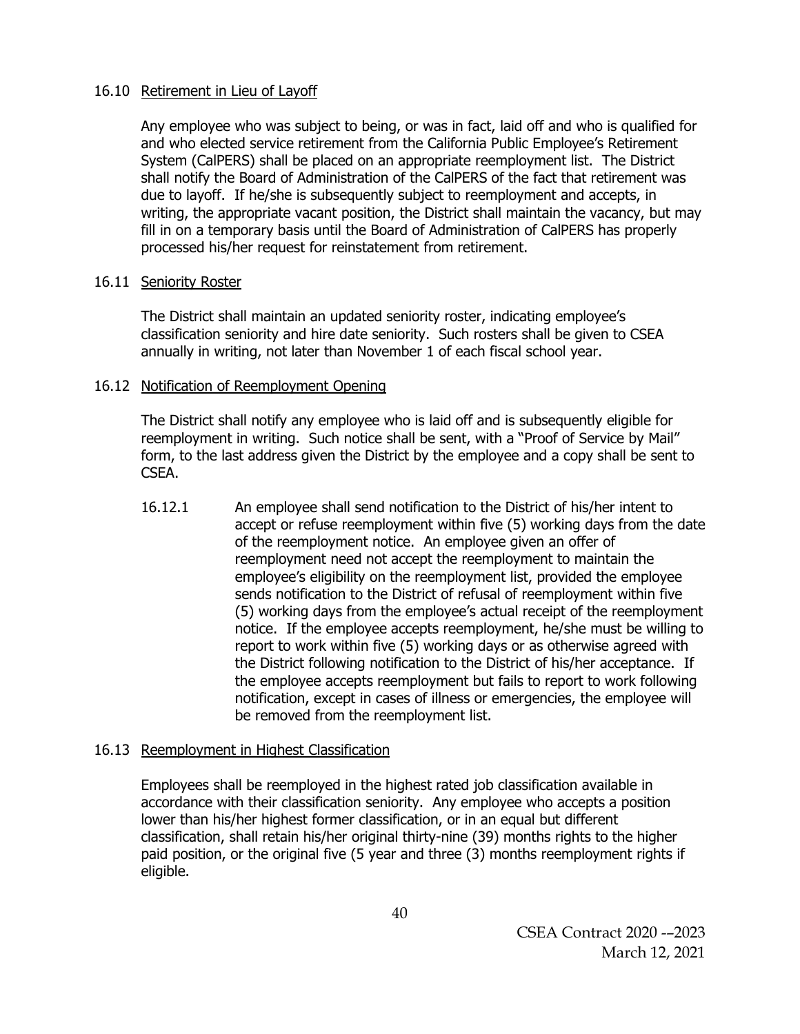### 16.10 Retirement in Lieu of Layoff

Any employee who was subject to being, or was in fact, laid off and who is qualified for and who elected service retirement from the California Public Employee's Retirement System (CalPERS) shall be placed on an appropriate reemployment list. The District shall notify the Board of Administration of the CalPERS of the fact that retirement was due to layoff. If he/she is subsequently subject to reemployment and accepts, in writing, the appropriate vacant position, the District shall maintain the vacancy, but may fill in on a temporary basis until the Board of Administration of CalPERS has properly processed his/her request for reinstatement from retirement.

### 16.11 Seniority Roster

The District shall maintain an updated seniority roster, indicating employee's classification seniority and hire date seniority. Such rosters shall be given to CSEA annually in writing, not later than November 1 of each fiscal school year.

### 16.12 Notification of Reemployment Opening

The District shall notify any employee who is laid off and is subsequently eligible for reemployment in writing. Such notice shall be sent, with a "Proof of Service by Mail" form, to the last address given the District by the employee and a copy shall be sent to CSEA.

16.12.1 An employee shall send notification to the District of his/her intent to accept or refuse reemployment within five (5) working days from the date of the reemployment notice. An employee given an offer of reemployment need not accept the reemployment to maintain the employee's eligibility on the reemployment list, provided the employee sends notification to the District of refusal of reemployment within five (5) working days from the employee's actual receipt of the reemployment notice. If the employee accepts reemployment, he/she must be willing to report to work within five (5) working days or as otherwise agreed with the District following notification to the District of his/her acceptance. If the employee accepts reemployment but fails to report to work following notification, except in cases of illness or emergencies, the employee will be removed from the reemployment list.

### 16.13 Reemployment in Highest Classification

Employees shall be reemployed in the highest rated job classification available in accordance with their classification seniority. Any employee who accepts a position lower than his/her highest former classification, or in an equal but different classification, shall retain his/her original thirty-nine (39) months rights to the higher paid position, or the original five (5 year and three (3) months reemployment rights if eligible.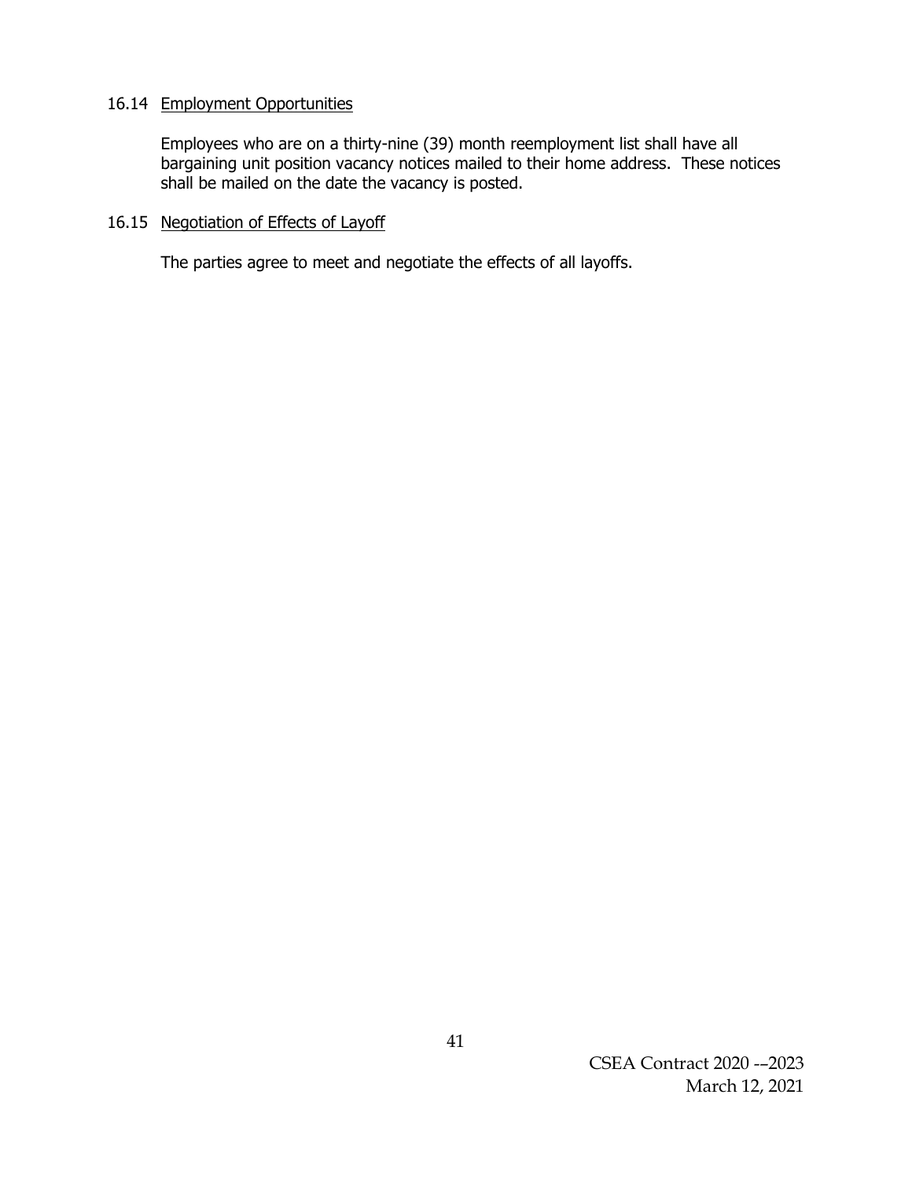### 16.14 Employment Opportunities

Employees who are on a thirty-nine (39) month reemployment list shall have all bargaining unit position vacancy notices mailed to their home address. These notices shall be mailed on the date the vacancy is posted.

### 16.15 Negotiation of Effects of Layoff

The parties agree to meet and negotiate the effects of all layoffs.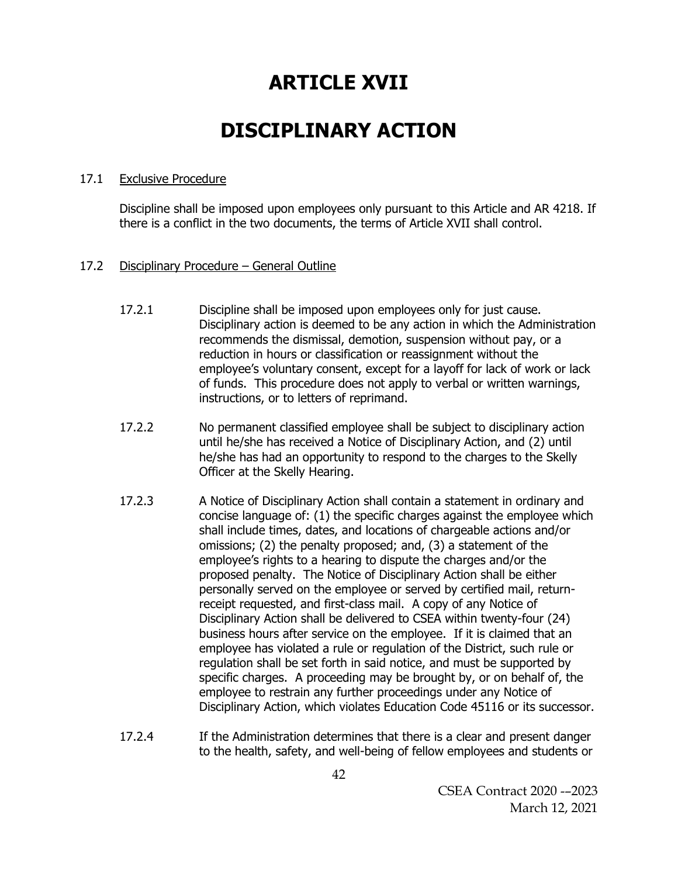# ARTICLE XVII

# DISCIPLINARY ACTION

17.1 Exclusive Procedure

Discipline shall be imposed upon employees only pursuant to this Article and AR 4218. If there is a conflict in the two documents, the terms of Article XVII shall control.

17.2 Disciplinary Procedure – General Outline

17.2.1 Discipline shall be imposed upon employees only for just cause. Disciplinary action is deemed to be any action in which the Administration recommends the dismissal, demotion, suspension without pay, or a reduction in hours or classification or reassignment without the employee's voluntary consent, except for a layoff for lack of work or lack of funds. This procedure does not apply to verbal or written warnings, instructions, or to letters of reprimand.

17.2.2 No permanent classified employee shall be subject to disciplinary action until he/she has received a Notice of Disciplinary Action, and (2) until he/she has had an opportunity to respond to the charges to the Skelly Officer at the Skelly Hearing.

17.2.3 A Notice of Disciplinary Action shall contain a statement in ordinary and concise language of: (1) the specific charges against the employee which shall include times, dates, and locations of chargeable actions and/or omissions; (2) the penalty proposed; and, (3) a statement of the employee's rights to a hearing to dispute the charges and/or the proposed penalty. The Notice of Disciplinary Action shall be either personally served on the employee or served by certified mail, return-receipt requested, and first-class mail. A copy of any Notice of Disciplinary Action shall be delivered to CSEA within twenty-four (24) business hours after service on the employee. If it is claimed that an employee has violated a rule or regulation of the District, such rule or regulation shall be set forth in said notice, and must be supported by specific charges. A proceeding may be brought by, or on behalf of, the employee to restrain any further proceedings under any Notice of Disciplinary Action, which violates Education Code 45116 or its successor.

17.2.4 If the Administration determines that there is a clear and present danger to the health, safety, and well-being of fellow employees and students or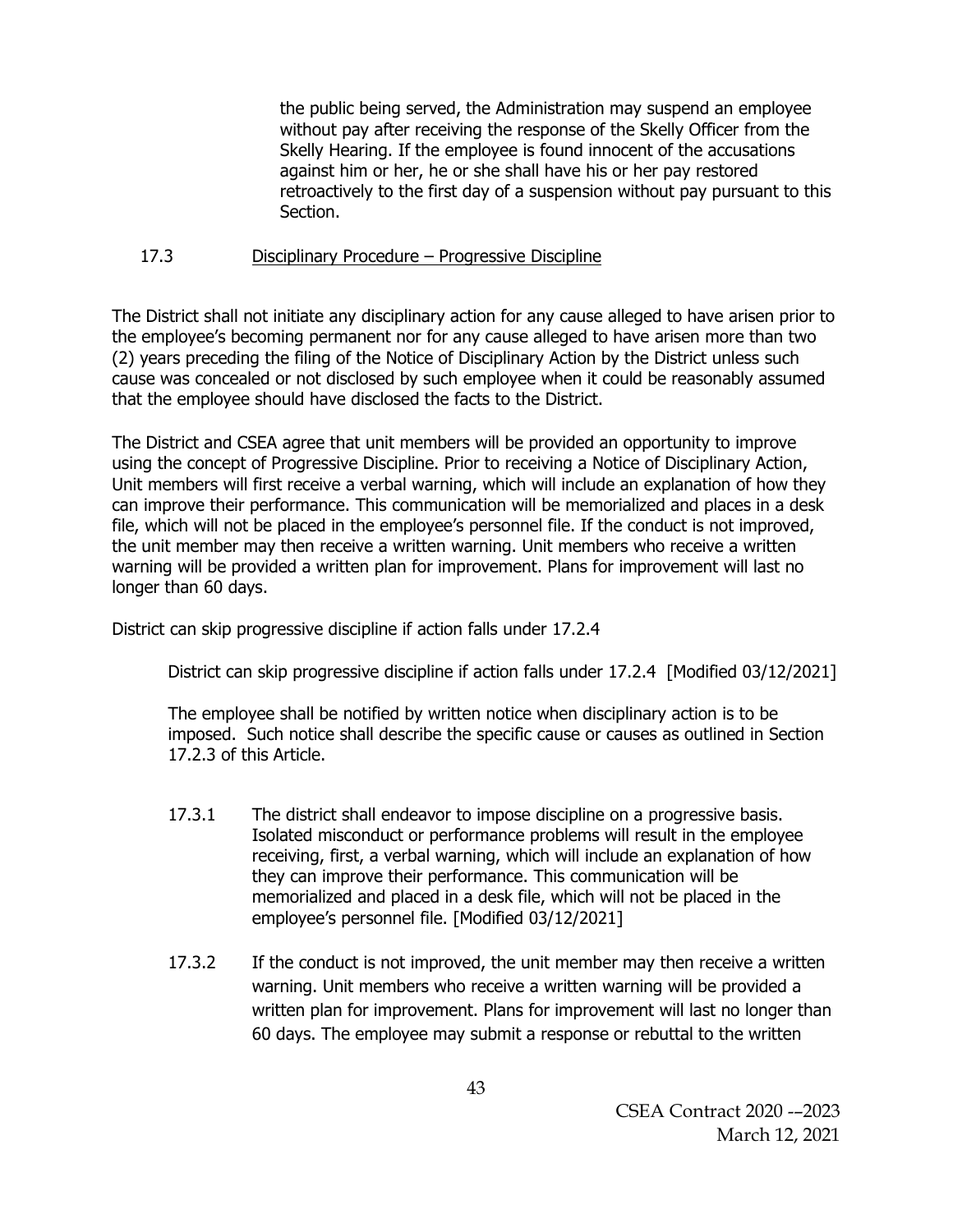the public being served, the Administration may suspend an employee without pay after receiving the response of the Skelly Officer from the Skelly Hearing. If the employee is found innocent of the accusations against him or her, he or she shall have his or her pay restored retroactively to the first day of a suspension without pay pursuant to this Section.

### 17.3 Disciplinary Procedure – Progressive Discipline

The District shall not initiate any disciplinary action for any cause alleged to have arisen prior to the employee's becoming permanent nor for any cause alleged to have arisen more than two (2) years preceding the filing of the Notice of Disciplinary Action by the District unless such cause was concealed or not disclosed by such employee when it could be reasonably assumed that the employee should have disclosed the facts to the District.

The District and CSEA agree that unit members will be provided an opportunity to improve using the concept of Progressive Discipline. Prior to receiving a Notice of Disciplinary Action, Unit members will first receive a verbal warning, which will include an explanation of how they can improve their performance. This communication will be memorialized and places in a desk file, which will not be placed in the employee's personnel file. If the conduct is not improved, the unit member may then receive a written warning. Unit members who receive a written warning will be provided a written plan for improvement. Plans for improvement will last no longer than 60 days.

District can skip progressive discipline if action falls under 17.2.4

District can skip progressive discipline if action falls under 17.2.4 [Modified 03/12/2021]

The employee shall be notified by written notice when disciplinary action is to be imposed. Such notice shall describe the specific cause or causes as outlined in Section 17.2.3 of this Article.

17.3.1 The district shall endeavor to impose discipline on a progressive basis. Isolated misconduct or performance problems will result in the employee receiving, first, a verbal warning, which will include an explanation of how they can improve their performance. This communication will be memorialized and placed in a desk file, which will not be placed in the employee's personnel file. [Modified 03/12/2021]

17.3.2 If the conduct is not improved, the unit member may then receive a written warning. Unit members who receive a written warning will be provided a written plan for improvement. Plans for improvement will last no longer than 60 days. The employee may submit a response or rebuttal to the written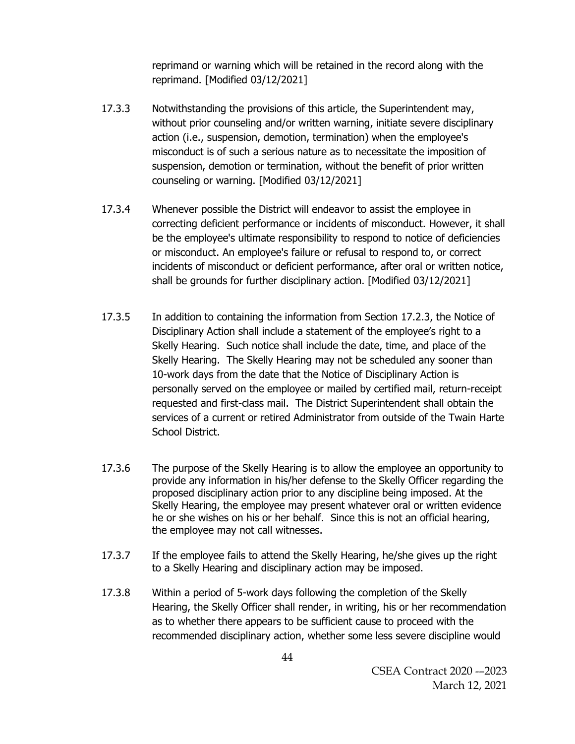reprimand or warning which will be retained in the record along with the reprimand. [Modified 03/12/2021]

17.3.3 Notwithstanding the provisions of this article, the Superintendent may, without prior counseling and/or written warning, initiate severe disciplinary action (i.e., suspension, demotion, termination) when the employee's misconduct is of such a serious nature as to necessitate the imposition of suspension, demotion or termination, without the benefit of prior written counseling or warning. [Modified 03/12/2021]

17.3.4 Whenever possible the District will endeavor to assist the employee in correcting deficient performance or incidents of misconduct. However, it shall be the employee's ultimate responsibility to respond to notice of deficiencies or misconduct. An employee's failure or refusal to respond to, or correct incidents of misconduct or deficient performance, after oral or written notice, shall be grounds for further disciplinary action. [Modified 03/12/2021]

17.3.5 In addition to containing the information from Section 17.2.3, the Notice of Disciplinary Action shall include a statement of the employee's right to a Skelly Hearing. Such notice shall include the date, time, and place of the Skelly Hearing. The Skelly Hearing may not be scheduled any sooner than 10-work days from the date that the Notice of Disciplinary Action is personally served on the employee or mailed by certified mail, return-receipt requested and first-class mail. The District Superintendent shall obtain the services of a current or retired Administrator from outside of the Twain Harte School District.

17.3.6 The purpose of the Skelly Hearing is to allow the employee an opportunity to provide any information in his/her defense to the Skelly Officer regarding the proposed disciplinary action prior to any discipline being imposed. At the Skelly Hearing, the employee may present whatever oral or written evidence he or she wishes on his or her behalf. Since this is not an official hearing, the employee may not call witnesses.

17.3.7 If the employee fails to attend the Skelly Hearing, he/she gives up the right to a Skelly Hearing and disciplinary action may be imposed.

17.3.8 Within a period of 5-work days following the completion of the Skelly Hearing, the Skelly Officer shall render, in writing, his or her recommendation as to whether there appears to be sufficient cause to proceed with the recommended disciplinary action, whether some less severe discipline would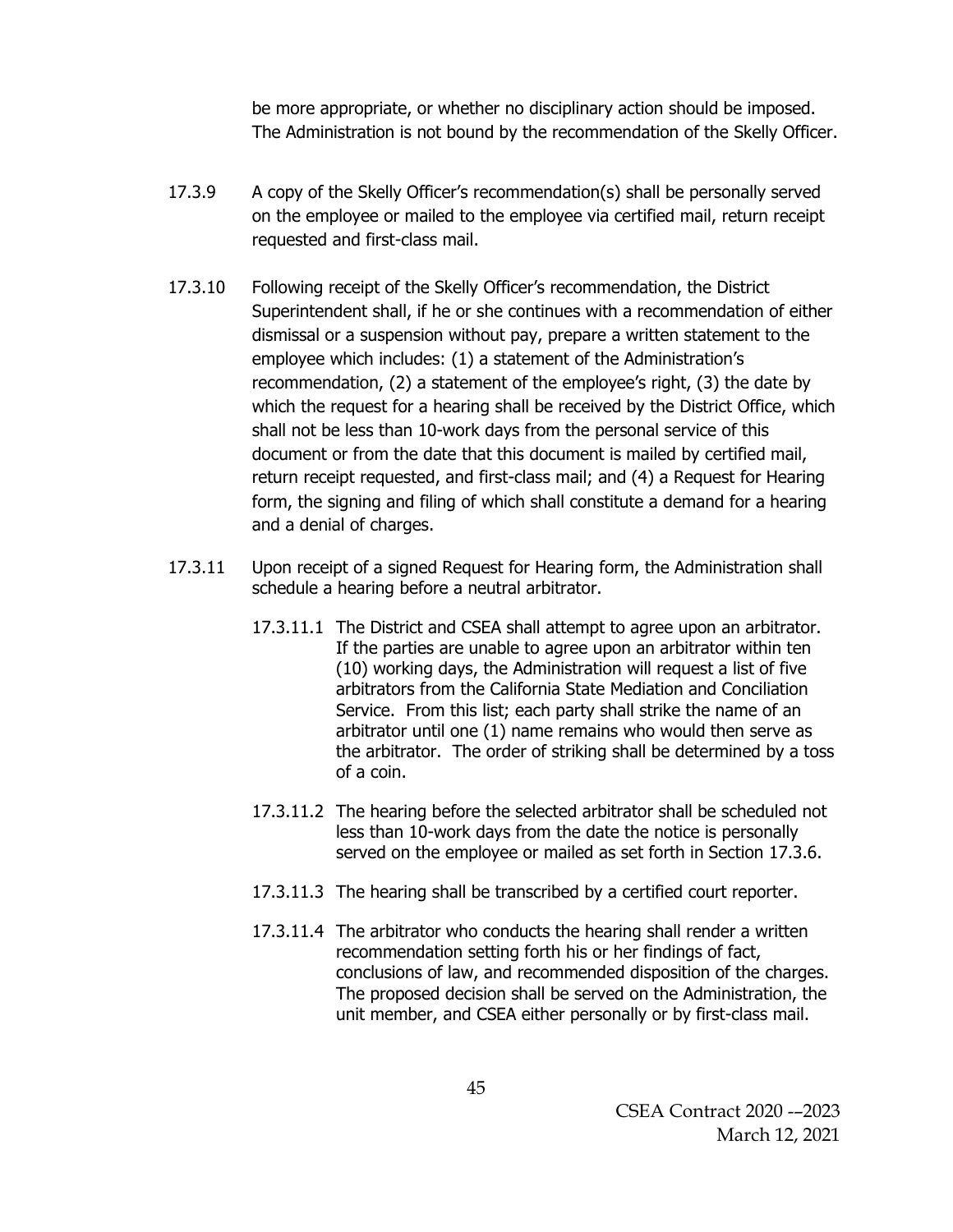be more appropriate, or whether no disciplinary action should be imposed. The Administration is not bound by the recommendation of the Skelly Officer.

17.3.9 A copy of the Skelly Officer's recommendation(s) shall be personally served on the employee or mailed to the employee via certified mail, return receipt requested and first-class mail.

17.3.10 Following receipt of the Skelly Officer's recommendation, the District Superintendent shall, if he or she continues with a recommendation of either dismissal or a suspension without pay, prepare a written statement to the employee which includes: (1) a statement of the Administration's recommendation, (2) a statement of the employee's right, (3) the date by which the request for a hearing shall be received by the District Office, which shall not be less than 10-work days from the personal service of this document or from the date that this document is mailed by certified mail, return receipt requested, and first-class mail; and (4) a Request for Hearing form, the signing and filing of which shall constitute a demand for a hearing and a denial of charges.

17.3.11 Upon receipt of a signed Request for Hearing form, the Administration shall schedule a hearing before a neutral arbitrator.

17.3.11.1 The District and CSEA shall attempt to agree upon an arbitrator. If the parties are unable to agree upon an arbitrator within ten (10) working days, the Administration will request a list of five arbitrators from the California State Mediation and Conciliation Service. From this list; each party shall strike the name of an arbitrator until one (1) name remains who would then serve as the arbitrator. The order of striking shall be determined by a toss of a coin.

17.3.11.2 The hearing before the selected arbitrator shall be scheduled not less than 10-work days from the date the notice is personally served on the employee or mailed as set forth in Section 17.3.6.

17.3.11.3 The hearing shall be transcribed by a certified court reporter.

17.3.11.4 The arbitrator who conducts the hearing shall render a written recommendation setting forth his or her findings of fact, conclusions of law, and recommended disposition of the charges. The proposed decision shall be served on the Administration, the unit member, and CSEA either personally or by first-class mail.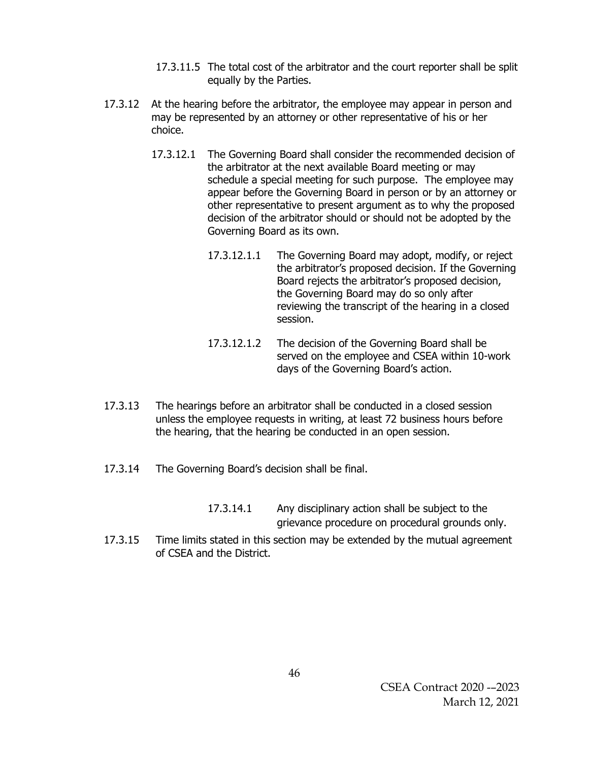17.3.11.5 The total cost of the arbitrator and the court reporter shall be split equally by the Parties.

17.3.12 At the hearing before the arbitrator, the employee may appear in person and may be represented by an attorney or other representative of his or her choice.

17.3.12.1 The Governing Board shall consider the recommended decision of the arbitrator at the next available Board meeting or may schedule a special meeting for such purpose. The employee may appear before the Governing Board in person or by an attorney or other representative to present argument as to why the proposed decision of the arbitrator should or should not be adopted by the Governing Board as its own.

17.3.12.1.1 The Governing Board may adopt, modify, or reject the arbitrator's proposed decision. If the Governing Board rejects the arbitrator's proposed decision, the Governing Board may do so only after reviewing the transcript of the hearing in a closed session.

17.3.12.1.2 The decision of the Governing Board shall be served on the employee and CSEA within 10-work days of the Governing Board's action.

17.3.13 The hearings before an arbitrator shall be conducted in a closed session unless the employee requests in writing, at least 72 business hours before the hearing, that the hearing be conducted in an open session.

17.3.14 The Governing Board's decision shall be final.

17.3.14.1 Any disciplinary action shall be subject to the grievance procedure on procedural grounds only.

17.3.15 Time limits stated in this section may be extended by the mutual agreement of CSEA and the District.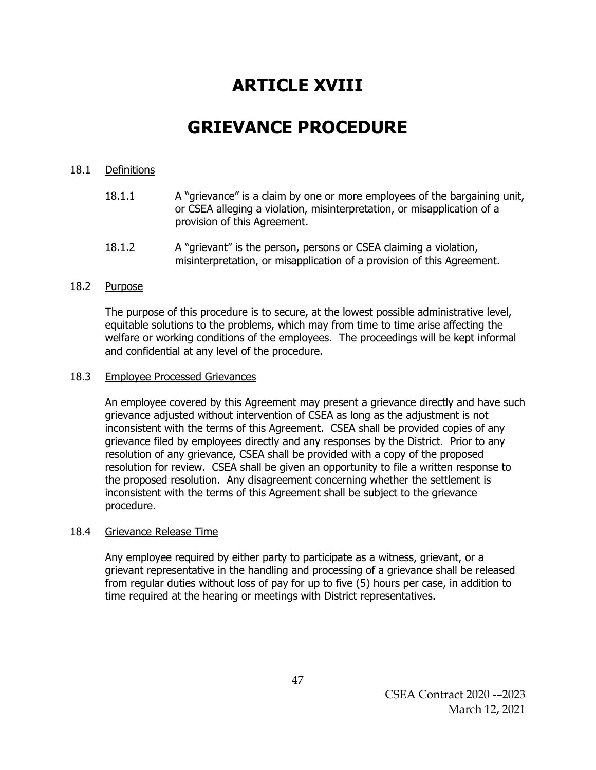# ARTICLE XVIII

# GRIEVANCE PROCEDURE

18.1 Definitions

18.1.1 A "grievance" is a claim by one or more employees of the bargaining unit, or CSEA alleging a violation, misinterpretation, or misapplication of a provision of this Agreement.

18.1.2 A "grievant" is the person, persons or CSEA claiming a violation, misinterpretation, or misapplication of a provision of this Agreement.

18.2 Purpose

The purpose of this procedure is to secure, at the lowest possible administrative level, equitable solutions to the problems, which may from time to time arise affecting the welfare or working conditions of the employees. The proceedings will be kept informal and confidential at any level of the procedure.

18.3 Employee Processed Grievances

An employee covered by this Agreement may present a grievance directly and have such grievance adjusted without intervention of CSEA as long as the adjustment is not inconsistent with the terms of this Agreement. CSEA shall be provided copies of any grievance filed by employees directly and any responses by the District. Prior to any resolution of any grievance, CSEA shall be provided with a copy of the proposed resolution for review. CSEA shall be given an opportunity to file a written response to the proposed resolution. Any disagreement concerning whether the settlement is inconsistent with the terms of this Agreement shall be subject to the grievance procedure.

18.4 Grievance Release Time

Any employee required by either party to participate as a witness, grievant, or a grievant representative in the handling and processing of a grievance shall be released from regular duties without loss of pay for up to five (5) hours per case, in addition to time required at the hearing or meetings with District representatives.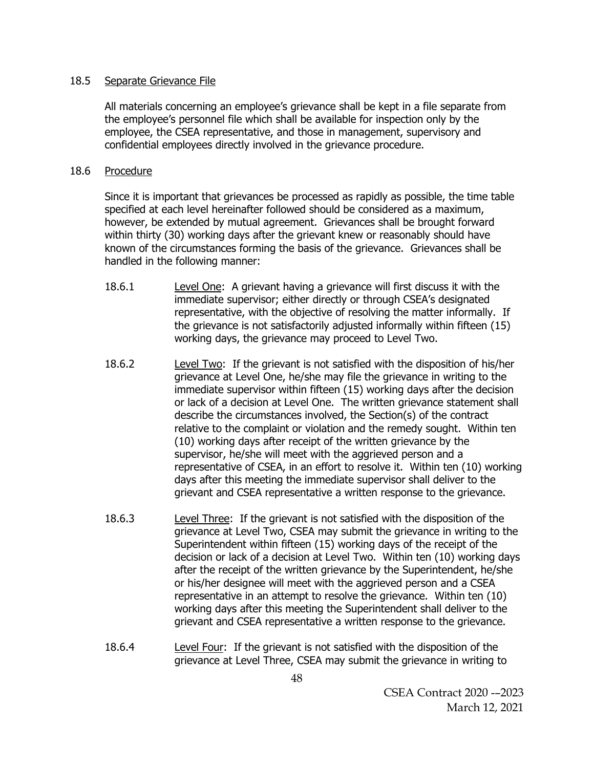18.5 Separate Grievance File

All materials concerning an employee's grievance shall be kept in a file separate from the employee's personnel file which shall be available for inspection only by the employee, the CSEA representative, and those in management, supervisory and confidential employees directly involved in the grievance procedure.

18.6 Procedure

Since it is important that grievances be processed as rapidly as possible, the time table specified at each level hereinafter followed should be considered as a maximum, however, be extended by mutual agreement. Grievances shall be brought forward within thirty (30) working days after the grievant knew or reasonably should have known of the circumstances forming the basis of the grievance. Grievances shall be handled in the following manner:

18.6.1 Level One: A grievant having a grievance will first discuss it with the immediate supervisor; either directly or through CSEA's designated representative, with the objective of resolving the matter informally. If the grievance is not satisfactorily adjusted informally within fifteen (15) working days, the grievance may proceed to Level Two.

18.6.2 Level Two: If the grievant is not satisfied with the disposition of his/her grievance at Level One, he/she may file the grievance in writing to the immediate supervisor within fifteen (15) working days after the decision or lack of a decision at Level One. The written grievance statement shall describe the circumstances involved, the Section(s) of the contract relative to the complaint or violation and the remedy sought. Within ten (10) working days after receipt of the written grievance by the supervisor, he/she will meet with the aggrieved person and a representative of CSEA, in an effort to resolve it. Within ten (10) working days after this meeting the immediate supervisor shall deliver to the grievant and CSEA representative a written response to the grievance.

18.6.3 Level Three: If the grievant is not satisfied with the disposition of the grievance at Level Two, CSEA may submit the grievance in writing to the Superintendent within fifteen (15) working days of the receipt of the decision or lack of a decision at Level Two. Within ten (10) working days after the receipt of the written grievance by the Superintendent, he/she or his/her designee will meet with the aggrieved person and a CSEA representative in an attempt to resolve the grievance. Within ten (10) working days after this meeting the Superintendent shall deliver to the grievant and CSEA representative a written response to the grievance.

18.6.4 Level Four: If the grievant is not satisfied with the disposition of the grievance at Level Three, CSEA may submit the grievance in writing to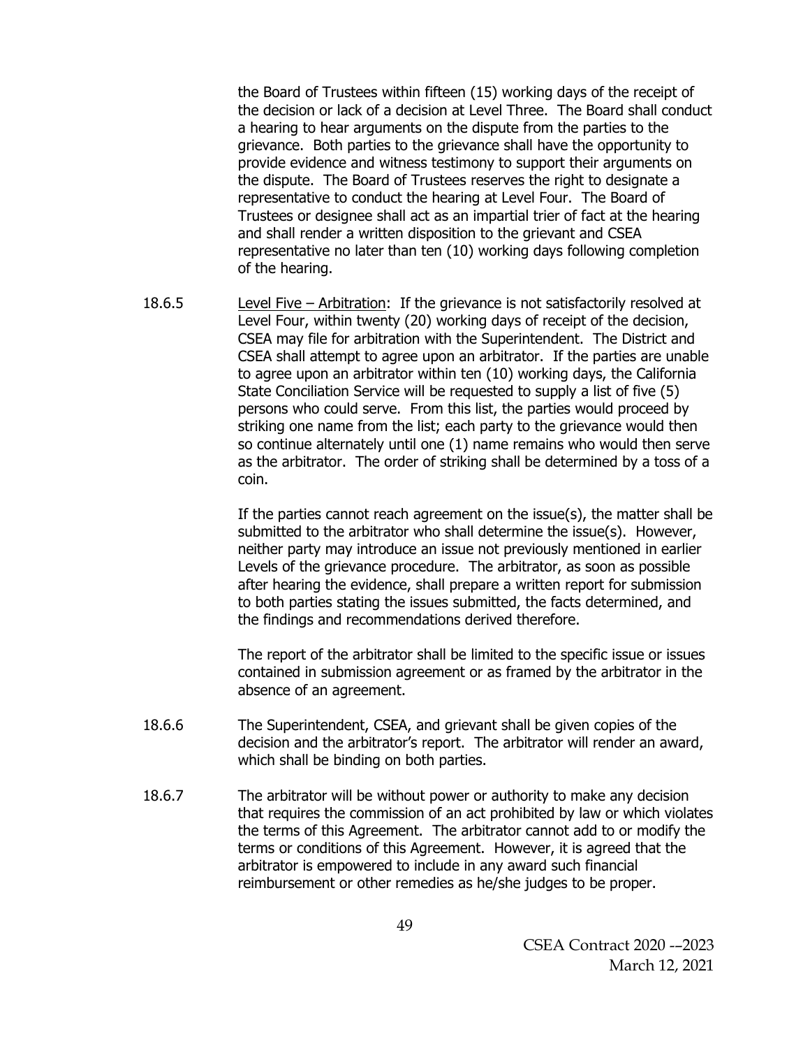the Board of Trustees within fifteen (15) working days of the receipt of the decision or lack of a decision at Level Three. The Board shall conduct a hearing to hear arguments on the dispute from the parties to the grievance. Both parties to the grievance shall have the opportunity to provide evidence and witness testimony to support their arguments on the dispute. The Board of Trustees reserves the right to designate a representative to conduct the hearing at Level Four. The Board of Trustees or designee shall act as an impartial trier of fact at the hearing and shall render a written disposition to the grievant and CSEA representative no later than ten (10) working days following completion of the hearing.

18.6.5 Level Five – Arbitration: If the grievance is not satisfactorily resolved at Level Four, within twenty (20) working days of receipt of the decision, CSEA may file for arbitration with the Superintendent. The District and CSEA shall attempt to agree upon an arbitrator. If the parties are unable to agree upon an arbitrator within ten (10) working days, the California State Conciliation Service will be requested to supply a list of five (5) persons who could serve. From this list, the parties would proceed by striking one name from the list; each party to the grievance would then so continue alternately until one (1) name remains who would then serve as the arbitrator. The order of striking shall be determined by a toss of a coin.

If the parties cannot reach agreement on the issue(s), the matter shall be submitted to the arbitrator who shall determine the issue(s). However, neither party may introduce an issue not previously mentioned in earlier Levels of the grievance procedure. The arbitrator, as soon as possible after hearing the evidence, shall prepare a written report for submission to both parties stating the issues submitted, the facts determined, and the findings and recommendations derived therefore.

The report of the arbitrator shall be limited to the specific issue or issues contained in submission agreement or as framed by the arbitrator in the absence of an agreement.

18.6.6 The Superintendent, CSEA, and grievant shall be given copies of the decision and the arbitrator's report. The arbitrator will render an award, which shall be binding on both parties.

18.6.7 The arbitrator will be without power or authority to make any decision that requires the commission of an act prohibited by law or which violates the terms of this Agreement. The arbitrator cannot add to or modify the terms or conditions of this Agreement. However, it is agreed that the arbitrator is empowered to include in any award such financial reimbursement or other remedies as he/she judges to be proper.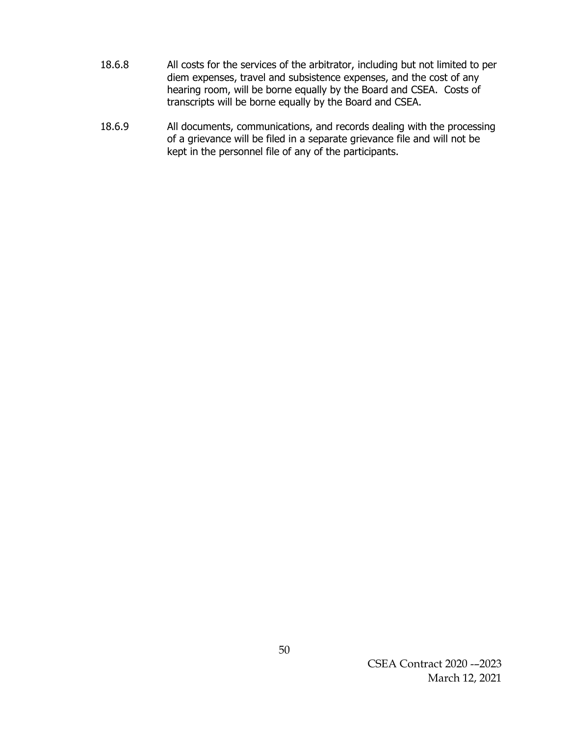18.6.8 All costs for the services of the arbitrator, including but not limited to per diem expenses, travel and subsistence expenses, and the cost of any hearing room, will be borne equally by the Board and CSEA. Costs of transcripts will be borne equally by the Board and CSEA.

18.6.9 All documents, communications, and records dealing with the processing of a grievance will be filed in a separate grievance file and will not be kept in the personnel file of any of the participants.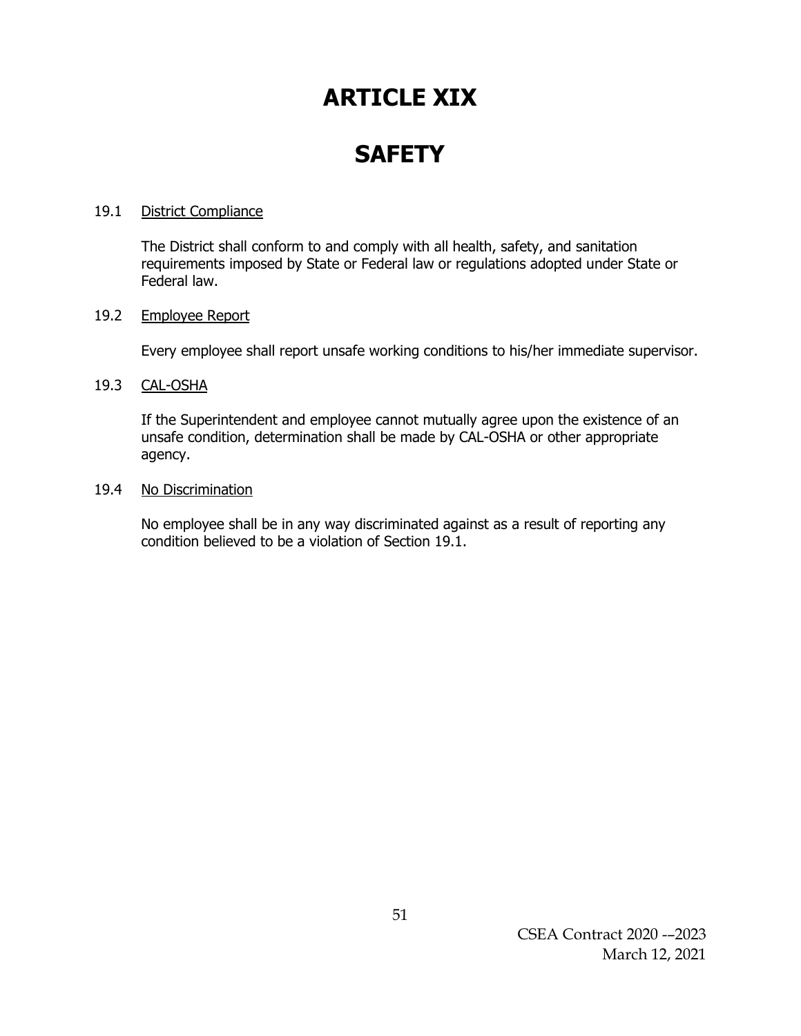# ARTICLE XIX

# SAFETY

19.1 District Compliance

The District shall conform to and comply with all health, safety, and sanitation requirements imposed by State or Federal law or regulations adopted under State or Federal law.

19.2 Employee Report

Every employee shall report unsafe working conditions to his/her immediate supervisor.

19.3 CAL-OSHA

If the Superintendent and employee cannot mutually agree upon the existence of an unsafe condition, determination shall be made by CAL-OSHA or other appropriate agency.

19.4 No Discrimination

No employee shall be in any way discriminated against as a result of reporting any condition believed to be a violation of Section 19.1.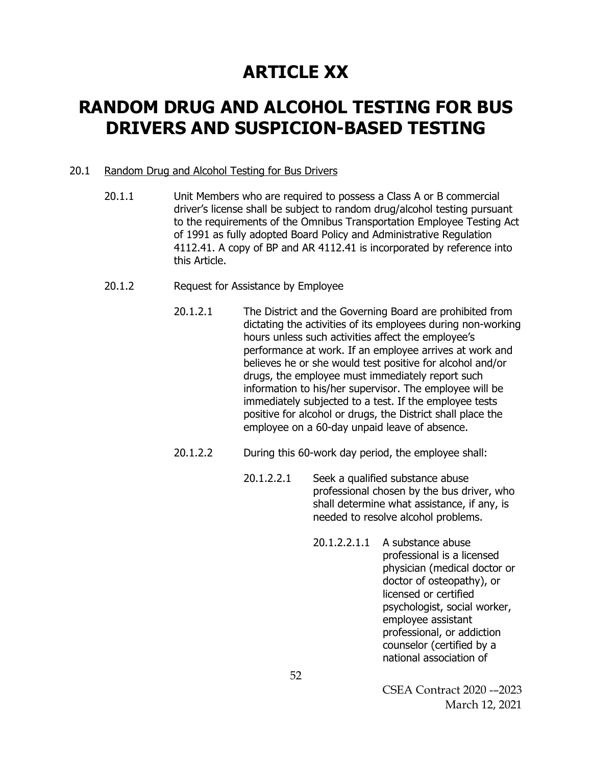# ARTICLE XX

# RANDOM DRUG AND ALCOHOL TESTING FOR BUS DRIVERS AND SUSPICION-BASED TESTING

20.1 Random Drug and Alcohol Testing for Bus Drivers

20.1.1 Unit Members who are required to possess a Class A or B commercial driver's license shall be subject to random drug/alcohol testing pursuant to the requirements of the Omnibus Transportation Employee Testing Act of 1991 as fully adopted Board Policy and Administrative Regulation 4112.41. A copy of BP and AR 4112.41 is incorporated by reference into this Article.

20.1.2 Request for Assistance by Employee

20.1.2.1 The District and the Governing Board are prohibited from dictating the activities of its employees during non-working hours unless such activities affect the employee's performance at work. If an employee arrives at work and believes he or she would test positive for alcohol and/or drugs, the employee must immediately report such information to his/her supervisor. The employee will be immediately subjected to a test. If the employee tests positive for alcohol or drugs, the District shall place the employee on a 60-day unpaid leave of absence.

20.1.2.2 During this 60-work day period, the employee shall:

20.1.2.2.1 Seek a qualified substance abuse professional chosen by the bus driver, who shall determine what assistance, if any, is needed to resolve alcohol problems.

20.1.2.2.1.1 A substance abuse professional is a licensed physician (medical doctor or doctor of osteopathy), or licensed or certified psychologist, social worker, employee assistant professional, or addiction counselor (certified by a national association of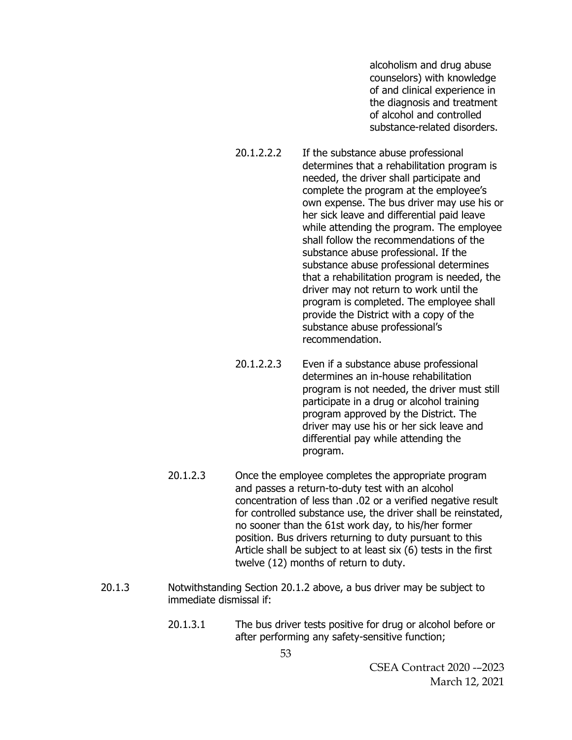alcoholism and drug abuse counselors) with knowledge of and clinical experience in the diagnosis and treatment of alcohol and controlled substance-related disorders.

20.1.2.2.2 If the substance abuse professional determines that a rehabilitation program is needed, the driver shall participate and complete the program at the employee's own expense. The bus driver may use his or her sick leave and differential paid leave while attending the program. The employee shall follow the recommendations of the substance abuse professional. If the substance abuse professional determines that a rehabilitation program is needed, the driver may not return to work until the program is completed. The employee shall provide the District with a copy of the substance abuse professional's recommendation.

20.1.2.2.3 Even if a substance abuse professional determines an in-house rehabilitation program is not needed, the driver must still participate in a drug or alcohol training program approved by the District. The driver may use his or her sick leave and differential pay while attending the program.

20.1.2.3 Once the employee completes the appropriate program and passes a return-to-duty test with an alcohol concentration of less than .02 or a verified negative result for controlled substance use, the driver shall be reinstated, no sooner than the 61st work day, to his/her former position. Bus drivers returning to duty pursuant to this Article shall be subject to at least six (6) tests in the first twelve (12) months of return to duty.

20.1.3 Notwithstanding Section 20.1.2 above, a bus driver may be subject to immediate dismissal if:

20.1.3.1 The bus driver tests positive for drug or alcohol before or after performing any safety-sensitive function;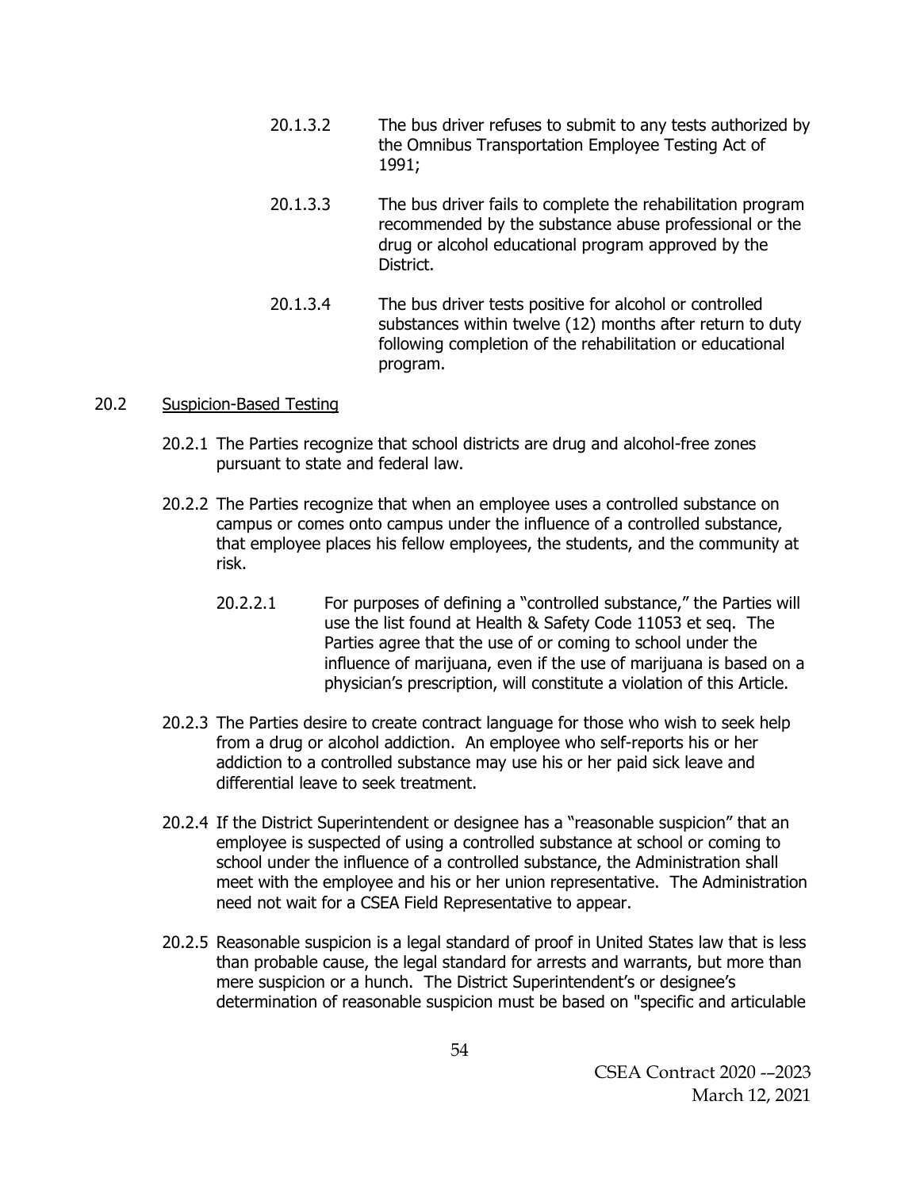20.1.3.2 The bus driver refuses to submit to any tests authorized by the Omnibus Transportation Employee Testing Act of 1991;

20.1.3.3 The bus driver fails to complete the rehabilitation program recommended by the substance abuse professional or the drug or alcohol educational program approved by the District.

20.1.3.4 The bus driver tests positive for alcohol or controlled substances within twelve (12) months after return to duty following completion of the rehabilitation or educational program.

## 20.2 Suspicion-Based Testing

20.2.1 The Parties recognize that school districts are drug and alcohol-free zones pursuant to state and federal law.

20.2.2 The Parties recognize that when an employee uses a controlled substance on campus or comes onto campus under the influence of a controlled substance, that employee places his fellow employees, the students, and the community at risk.

20.2.2.1 For purposes of defining a "controlled substance," the Parties will use the list found at Health & Safety Code 11053 et seq. The Parties agree that the use of or coming to school under the influence of marijuana, even if the use of marijuana is based on a physician's prescription, will constitute a violation of this Article.

20.2.3 The Parties desire to create contract language for those who wish to seek help from a drug or alcohol addiction. An employee who self-reports his or her addiction to a controlled substance may use his or her paid sick leave and differential leave to seek treatment.

20.2.4 If the District Superintendent or designee has a "reasonable suspicion" that an employee is suspected of using a controlled substance at school or coming to school under the influence of a controlled substance, the Administration shall meet with the employee and his or her union representative. The Administration need not wait for a CSEA Field Representative to appear.

20.2.5 Reasonable suspicion is a legal standard of proof in United States law that is less than probable cause, the legal standard for arrests and warrants, but more than mere suspicion or a hunch. The District Superintendent's or designee's determination of reasonable suspicion must be based on "specific and articulable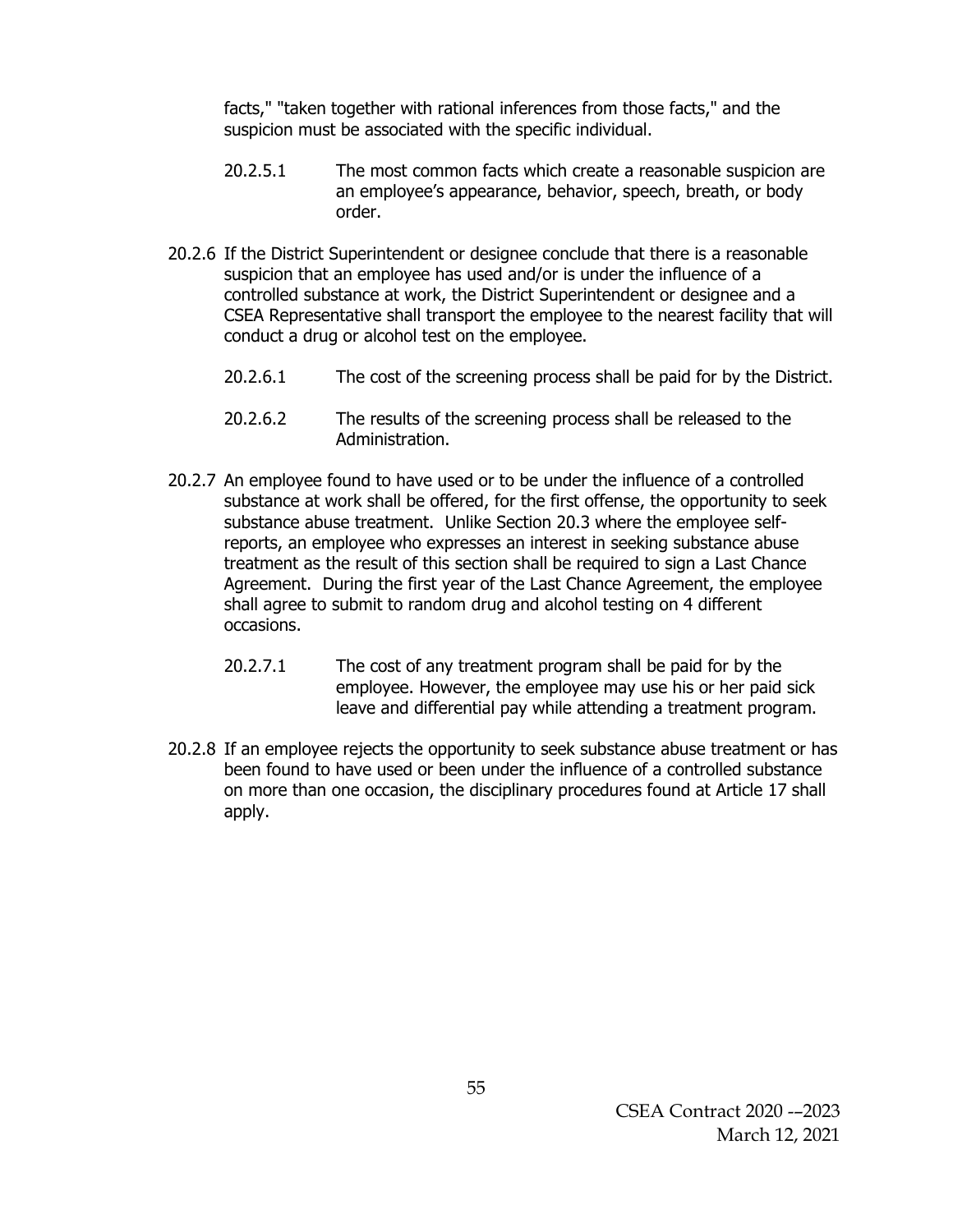facts," "taken together with rational inferences from those facts," and the suspicion must be associated with the specific individual.

20.2.5.1 The most common facts which create a reasonable suspicion are an employee's appearance, behavior, speech, breath, or body order.

20.2.6 If the District Superintendent or designee conclude that there is a reasonable suspicion that an employee has used and/or is under the influence of a controlled substance at work, the District Superintendent or designee and a CSEA Representative shall transport the employee to the nearest facility that will conduct a drug or alcohol test on the employee.

20.2.6.1 The cost of the screening process shall be paid for by the District.

20.2.6.2 The results of the screening process shall be released to the Administration.

20.2.7 An employee found to have used or to be under the influence of a controlled substance at work shall be offered, for the first offense, the opportunity to seek substance abuse treatment. Unlike Section 20.3 where the employee self-reports, an employee who expresses an interest in seeking substance abuse treatment as the result of this section shall be required to sign a Last Chance Agreement. During the first year of the Last Chance Agreement, the employee shall agree to submit to random drug and alcohol testing on 4 different occasions.

20.2.7.1 The cost of any treatment program shall be paid for by the employee. However, the employee may use his or her paid sick leave and differential pay while attending a treatment program.

20.2.8 If an employee rejects the opportunity to seek substance abuse treatment or has been found to have used or been under the influence of a controlled substance on more than one occasion, the disciplinary procedures found at Article 17 shall apply.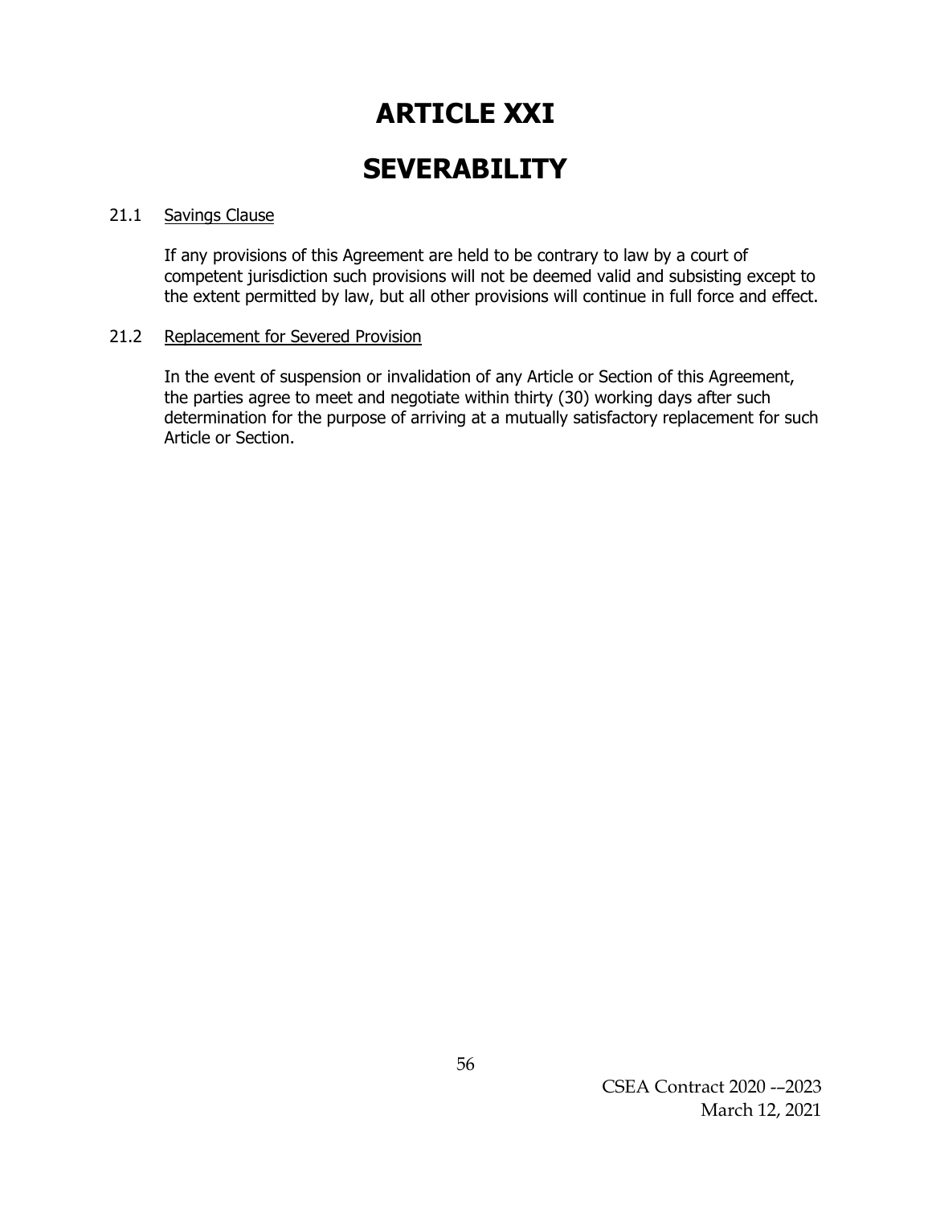# ARTICLE XXI

# SEVERABILITY

21.1 Savings Clause

If any provisions of this Agreement are held to be contrary to law by a court of competent jurisdiction such provisions will not be deemed valid and subsisting except to the extent permitted by law, but all other provisions will continue in full force and effect.

21.2 Replacement for Severed Provision

In the event of suspension or invalidation of any Article or Section of this Agreement, the parties agree to meet and negotiate within thirty (30) working days after such determination for the purpose of arriving at a mutually satisfactory replacement for such Article or Section.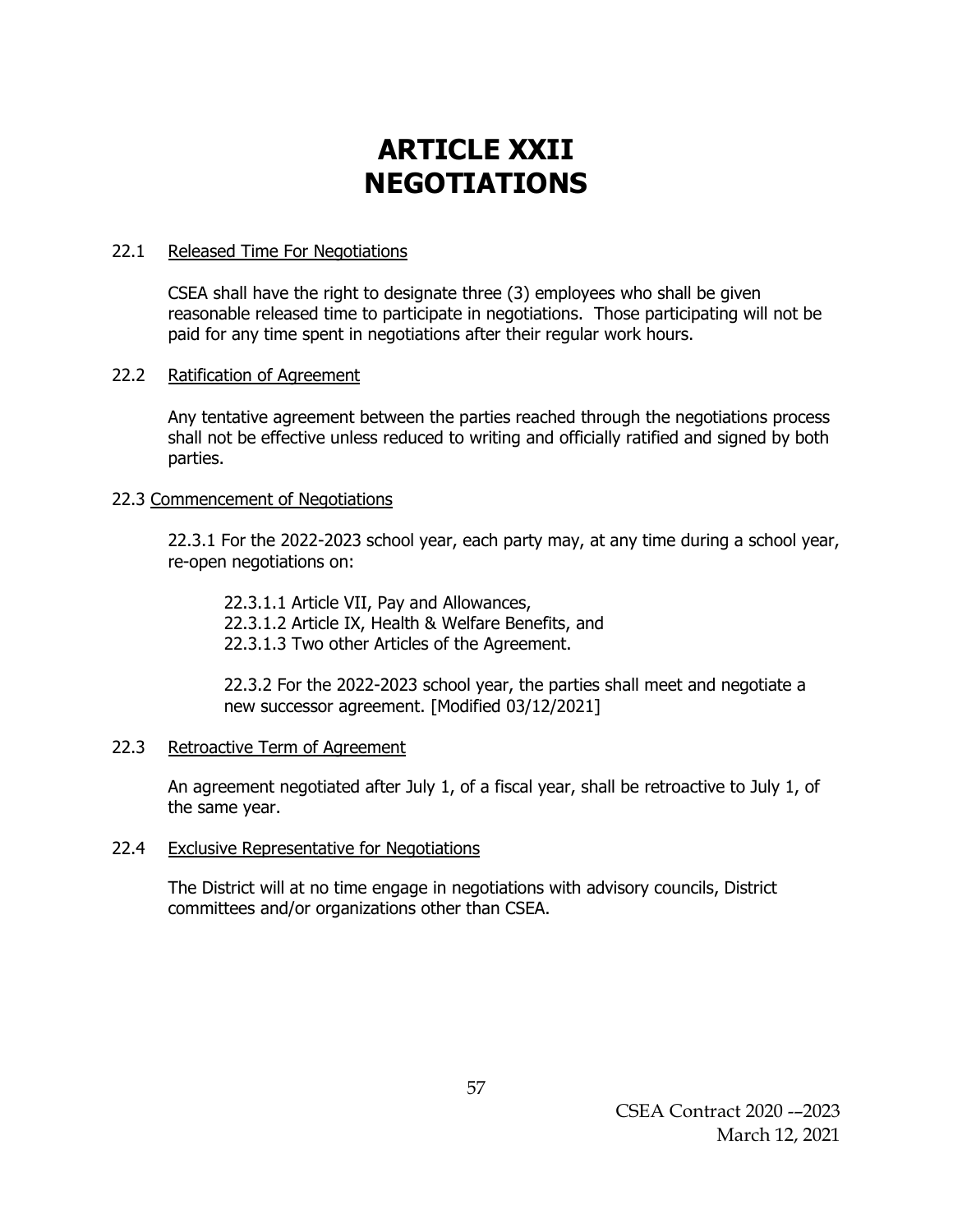# ARTICLE XXII
# NEGOTIATIONS

22.1 Released Time For Negotiations

CSEA shall have the right to designate three (3) employees who shall be given reasonable released time to participate in negotiations. Those participating will not be paid for any time spent in negotiations after their regular work hours.

22.2 Ratification of Agreement

Any tentative agreement between the parties reached through the negotiations process shall not be effective unless reduced to writing and officially ratified and signed by both parties.

22.3 Commencement of Negotiations

22.3.1 For the 2022-2023 school year, each party may, at any time during a school year, re-open negotiations on:

22.3.1.1 Article VII, Pay and Allowances,
22.3.1.2 Article IX, Health & Welfare Benefits, and
22.3.1.3 Two other Articles of the Agreement.

22.3.2 For the 2022-2023 school year, the parties shall meet and negotiate a new successor agreement. [Modified 03/12/2021]

22.3 Retroactive Term of Agreement

An agreement negotiated after July 1, of a fiscal year, shall be retroactive to July 1, of the same year.

22.4 Exclusive Representative for Negotiations

The District will at no time engage in negotiations with advisory councils, District committees and/or organizations other than CSEA.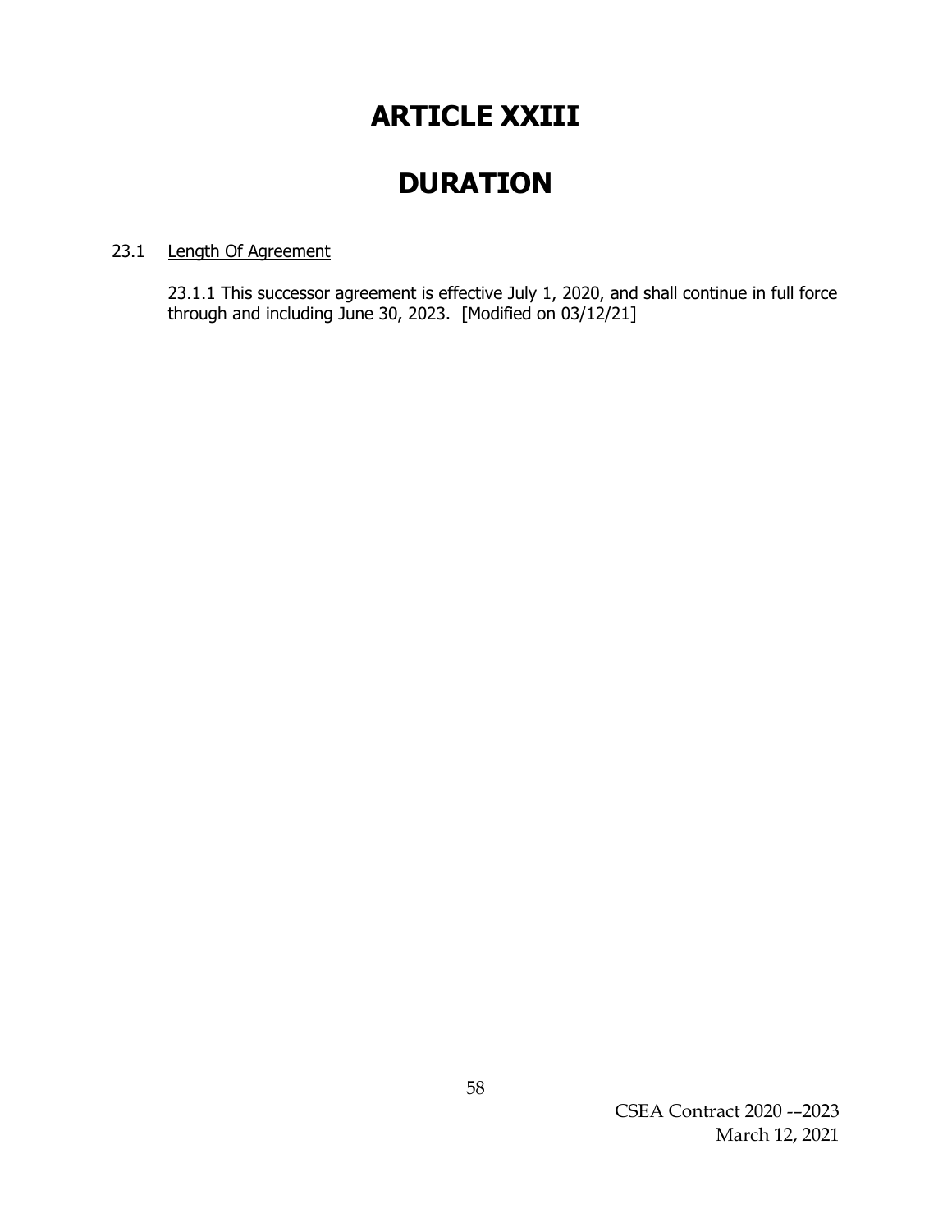# ARTICLE XXIII

# DURATION

23.1 Length Of Agreement

23.1.1 This successor agreement is effective July 1, 2020, and shall continue in full force through and including June 30, 2023. [Modified on 03/12/21]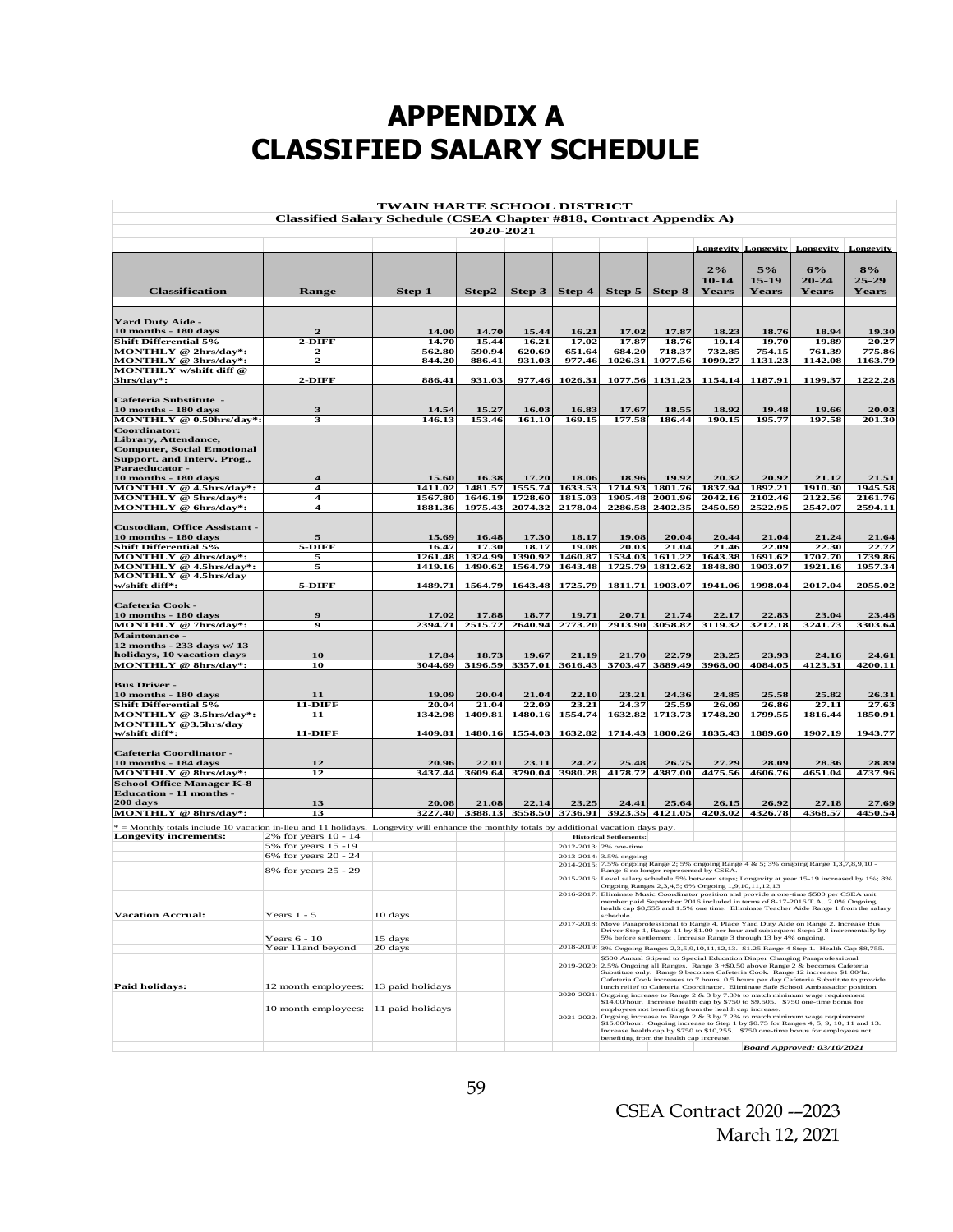# APPENDIX A
# CLASSIFIED SALARY SCHEDULE

TWAIN HARTE SCHOOL DISTRICT
Classified Salary Schedule (CSEA Chapter #818, Contract Appendix A)
2020-2021

| Classification | Range | Step 1 | Step2 | Step 3 | Step 4 | Step 5 | Step 8 | Longevity 2% 10-14 Years | Longevity 5% 15-19 Years | Longevity 6% 20-24 Years | Longevity 8% 25-29 Years |
|---|---|---|---|---|---|---|---|---|---|---|---|
| Yard Duty Aide - 10 months - 180 days | 2 | 14.00 | 14.70 | 15.44 | 16.21 | 17.02 | 17.87 | 18.23 | 18.76 | 18.94 | 19.30 |
| Shift Differential 5% | 2-DIFF | 14.70 | 15.44 | 16.21 | 17.02 | 17.87 | 18.76 | 19.14 | 19.70 | 19.89 | 20.27 |
| MONTHLY @ 2hrs/day*: | 2 | 562.80 | 590.94 | 620.69 | 651.64 | 684.20 | 718.37 | 732.85 | 754.15 | 761.39 | 775.86 |
| MONTHLY @ 3hrs/day*: | 2 | 844.20 | 886.41 | 931.03 | 977.46 | 1026.31 | 1077.56 | 1099.27 | 1131.23 | 1142.08 | 1163.79 |
| MONTHLY w/shift diff @ 3hrs/day*: | 2-DIFF | 886.41 | 931.03 | 977.46 | 1026.31 | 1077.56 | 1131.23 | 1154.14 | 1187.91 | 1199.37 | 1222.28 |
| Cafeteria Substitute - 10 months - 180 days | 3 | 14.54 | 15.27 | 16.03 | 16.83 | 17.67 | 18.55 | 18.92 | 19.48 | 19.66 | 20.03 |
| MONTHLY @ 0.50hrs/day*: | 3 | 146.13 | 153.46 | 161.10 | 169.15 | 177.58 | 186.44 | 190.15 | 195.77 | 197.58 | 201.30 |
| Coordinator: Library, Attendance, Computer, Social Emotional Support. and Interv. Prog., Paraeducator - 10 months - 180 days | 4 | 15.60 | 16.38 | 17.20 | 18.06 | 18.96 | 19.92 | 20.32 | 20.92 | 21.12 | 21.51 |
| MONTHLY @ 4.5hrs/day*: | 4 | 1411.02 | 1481.57 | 1555.74 | 1633.53 | 1714.93 | 1801.76 | 1837.94 | 1892.21 | 1910.30 | 1945.58 |
| MONTHLY @ 5hrs/day*: | 4 | 1567.80 | 1646.19 | 1728.60 | 1815.03 | 1905.48 | 2001.96 | 2042.16 | 2102.46 | 2122.56 | 2161.76 |
| MONTHLY @ 6hrs/day*: | 4 | 1881.36 | 1975.43 | 2074.32 | 2178.04 | 2286.58 | 2402.35 | 2450.59 | 2522.95 | 2547.07 | 2594.11 |
| Custodian, Office Assistant - 10 months - 180 days | 5 | 15.69 | 16.48 | 17.30 | 18.17 | 19.08 | 20.04 | 20.44 | 21.04 | 21.24 | 21.64 |
| Shift Differential 5% | 5-DIFF | 16.47 | 17.30 | 18.17 | 19.08 | 20.03 | 21.04 | 21.46 | 22.09 | 22.30 | 22.72 |
| MONTHLY @ 4hrs/day*: | 5 | 1261.48 | 1324.99 | 1390.92 | 1460.87 | 1534.03 | 1611.22 | 1643.38 | 1691.62 | 1707.70 | 1739.86 |
| MONTHLY @ 4.5hrs/day*: | 5 | 1419.16 | 1490.62 | 1564.79 | 1643.48 | 1725.79 | 1812.62 | 1848.80 | 1903.07 | 1921.16 | 1957.34 |
| MONTHLY @ 4.5hrs/day w/shift diff*: | 5-DIFF | 1489.71 | 1564.79 | 1643.48 | 1725.79 | 1811.71 | 1903.07 | 1941.06 | 1998.04 | 2017.04 | 2055.02 |
| Cafeteria Cook - 10 months - 180 days | 9 | 17.02 | 17.88 | 18.77 | 19.71 | 20.71 | 21.74 | 22.17 | 22.83 | 23.04 | 23.48 |
| MONTHLY @ 7hrs/day*: | 9 | 2394.71 | 2515.72 | 2640.94 | 2773.20 | 2913.90 | 3058.82 | 3119.32 | 3212.18 | 3241.73 | 3303.64 |
| Maintenance - 12 months - 233 days w/ 13 holidays, 10 vacation days | 10 | 17.84 | 18.73 | 19.67 | 21.19 | 21.70 | 22.79 | 23.25 | 23.93 | 24.16 | 24.61 |
| MONTHLY @ 8hrs/day*: | 10 | 3044.69 | 3196.59 | 3357.01 | 3616.43 | 3703.47 | 3889.49 | 3968.00 | 4084.05 | 4123.31 | 4200.11 |
| Bus Driver - 10 months - 180 days | 11 | 19.09 | 20.04 | 21.04 | 22.10 | 23.21 | 24.36 | 24.85 | 25.58 | 25.82 | 26.31 |
| Shift Differential 5% | 11-DIFF | 20.04 | 21.04 | 22.09 | 23.21 | 24.37 | 25.59 | 26.09 | 26.86 | 27.11 | 27.63 |
| MONTHLY @ 3.5hrs/day*: | 11 | 1342.98 | 1409.81 | 1480.16 | 1554.74 | 1632.82 | 1713.73 | 1748.20 | 1799.55 | 1816.44 | 1850.91 |
| MONTHLY @3.5hrs/day w/shift diff*: | 11-DIFF | 1409.81 | 1480.16 | 1554.03 | 1632.82 | 1714.43 | 1800.26 | 1835.43 | 1889.60 | 1907.19 | 1943.77 |
| Cafeteria Coordinator - 10 months - 184 days | 12 | 20.96 | 22.01 | 23.11 | 24.27 | 25.48 | 26.75 | 27.29 | 28.09 | 28.36 | 28.89 |
| MONTHLY @ 8hrs/day*: | 12 | 3437.44 | 3609.64 | 3790.04 | 3980.28 | 4178.72 | 4387.00 | 4475.56 | 4606.76 | 4651.04 | 4737.96 |
| School Office Manager K-8 Education - 11 months - 200 days | 13 | 20.08 | 21.08 | 22.14 | 23.25 | 24.41 | 25.64 | 26.15 | 26.92 | 27.18 | 27.69 |
| MONTHLY @ 8hrs/day*: | 13 | 3227.40 | 3388.13 | 3558.50 | 3736.91 | 3923.35 | 4121.05 | 4203.02 | 4326.78 | 4368.57 | 4450.54 |

* = Monthly totals include 10 vacation in-lieu and 11 holidays. Longevity will enhance the monthly totals by additional vacation days pay.

| | | |
|---|---|---|
| **Longevity increments:** | 2% for years 10 - 14 | |
| | 5% for years 15 -19 | |
| | 6% for years 20 - 24 | |
| | 8% for years 25 - 29 | |
| **Vacation Accrual:** | Years 1 - 5 | 10 days |
| | Years 6 - 10 | 15 days |
| | Year 11and beyond | 20 days |
| **Paid holidays:** | 12 month employees: | 13 paid holidays |
| | 10 month employees: | 11 paid holidays |

**Historical Settlements:**

| Year | Settlement |
|---|---|
| 2012-2013: | 2% one-time |
| 2013-2014: | 3.5% ongoing |
| 2014-2015: | 7.5% ongoing Range 2; 5% ongoing Range 4 & 5; 3% ongoing Range 1,3,7,8,9,10 - Range 6 no longer represented by CSEA. |
| 2015-2016: | Level salary schedule 5% between steps; Longevity at year 15-19 increased by 1%; 8% Ongoing Ranges 2,3,4,5; 6% Ongoing 1,9,10,11,12,13 |
| 2016-2017: | Eliminate Music Coordinator position and provide a one-time $500 per CSEA unit member paid September 2016 included in terms of 8-17-2016 T.A.. 2.0% Ongoing, health cap $8,555 and 1.5% one time. Eliminate Teacher Aide Range 1 from the salary schedule. |
| 2017-2018: | Move Paraprofessional to Range 4, Place Yard Duty Aide on Range 2, Increase Bus Driver Step 1, Range 11 by $1.00 per hour and subsequent Steps 2-8 incrementally by 5% before settlement . Increase Range 3 through 13 by 4% ongoing. |
| 2018-2019: | 3% Ongoing Ranges 2,3,5,9,10,11,12,13. $1.25 Range 4 Step 1. Health Cap $8,755. $500 Annual Stipend to Special Education Diaper Changing Paraprofessional |
| 2019-2020: | 2.5% Ongoing all Ranges. Range 3 +$0.50 above Range 2 & becomes Cafeteria Substitute only. Range 9 becomes Cafeteria Cook. Range 12 increases $1.00/hr. Cafeteria Cook increases to 7 hours. 0.5 hours per day Cafeteria Substitute to provide lunch relief to Cafeteria Coordinator. Eliminate Safe School Ambassador position. |
| 2020-2021: | Ongoing increase to Range 2 & 3 by 7.3% to match minimum wage requirement $14.00/hour. Increase health cap by $750 to $9,505. $750 one-time bonus for employees not benefiting from the health cap increase. |
| 2021-2022: | Ongoing increase to Range 2 & 3 by 7.2% to match minimum wage requirement $15.00/hour. Ongoing increase to Step 1 by $0.75 for Ranges 4, 5, 9, 10, 11 and 13. Increase health cap by $750 to $10,255. $750 one-time bonus for employees not benefiting from the health cap increase. |

*Board Approved: 03/10/2021*

CSEA Contract 2020 -–2023
March 12, 2021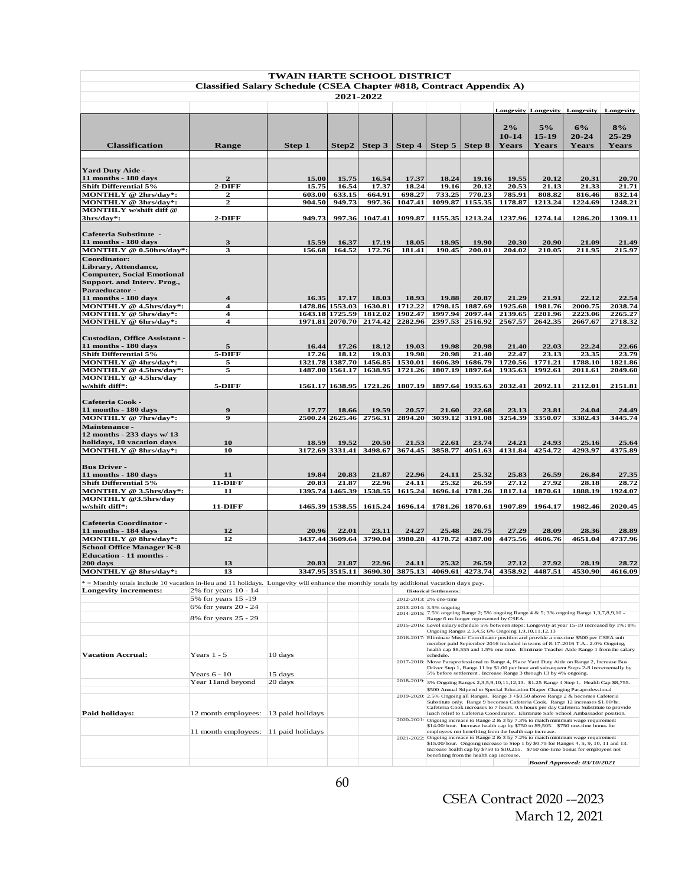# TWAIN HARTE SCHOOL DISTRICT

## Classified Salary Schedule (CSEA Chapter #818, Contract Appendix A)

### 2021-2022

| Classification | Range | Step 1 | Step2 | Step 3 | Step 4 | Step 5 | Step 8 | Longevity 2% 10-14 Years | Longevity 5% 15-19 Years | Longevity 6% 20-24 Years | Longevity 8% 25-29 Years |
|---|---|---|---|---|---|---|---|---|---|---|---|
| **Yard Duty Aide - 11 months - 180 days** | 2 | 15.00 | 15.75 | 16.54 | 17.37 | 18.24 | 19.16 | 19.55 | 20.12 | 20.31 | 20.70 |
| **Shift Differential 5%** | 2-DIFF | 15.75 | 16.54 | 17.37 | 18.24 | 19.16 | 20.12 | 20.53 | 21.13 | 21.33 | 21.71 |
| **MONTHLY @ 2hrs/day*:** | 2 | 603.00 | 633.15 | 664.91 | 698.27 | 733.25 | 770.23 | 785.91 | 808.82 | 816.46 | 832.14 |
| **MONTHLY @ 3hrs/day*:** | 2 | 904.50 | 949.73 | 997.36 | 1047.41 | 1099.87 | 1155.35 | 1178.87 | 1213.24 | 1224.69 | 1248.21 |
| **MONTHLY w/shift diff @ 3hrs/day*:** | 2-DIFF | 949.73 | 997.36 | 1047.41 | 1099.87 | 1155.35 | 1213.24 | 1237.96 | 1274.14 | 1286.20 | 1309.11 |
| **Cafeteria Substitute - 11 months - 180 days** | 3 | 15.59 | 16.37 | 17.19 | 18.05 | 18.95 | 19.90 | 20.30 | 20.90 | 21.09 | 21.49 |
| **MONTHLY @ 0.50hrs/day*:** | 3 | 156.68 | 164.52 | 172.76 | 181.41 | 190.45 | 200.01 | 204.02 | 210.05 | 211.95 | 215.97 |
| **Coordinator: Library, Attendance, Computer, Social Emotional Support. and Interv. Prog., Paraeducator - 11 months - 180 days** | 4 | 16.35 | 17.17 | 18.03 | 18.93 | 19.88 | 20.87 | 21.29 | 21.91 | 22.12 | 22.54 |
| **MONTHLY @ 4.5hrs/day*:** | 4 | 1478.86 | 1553.03 | 1630.81 | 1712.22 | 1798.15 | 1887.69 | 1925.68 | 1981.76 | 2000.75 | 2038.74 |
| **MONTHLY @ 5hrs/day*:** | 4 | 1643.18 | 1725.59 | 1812.02 | 1902.47 | 1997.94 | 2097.44 | 2139.65 | 2201.96 | 2223.06 | 2265.27 |
| **MONTHLY @ 6hrs/day*:** | 4 | 1971.81 | 2070.70 | 2174.42 | 2282.96 | 2397.53 | 2516.92 | 2567.57 | 2642.35 | 2667.67 | 2718.32 |
| **Custodian, Office Assistant - 11 months - 180 days** | 5 | 16.44 | 17.26 | 18.12 | 19.03 | 19.98 | 20.98 | 21.40 | 22.03 | 22.24 | 22.66 |
| **Shift Differential 5%** | 5-DIFF | 17.26 | 18.12 | 19.03 | 19.98 | 20.98 | 21.40 | 22.47 | 23.13 | 23.35 | 23.79 |
| **MONTHLY @ 4hrs/day*:** | 5 | 1321.78 | 1387.70 | 1456.85 | 1530.01 | 1606.39 | 1686.79 | 1720.56 | 1771.21 | 1788.10 | 1821.86 |
| **MONTHLY @ 4.5hrs/day*:** | 5 | 1487.00 | 1561.17 | 1638.95 | 1721.26 | 1807.19 | 1897.64 | 1935.63 | 1992.61 | 2011.61 | 2049.60 |
| **MONTHLY @ 4.5hrs/day w/shift diff*:** | 5-DIFF | 1561.17 | 1638.95 | 1721.26 | 1807.19 | 1897.64 | 1935.63 | 2032.41 | 2092.11 | 2112.01 | 2151.81 |
| **Cafeteria Cook - 11 months - 180 days** | 9 | 17.77 | 18.66 | 19.59 | 20.57 | 21.60 | 22.68 | 23.13 | 23.81 | 24.04 | 24.49 |
| **MONTHLY @ 7hrs/day*:** | 9 | 2500.24 | 2625.46 | 2756.31 | 2894.20 | 3039.12 | 3191.08 | 3254.39 | 3350.07 | 3382.43 | 3445.74 |
| **Maintenance - 12 months - 233 days w/ 13 holidays, 10 vacation days** | 10 | 18.59 | 19.52 | 20.50 | 21.53 | 22.61 | 23.74 | 24.21 | 24.93 | 25.16 | 25.64 |
| **MONTHLY @ 8hrs/day*:** | 10 | 3172.69 | 3331.41 | 3498.67 | 3674.45 | 3858.77 | 4051.63 | 4131.84 | 4254.72 | 4293.97 | 4375.89 |
| **Bus Driver - 11 months - 180 days** | 11 | 19.84 | 20.83 | 21.87 | 22.96 | 24.11 | 25.32 | 25.83 | 26.59 | 26.84 | 27.35 |
| **Shift Differential 5%** | 11-DIFF | 20.83 | 21.87 | 22.96 | 24.11 | 25.32 | 26.59 | 27.12 | 27.92 | 28.18 | 28.72 |
| **MONTHLY @ 3.5hrs/day*:** | 11 | 1395.74 | 1465.39 | 1538.55 | 1615.24 | 1696.14 | 1781.26 | 1817.14 | 1870.61 | 1888.19 | 1924.07 |
| **MONTHLY @3.5hrs/day w/shift diff*:** | 11-DIFF | 1465.39 | 1538.55 | 1615.24 | 1696.14 | 1781.26 | 1870.61 | 1907.89 | 1964.17 | 1982.46 | 2020.45 |
| **Cafeteria Coordinator - 11 months - 184 days** | 12 | 20.96 | 22.01 | 23.11 | 24.27 | 25.48 | 26.75 | 27.29 | 28.09 | 28.36 | 28.89 |
| **MONTHLY @ 8hrs/day*:** | 12 | 3437.44 | 3609.64 | 3790.04 | 3980.28 | 4178.72 | 4387.00 | 4475.56 | 4606.76 | 4651.04 | 4737.96 |
| **School Office Manager K-8 Education - 11 months - 200 days** | 13 | 20.83 | 21.87 | 22.96 | 24.11 | 25.32 | 26.59 | 27.12 | 27.92 | 28.19 | 28.72 |
| **MONTHLY @ 8hrs/day*:** | 13 | 3347.95 | 3515.11 | 3690.30 | 3875.13 | 4069.61 | 4273.74 | 4358.92 | 4487.51 | 4530.90 | 4616.09 |

* = Monthly totals include 10 vacation in-lieu and 11 holidays. Longevity will enhance the monthly totals by additional vacation days pay.

| | | |
|---|---|---|
| **Longevity increments:** | 2% for years 10 - 14 | |
| | 5% for years 15 -19 | |
| | 6% for years 20 - 24 | |
| | 8% for years 25 - 29 | |
| **Vacation Accrual:** | Years 1 - 5 | 10 days |
| | Years 6 - 10 | 15 days |
| | Year 11and beyond | 20 days |
| **Paid holidays:** | 12 month employees: | 13 paid holidays |
| | 11 month employees: | 11 paid holidays |

**Historical Settlements:**

| Year | Settlement |
|---|---|
| 2012-2013: | 2% one-time |
| 2013-2014: | 3.5% ongoing |
| 2014-2015: | 7.5% ongoing Range 2; 5% ongoing Range 4 & 5; 3% ongoing Range 1,3,7,8,9,10 - Range 6 no longer represented by CSEA. |
| 2015-2016: | Level salary schedule 5% between steps; Longevity at year 15-19 increased by 1%; 8% Ongoing Ranges 2,3,4,5; 6% Ongoing 1,9,10,11,12,13 |
| 2016-2017: | Eliminate Music Coordinator position and provide a one-time $500 per CSEA unit member paid September 2016 included in terms of 8-17-2016 T.A., 2.0% Ongoing, health cap $8,555 and 1.5% one time. Eliminate Teacher Aide Range 1 from the salary schedule. |
| 2017-2018: | Move Paraprofessional to Range 4, Place Yard Duty Aide on Range 2, Increase Bus Driver Step 1, Range 11 by $1.00 per hour and subsequent Steps 2-8 incrementally by 5% before settlement . Increase Range 3 through 13 by 4% ongoing. |
| 2018-2019: | 3% Ongoing Ranges 2,3,5,9,10,11,12,13. $1.25 Range 4 Step 1. Health Cap $8,755. $500 Annual Stipend to Special Education Diaper Changing Paraprofessional |
| 2019-2020: | 2.5% Ongoing all Ranges. Range 3 +$0.50 above Range 2 & becomes Cafeteria Substitute only. Range 9 becomes Cafeteria Cook. Range 12 increases $1.00/hr. Cafeteria Cook increases to 7 hours. 0.5 hours per day Cafeteria Substitute to provide lunch relief to Cafeteria Coordinator. Eliminate Safe School Ambassador position. |
| 2020-2021: | Ongoing increase to Range 2 & 3 by 7.3% to match minimum wage requirement $14.00/hour. Increase health cap by $750 to $9,505. $750 one-time bonus for employees not benefiting from the health cap increase. |
| 2021-2022: | Ongoing increase to Range 2 & 3 by 7.2% to match minimum wage requirement $15.00/hour. Ongoing increase to Step 1 by $0.75 for Ranges 4, 5, 9, 10, 11 and 13. Increase health cap by $750 to $10,255. $750 one-time bonus for employees not benefiting from the health cap increase. |

*Board Approved: 03/10/2021*

CSEA Contract 2020 --2023
March 12, 2021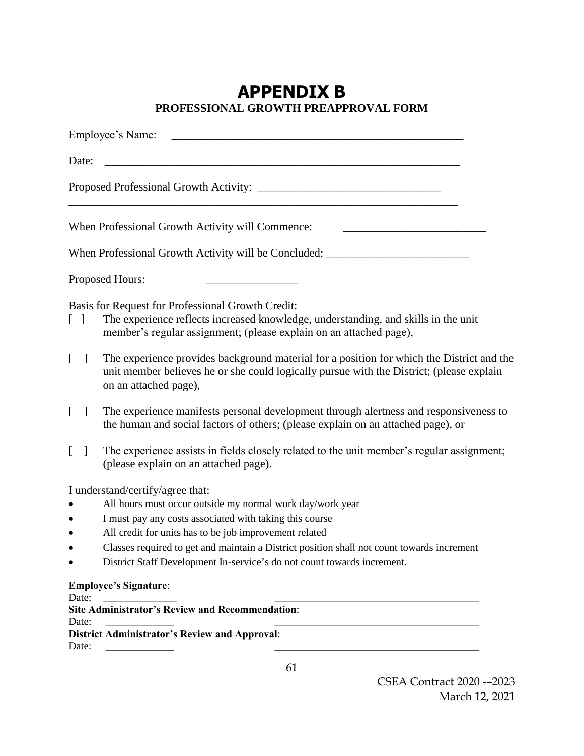# APPENDIX B

## PROFESSIONAL GROWTH PREAPPROVAL FORM

Employee's Name: ______________________________________________________

Date: _________________________________________________________________

Proposed Professional Growth Activity: _________________________________
_______________________________________________________________________

When Professional Growth Activity will Commence: _________________________

When Professional Growth Activity will be Concluded: _________________________

Proposed Hours: ________________

Basis for Request for Professional Growth Credit:

[ ] The experience reflects increased knowledge, understanding, and skills in the unit member's regular assignment; (please explain on an attached page),

[ ] The experience provides background material for a position for which the District and the unit member believes he or she could logically pursue with the District; (please explain on an attached page),

[ ] The experience manifests personal development through alertness and responsiveness to the human and social factors of others; (please explain on an attached page), or

[ ] The experience assists in fields closely related to the unit member's regular assignment; (please explain on an attached page).

I understand/certify/agree that:

- All hours must occur outside my normal work day/work year
- I must pay any costs associated with taking this course
- All credit for units has to be job improvement related
- Classes required to get and maintain a District position shall not count towards increment
- District Staff Development In-service's do not count towards increment.

**Employee's Signature**:
Date: ______________ ______________________________________

**Site Administrator's Review and Recommendation**:
Date: ______________ ______________________________________

**District Administrator's Review and Approval**:
Date: ______________ ______________________________________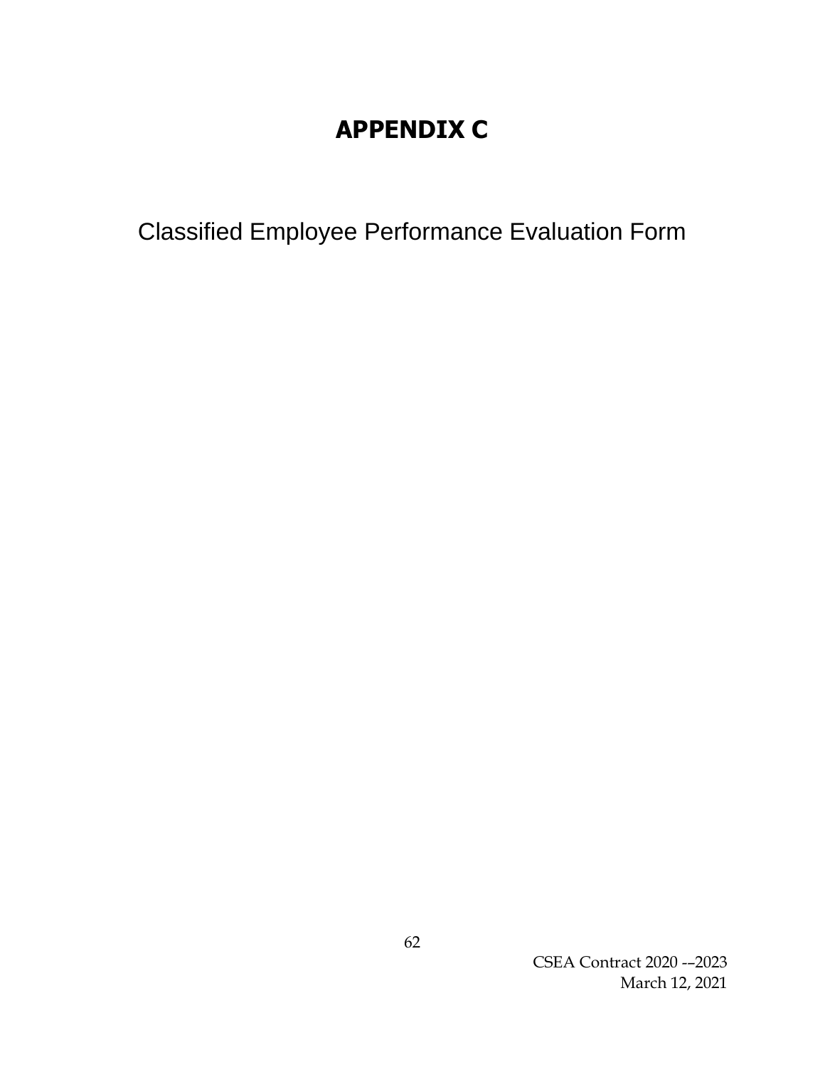# APPENDIX C

Classified Employee Performance Evaluation Form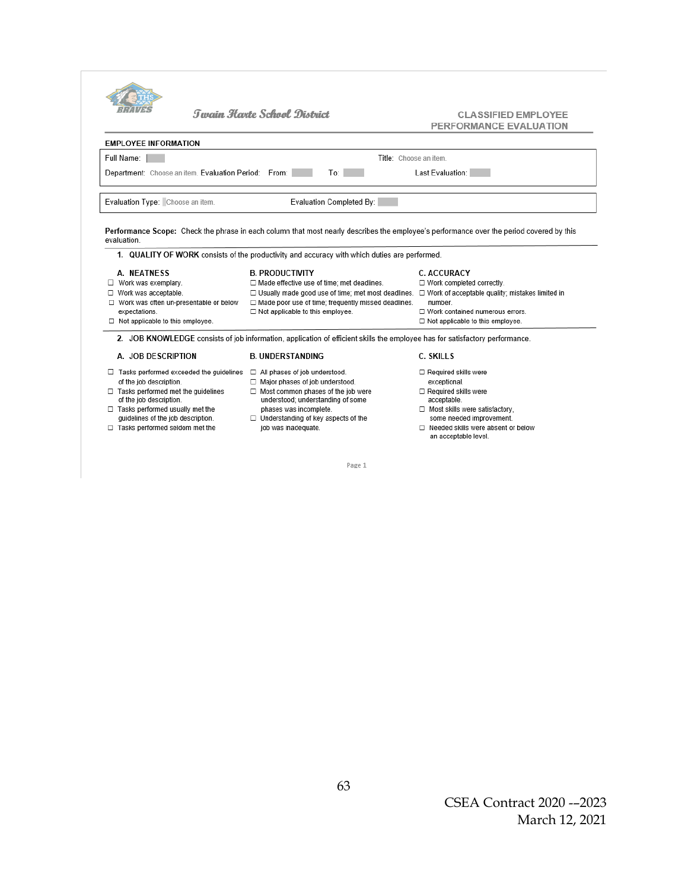Twain Harte School District

## CLASSIFIED EMPLOYEE PERFORMANCE EVALUATION

**EMPLOYEE INFORMATION**

Full Name: Title: Choose an item.

Department: Choose an item. Evaluation Period: From: To: Last Evaluation:

Evaluation Type: Choose an item. Evaluation Completed By:

**Performance Scope:** Check the phrase in each column that most nearly describes the employee's performance over the period covered by this evaluation.

**1. QUALITY OF WORK** consists of the productivity and accuracy with which duties are performed.

**A. NEATNESS**

- ☐ Work was exemplary.
- ☐ Work was acceptable.
- ☐ Work was often un-presentable or below expectations.
- ☐ Not applicable to this employee.

**B. PRODUCTIVITY**

- ☐ Made effective use of time; met deadlines.
- ☐ Usually made good use of time; met most deadlines.
- ☐ Made poor use of time; frequently missed deadlines.
- ☐ Not applicable to this employee.

**C. ACCURACY**

- ☐ Work completed correctly.
- ☐ Work of acceptable quality; mistakes limited in number.
- ☐ Work contained numerous errors.
- ☐ Not applicable to this employee.

**2. JOB KNOWLEDGE** consists of job information, application of efficient skills the employee has for satisfactory performance.

**A. JOB DESCRIPTION**

- ☐ Tasks performed exceeded the guidelines of the job description.
- ☐ Tasks performed met the guidelines of the job description.
- ☐ Tasks performed usually met the guidelines of the job description.
- ☐ Tasks performed seldom met the

**B. UNDERSTANDING**

- ☐ All phases of job understood.
- ☐ Major phases of job understood.
- ☐ Most common phases of the job were understood; understanding of some phases was incomplete.
- ☐ Understanding of key aspects of the job was inadequate.

**C. SKILLS**

- ☐ Required skills were exceptional
- ☐ Required skills were acceptable.
- ☐ Most skills were satisfactory, some needed improvement.
- ☐ Needed skills were absent or below an acceptable level.

CSEA Contract 2020 --2023
March 12, 2021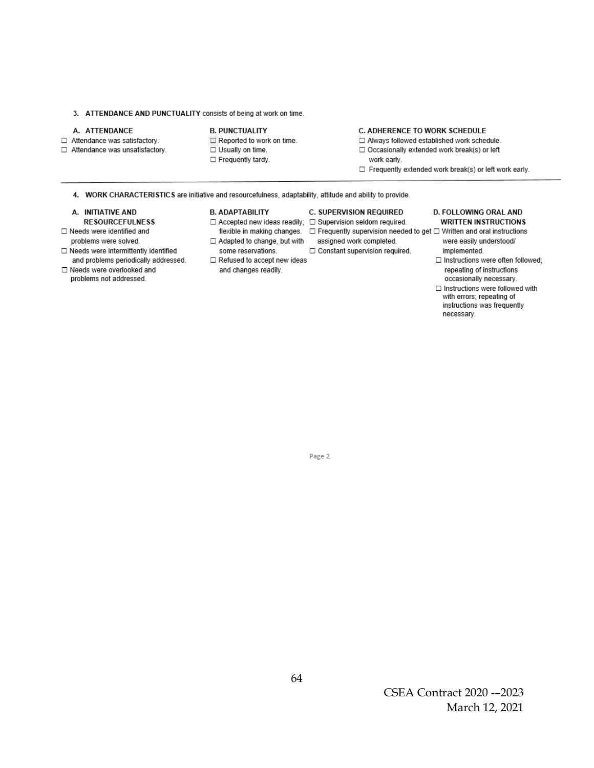**3. ATTENDANCE AND PUNCTUALITY** consists of being at work on time.

**A. ATTENDANCE**

- ☐ Attendance was satisfactory.
- ☐ Attendance was unsatisfactory.

**B. PUNCTUALITY**

- ☐ Reported to work on time.
- ☐ Usually on time.
- ☐ Frequently tardy.

**C. ADHERENCE TO WORK SCHEDULE**

- ☐ Always followed established work schedule.
- ☐ Occasionally extended work break(s) or left work early.
- ☐ Frequently extended work break(s) or left work early.

---

**4. WORK CHARACTERISTICS** are initiative and resourcefulness, adaptability, attitude and ability to provide.

**A. INITIATIVE AND RESOURCEFULNESS**

- ☐ Needs were identified and problems were solved.
- ☐ Needs were intermittently identified and problems periodically addressed.
- ☐ Needs were overlooked and problems not addressed.

**B. ADAPTABILITY**

- ☐ Accepted new ideas readily; flexible in making changes.
- ☐ Adapted to change, but with some reservations.
- ☐ Refused to accept new ideas and changes readily.

**C. SUPERVISION REQUIRED**

- ☐ Supervision seldom required.
- ☐ Frequently supervision needed to get assigned work completed.
- ☐ Constant supervision required.

**D. FOLLOWING ORAL AND WRITTEN INSTRUCTIONS**

- ☐ Written and oral instructions were easily understood/ implemented.
- ☐ Instructions were often followed; repeating of instructions occasionally necessary.
- ☐ Instructions were followed with with errors; repeating of instructions was frequently necessary.

Page 2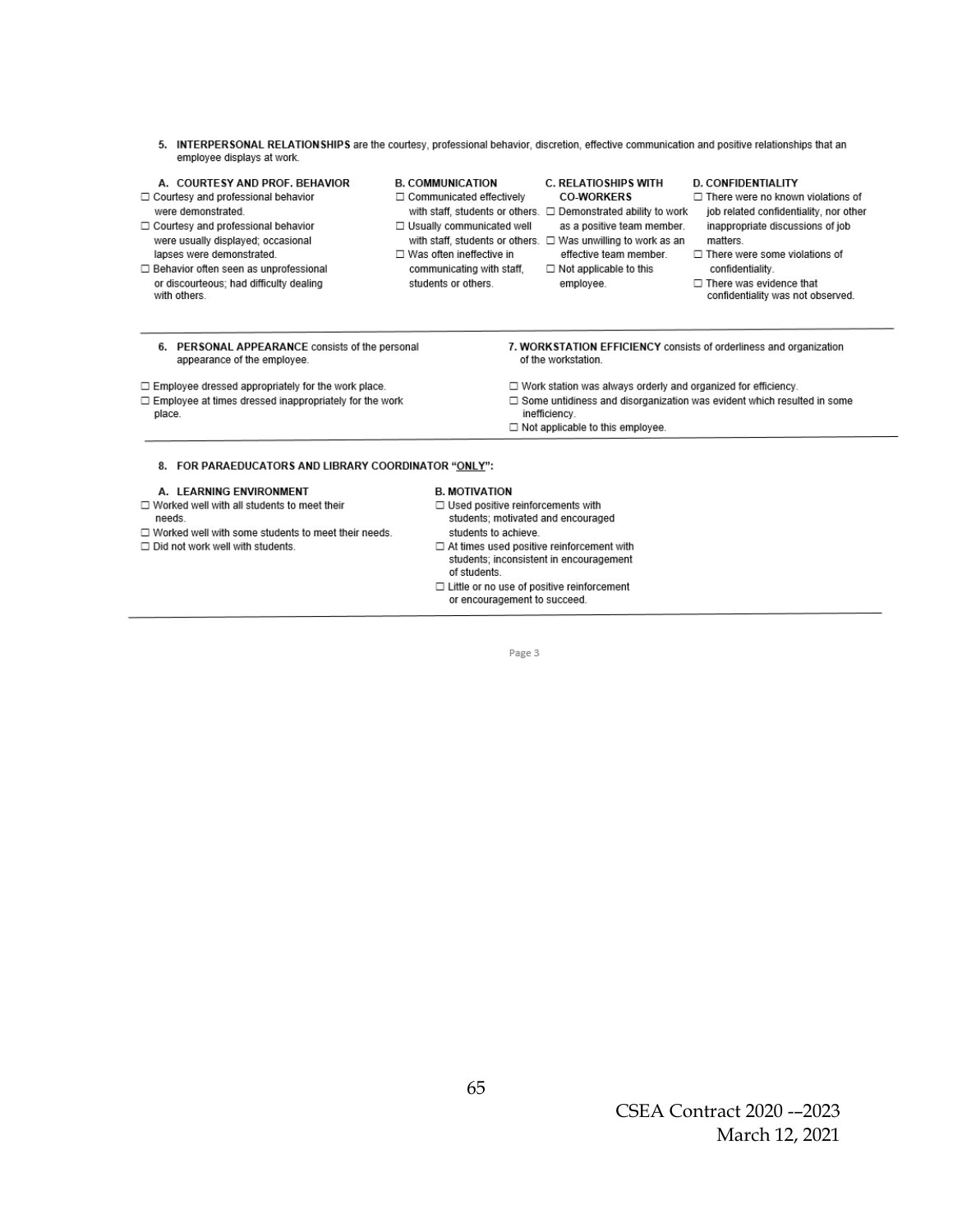5. **INTERPERSONAL RELATIONSHIPS** are the courtesy, professional behavior, discretion, effective communication and positive relationships that an employee displays at work.

**A. COURTESY AND PROF. BEHAVIOR**

- ☐ Courtesy and professional behavior were demonstrated.
- ☐ Courtesy and professional behavior were usually displayed; occasional lapses were demonstrated.
- ☐ Behavior often seen as unprofessional or discourteous; had difficulty dealing with others.

**B. COMMUNICATION**

- ☐ Communicated effectively with staff, students or others.
- ☐ Usually communicated well with staff, students or others.
- ☐ Was often ineffective in communicating with staff, students or others.

**C. RELATIOSHIPS WITH CO-WORKERS**

- ☐ Demonstrated ability to work as a positive team member.
- ☐ Was unwilling to work as an effective team member.
- ☐ Not applicable to this employee.

**D. CONFIDENTIALITY**

- ☐ There were no known violations of job related confidentiality, nor other inappropriate discussions of job matters.
- ☐ There were some violations of confidentiality.
- ☐ There was evidence that confidentiality was not observed.

---

6. **PERSONAL APPEARANCE** consists of the personal appearance of the employee.

- ☐ Employee dressed appropriately for the work place.
- ☐ Employee at times dressed inappropriately for the work place.

7. **WORKSTATION EFFICIENCY** consists of orderliness and organization of the workstation.

- ☐ Work station was always orderly and organized for efficiency.
- ☐ Some untidiness and disorganization was evident which resulted in some inefficiency.
- ☐ Not applicable to this employee.

---

8. **FOR PARAEDUCATORS AND LIBRARY COORDINATOR "ONLY":**

**A. LEARNING ENVIRONMENT**

- ☐ Worked well with all students to meet their needs.
- ☐ Worked well with some students to meet their needs.
- ☐ Did not work well with students.

**B. MOTIVATION**

- ☐ Used positive reinforcements with students; motivated and encouraged students to achieve.
- ☐ At times used positive reinforcement with students; inconsistent in encouragement of students.
- ☐ Little or no use of positive reinforcement or encouragement to succeed.

---

Page 3

CSEA Contract 2020 -–2023
March 12, 2021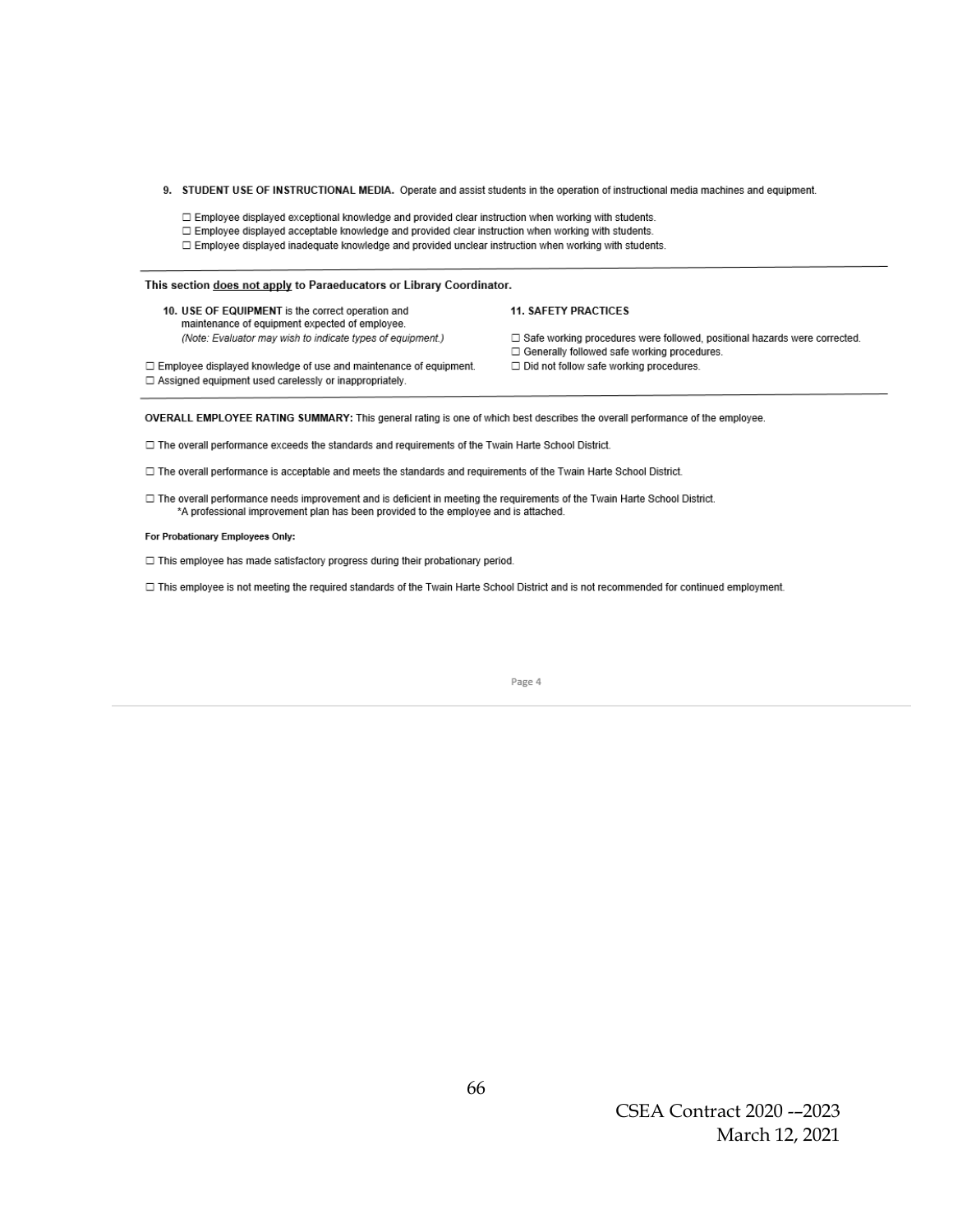**9. STUDENT USE OF INSTRUCTIONAL MEDIA.** Operate and assist students in the operation of instructional media machines and equipment.

☐ Employee displayed exceptional knowledge and provided clear instruction when working with students.
☐ Employee displayed acceptable knowledge and provided clear instruction when working with students.
☐ Employee displayed inadequate knowledge and provided unclear instruction when working with students.

---

**This section <u>does not apply</u> to Paraeducators or Library Coordinator.**

**10. USE OF EQUIPMENT** is the correct operation and maintenance of equipment expected of employee.
*(Note: Evaluator may wish to indicate types of equipment.)*

☐ Employee displayed knowledge of use and maintenance of equipment.
☐ Assigned equipment used carelessly or inappropriately.

**11. SAFETY PRACTICES**

☐ Safe working procedures were followed, positional hazards were corrected.
☐ Generally followed safe working procedures.
☐ Did not follow safe working procedures.

---

**OVERALL EMPLOYEE RATING SUMMARY:** This general rating is one of which best describes the overall performance of the employee.

☐ The overall performance exceeds the standards and requirements of the Twain Harte School District.

☐ The overall performance is acceptable and meets the standards and requirements of the Twain Harte School District.

☐ The overall performance needs improvement and is deficient in meeting the requirements of the Twain Harte School District.
*A professional improvement plan has been provided to the employee and is attached.

**For Probationary Employees Only:**

☐ This employee has made satisfactory progress during their probationary period.

☐ This employee is not meeting the required standards of the Twain Harte School District and is not recommended for continued employment.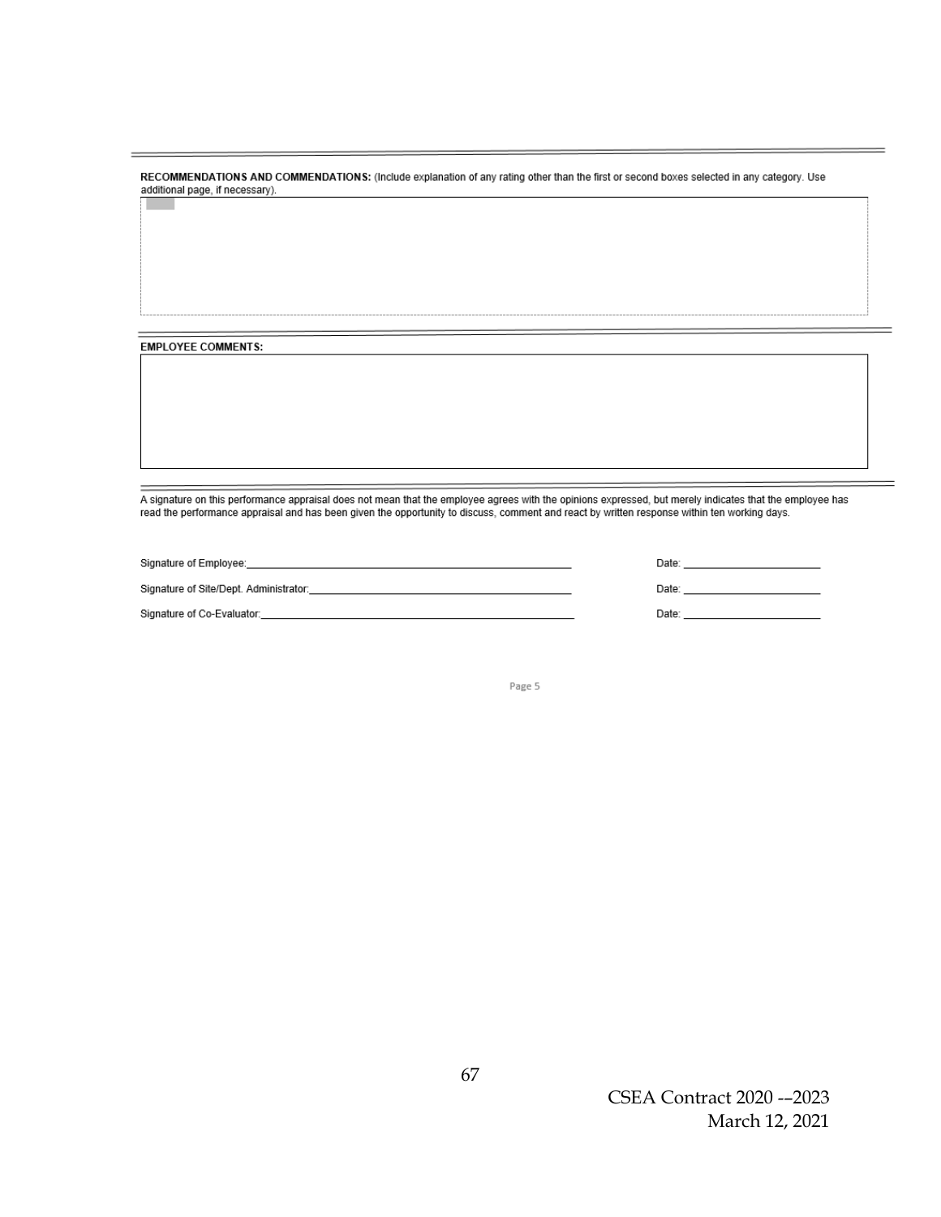---

**RECOMMENDATIONS AND COMMENDATIONS:** (Include explanation of any rating other than the first or second boxes selected in any category. Use additional page, if necessary).

| |
|---|
| |

---

**EMPLOYEE COMMENTS:**

| |
|---|
| |

---

A signature on this performance appraisal does not mean that the employee agrees with the opinions expressed, but merely indicates that the employee has read the performance appraisal and has been given the opportunity to discuss, comment and react by written response within ten working days.

Signature of Employee:\_\_\_\_\_\_\_\_\_\_\_\_\_\_\_\_\_\_\_\_\_\_\_\_\_\_\_\_\_\_\_\_\_\_\_\_\_\_\_\_\_\_\_\_ Date: \_\_\_\_\_\_\_\_\_\_\_\_\_\_\_\_\_\_\_\_

Signature of Site/Dept. Administrator:\_\_\_\_\_\_\_\_\_\_\_\_\_\_\_\_\_\_\_\_\_\_\_\_\_\_\_\_\_\_\_\_\_\_ Date: \_\_\_\_\_\_\_\_\_\_\_\_\_\_\_\_\_\_\_\_

Signature of Co-Evaluator:\_\_\_\_\_\_\_\_\_\_\_\_\_\_\_\_\_\_\_\_\_\_\_\_\_\_\_\_\_\_\_\_\_\_\_\_\_\_\_\_\_\_ Date: \_\_\_\_\_\_\_\_\_\_\_\_\_\_\_\_\_\_\_\_

Page 5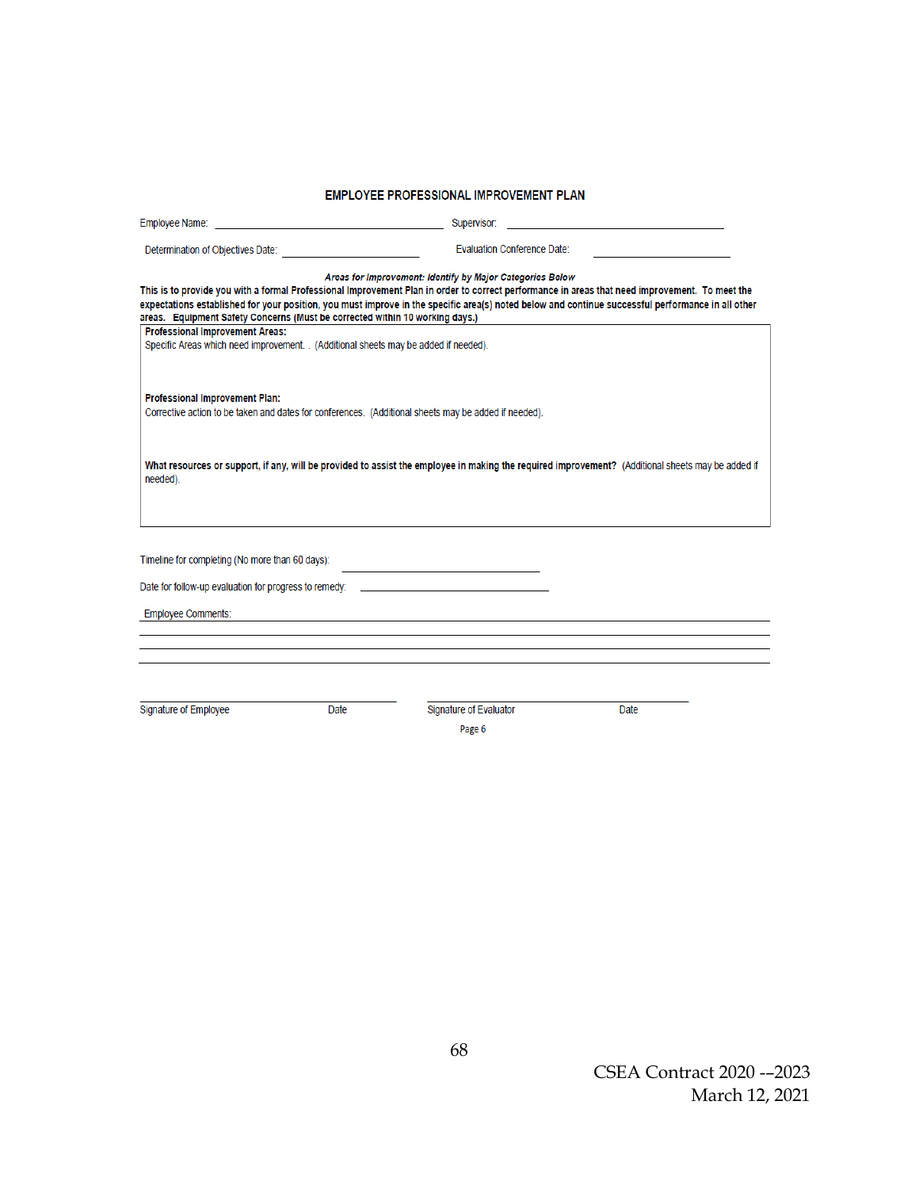## EMPLOYEE PROFESSIONAL IMPROVEMENT PLAN

Employee Name: \_\_\_\_\_\_\_\_\_\_\_\_\_\_\_\_\_\_\_\_\_\_\_\_\_\_\_\_\_\_ Supervisor: \_\_\_\_\_\_\_\_\_\_\_\_\_\_\_\_\_\_\_\_\_\_\_\_\_\_\_\_\_\_

Determination of Objectives Date: \_\_\_\_\_\_\_\_\_\_\_\_\_\_\_\_\_\_\_\_ Evaluation Conference Date: \_\_\_\_\_\_\_\_\_\_\_\_\_\_\_\_\_\_\_\_

***Areas for Improvement: Identify by Major Categories Below***

**This is to provide you with a formal Professional Improvement Plan in order to correct performance in areas that need improvement. To meet the expectations established for your position, you must improve in the specific area(s) noted below and continue successful performance in all other areas. Equipment Safety Concerns (Must be corrected within 10 working days.)**

**Professional Improvement Areas:**
Specific Areas which need improvement. . (Additional sheets may be added if needed).

**Professional Improvement Plan:**
Corrective action to be taken and dates for conferences. (Additional sheets may be added if needed).

**What resources or support, if any, will be provided to assist the employee in making the required improvement?** (Additional sheets may be added if needed).

Timeline for completing (No more than 60 days): \_\_\_\_\_\_\_\_\_\_\_\_\_\_\_\_\_\_\_\_\_\_\_\_\_\_

Date for follow-up evaluation for progress to remedy: \_\_\_\_\_\_\_\_\_\_\_\_\_\_\_\_\_\_\_\_\_\_\_\_\_\_

Employee Comments: \_\_\_\_\_\_\_\_\_\_\_\_\_\_\_\_\_\_\_\_\_\_\_\_\_\_\_\_\_\_\_\_\_\_\_\_\_\_\_\_\_\_\_\_\_\_\_\_\_\_\_\_\_\_\_\_\_\_

\_\_\_\_\_\_\_\_\_\_\_\_\_\_\_\_\_\_\_\_\_\_\_\_\_\_\_\_\_\_\_\_\_\_\_\_\_\_\_\_\_\_\_\_\_\_\_\_\_\_\_\_\_\_\_\_\_\_\_\_\_\_\_\_\_\_\_\_\_\_\_\_\_\_

\_\_\_\_\_\_\_\_\_\_\_\_\_\_\_\_\_\_\_\_\_\_\_\_\_\_\_\_\_\_\_\_\_\_\_\_\_\_\_\_\_\_\_\_\_\_\_\_\_\_\_\_\_\_\_\_\_\_\_\_\_\_\_\_\_\_\_\_\_\_\_\_\_\_

\_\_\_\_\_\_\_\_\_\_\_\_\_\_\_\_\_\_\_\_\_\_\_\_\_\_\_\_\_\_\_\_\_\_\_\_\_\_\_\_\_\_\_\_\_\_\_\_\_\_\_\_\_\_\_\_\_\_\_\_\_\_\_\_\_\_\_\_\_\_\_\_\_\_

\_\_\_\_\_\_\_\_\_\_\_\_\_\_\_\_\_\_\_\_\_\_\_\_\_\_\_\_\_\_\_\_ \_\_\_\_\_\_\_\_\_\_\_\_\_\_\_\_\_\_\_\_\_\_\_\_\_\_\_\_\_\_\_\_
Signature of Employee Date Signature of Evaluator Date

Page 6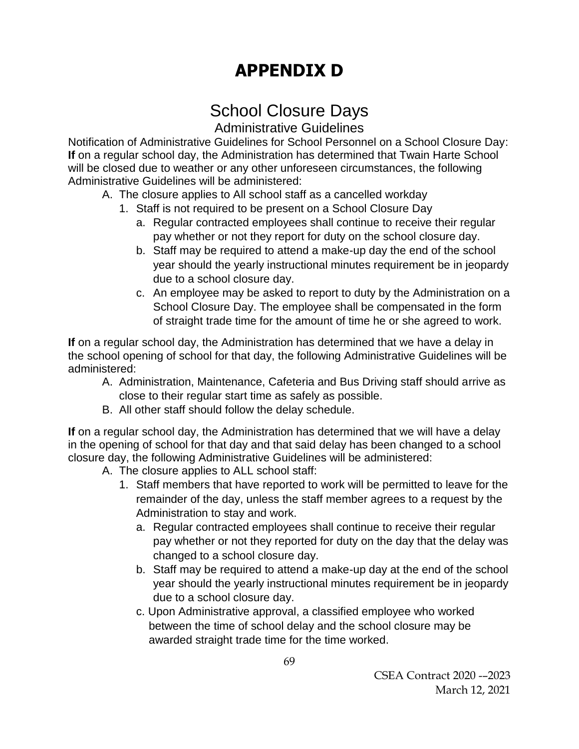# APPENDIX D

## School Closure Days

### Administrative Guidelines

Notification of Administrative Guidelines for School Personnel on a School Closure Day:
**If** on a regular school day, the Administration has determined that Twain Harte School will be closed due to weather or any other unforeseen circumstances, the following Administrative Guidelines will be administered:

A. The closure applies to All school staff as a cancelled workday
   1. Staff is not required to be present on a School Closure Day
      a. Regular contracted employees shall continue to receive their regular pay whether or not they report for duty on the school closure day.
      b. Staff may be required to attend a make-up day the end of the school year should the yearly instructional minutes requirement be in jeopardy due to a school closure day.
      c. An employee may be asked to report to duty by the Administration on a School Closure Day. The employee shall be compensated in the form of straight trade time for the amount of time he or she agreed to work.

**If** on a regular school day, the Administration has determined that we have a delay in the school opening of school for that day, the following Administrative Guidelines will be administered:

A. Administration, Maintenance, Cafeteria and Bus Driving staff should arrive as close to their regular start time as safely as possible.
B. All other staff should follow the delay schedule.

**If** on a regular school day, the Administration has determined that we will have a delay in the opening of school for that day and that said delay has been changed to a school closure day, the following Administrative Guidelines will be administered:

A. The closure applies to ALL school staff:
   1. Staff members that have reported to work will be permitted to leave for the remainder of the day, unless the staff member agrees to a request by the Administration to stay and work.
      a. Regular contracted employees shall continue to receive their regular pay whether or not they reported for duty on the day that the delay was changed to a school closure day.
      b. Staff may be required to attend a make-up day at the end of the school year should the yearly instructional minutes requirement be in jeopardy due to a school closure day.
      c. Upon Administrative approval, a classified employee who worked between the time of school delay and the school closure may be awarded straight trade time for the time worked.